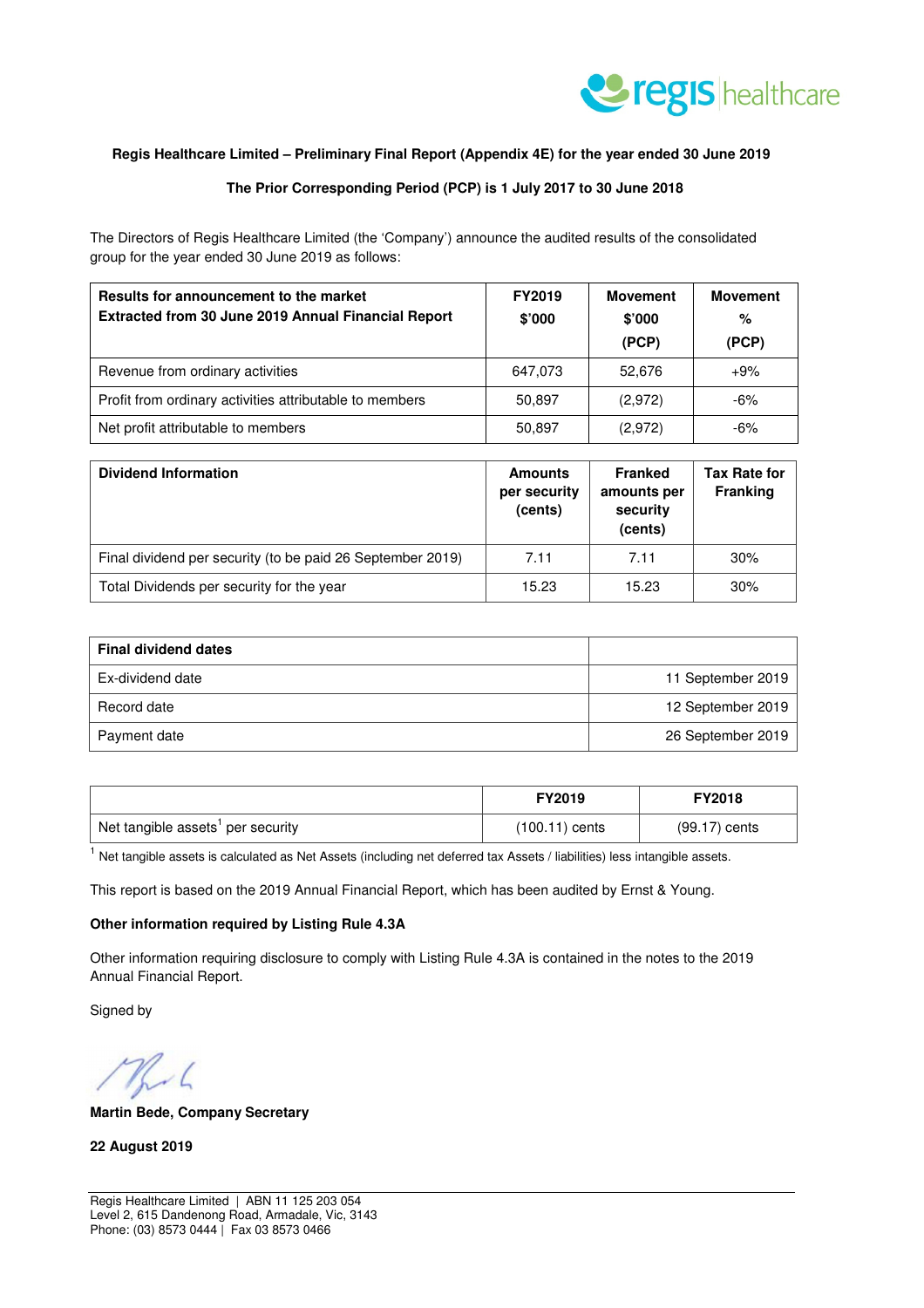**Regis Healthcare Limited – Preliminary Final Report (Appendix 4E) for the year ended 30 June 2019**

**The Prior Corresponding Period (PCP) is 1 July 2017 to 30 June 2018**

The Directors of Regis Healthcare Limited (the 'Company') announce the audited results of the consolidated group for the year ended 30 June 2019 as follows:

| **Results for announcement to the market**<br>**Extracted from 30 June 2019 Annual Financial Report** | **FY2019 $'000** | **Movement $'000 (PCP)** | **Movement % (PCP)** |
|---|---|---|---|
| Revenue from ordinary activities | 647,073 | 52,676 | +9% |
| Profit from ordinary activities attributable to members | 50,897 | (2,972) | -6% |
| Net profit attributable to members | 50,897 | (2,972) | -6% |

| **Dividend Information** | **Amounts per security (cents)** | **Franked amounts per security (cents)** | **Tax Rate for Franking** |
|---|---|---|---|
| Final dividend per security (to be paid 26 September 2019) | 7.11 | 7.11 | 30% |
| Total Dividends per security for the year | 15.23 | 15.23 | 30% |

| **Final dividend dates** | |
|---|---|
| Ex-dividend date | 11 September 2019 |
| Record date | 12 September 2019 |
| Payment date | 26 September 2019 |

| | **FY2019** | **FY2018** |
|---|---|---|
| Net tangible assets[1] per security | (100.11) cents | (99.17) cents |

[1] Net tangible assets is calculated as Net Assets (including net deferred tax Assets / liabilities) less intangible assets.

This report is based on the 2019 Annual Financial Report, which has been audited by Ernst & Young.

**Other information required by Listing Rule 4.3A**

Other information requiring disclosure to comply with Listing Rule 4.3A is contained in the notes to the 2019 Annual Financial Report.

Signed by

**Martin Bede, Company Secretary**

**22 August 2019**

Regis Healthcare Limited | ABN 11 125 203 054
Level 2, 615 Dandenong Road, Armadale, Vic, 3143
Phone: (03) 8573 0444 | Fax 03 8573 0466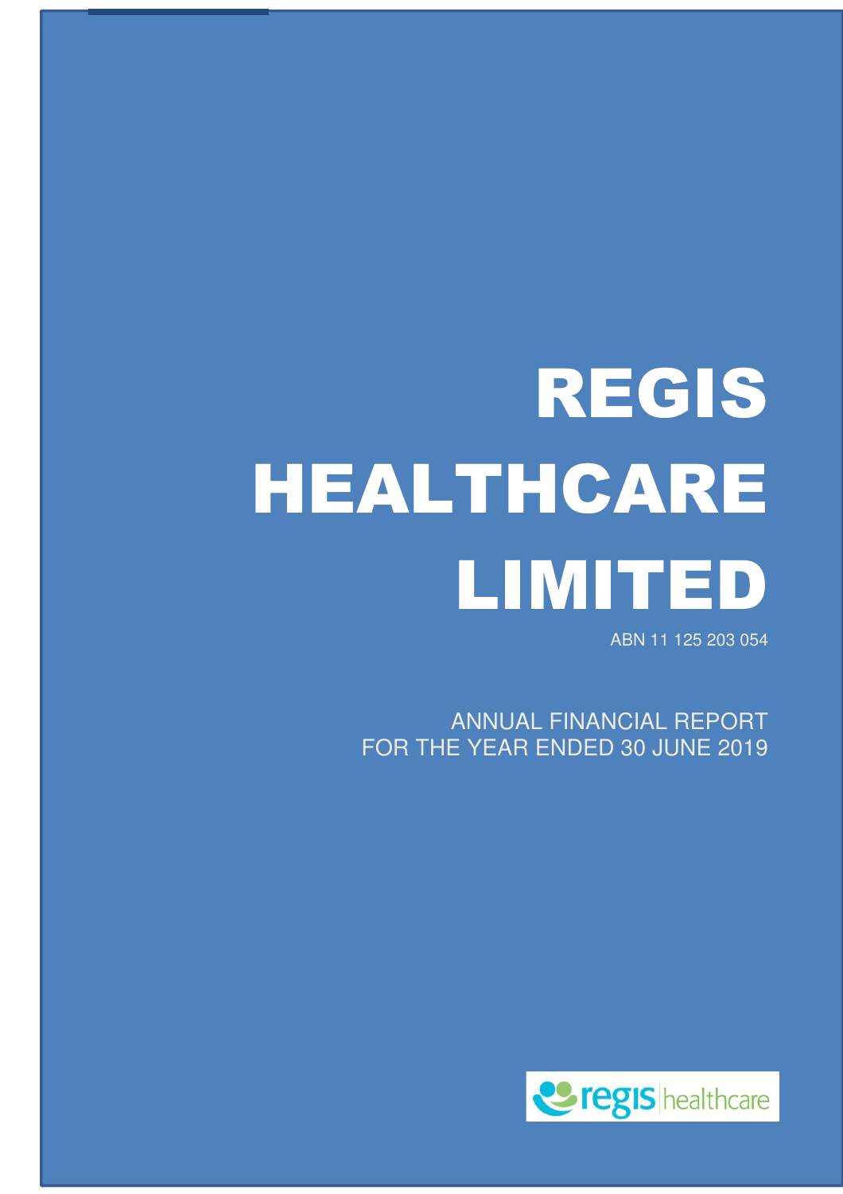# REGIS HEALTHCARE LIMITED

ABN 11 125 203 054

ANNUAL FINANCIAL REPORT
FOR THE YEAR ENDED 30 JUNE 2019

regis healthcare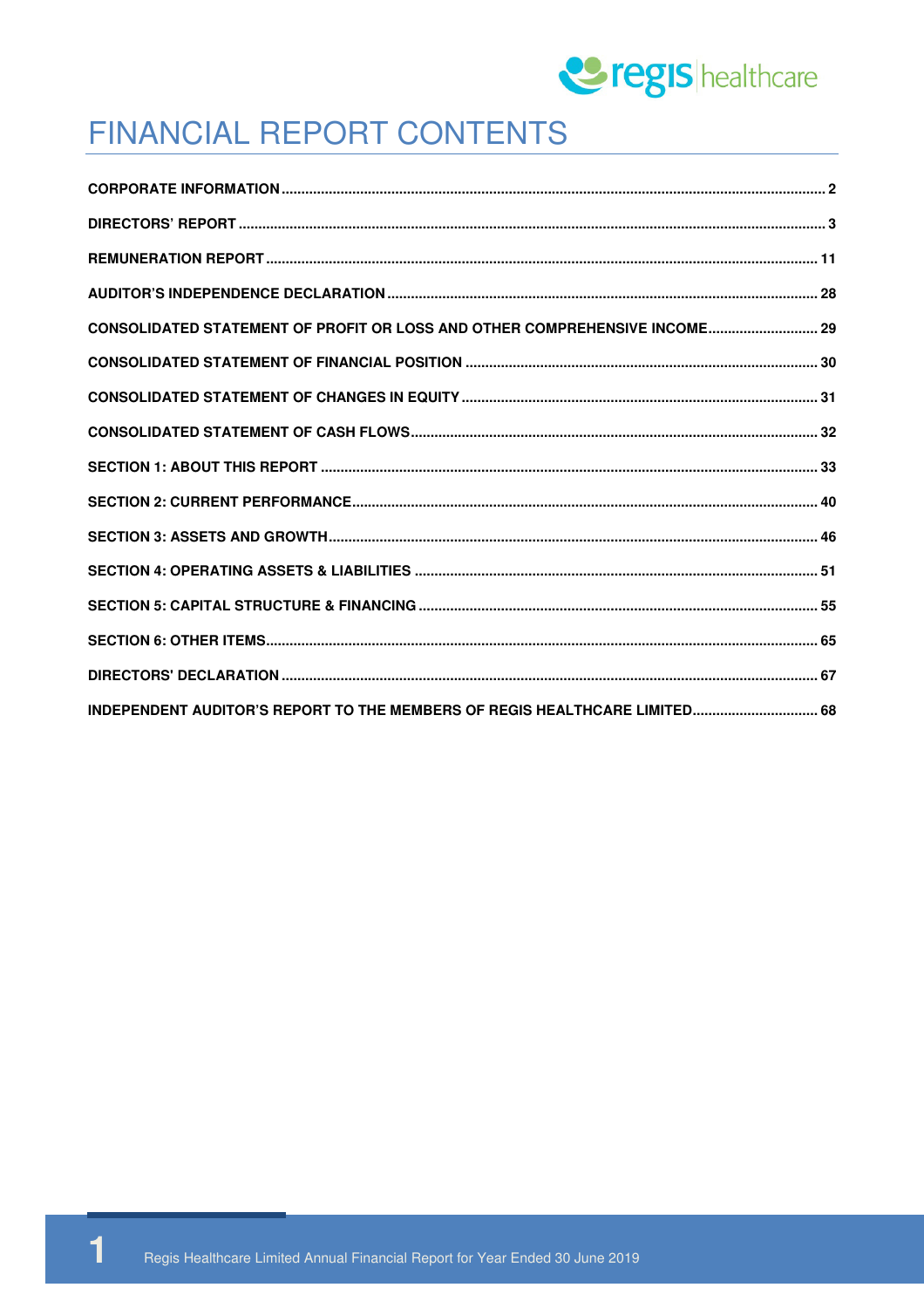# FINANCIAL REPORT CONTENTS

| | |
|---|---|
| **CORPORATE INFORMATION** | **2** |
| **DIRECTORS' REPORT** | **3** |
| **REMUNERATION REPORT** | **11** |
| **AUDITOR'S INDEPENDENCE DECLARATION** | **28** |
| **CONSOLIDATED STATEMENT OF PROFIT OR LOSS AND OTHER COMPREHENSIVE INCOME** | **29** |
| **CONSOLIDATED STATEMENT OF FINANCIAL POSITION** | **30** |
| **CONSOLIDATED STATEMENT OF CHANGES IN EQUITY** | **31** |
| **CONSOLIDATED STATEMENT OF CASH FLOWS** | **32** |
| **SECTION 1: ABOUT THIS REPORT** | **33** |
| **SECTION 2: CURRENT PERFORMANCE** | **40** |
| **SECTION 3: ASSETS AND GROWTH** | **46** |
| **SECTION 4: OPERATING ASSETS & LIABILITIES** | **51** |
| **SECTION 5: CAPITAL STRUCTURE & FINANCING** | **55** |
| **SECTION 6: OTHER ITEMS** | **65** |
| **DIRECTORS' DECLARATION** | **67** |
| **INDEPENDENT AUDITOR'S REPORT TO THE MEMBERS OF REGIS HEALTHCARE LIMITED** | **68** |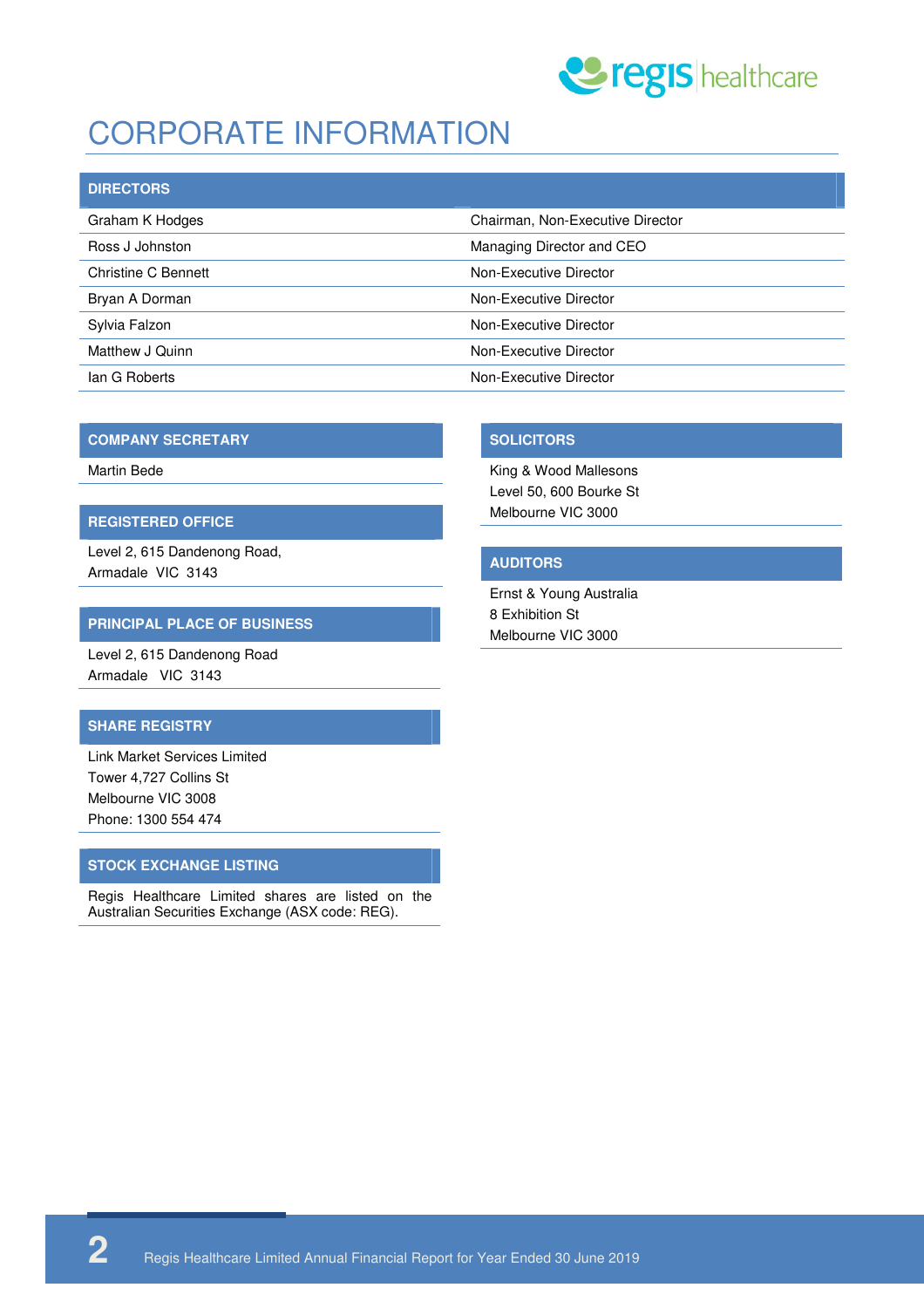# CORPORATE INFORMATION

## DIRECTORS

| | |
|---|---|
| Graham K Hodges | Chairman, Non-Executive Director |
| Ross J Johnston | Managing Director and CEO |
| Christine C Bennett | Non-Executive Director |
| Bryan A Dorman | Non-Executive Director |
| Sylvia Falzon | Non-Executive Director |
| Matthew J Quinn | Non-Executive Director |
| Ian G Roberts | Non-Executive Director |

## COMPANY SECRETARY

Martin Bede

## REGISTERED OFFICE

Level 2, 615 Dandenong Road,
Armadale VIC 3143

## PRINCIPAL PLACE OF BUSINESS

Level 2, 615 Dandenong Road
Armadale VIC 3143

## SHARE REGISTRY

Link Market Services Limited
Tower 4,727 Collins St
Melbourne VIC 3008
Phone: 1300 554 474

## STOCK EXCHANGE LISTING

Regis Healthcare Limited shares are listed on the Australian Securities Exchange (ASX code: REG).

## SOLICITORS

King & Wood Mallesons
Level 50, 600 Bourke St
Melbourne VIC 3000

## AUDITORS

Ernst & Young Australia
8 Exhibition St
Melbourne VIC 3000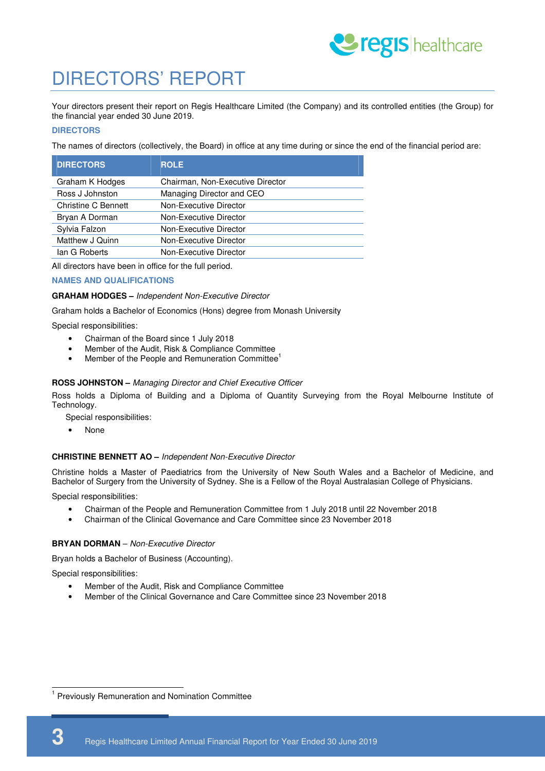# DIRECTORS' REPORT

Your directors present their report on Regis Healthcare Limited (the Company) and its controlled entities (the Group) for the financial year ended 30 June 2019.

## DIRECTORS

The names of directors (collectively, the Board) in office at any time during or since the end of the financial period are:

| DIRECTORS | ROLE |
|---|---|
| Graham K Hodges | Chairman, Non-Executive Director |
| Ross J Johnston | Managing Director and CEO |
| Christine C Bennett | Non-Executive Director |
| Bryan A Dorman | Non-Executive Director |
| Sylvia Falzon | Non-Executive Director |
| Matthew J Quinn | Non-Executive Director |
| Ian G Roberts | Non-Executive Director |

All directors have been in office for the full period.

## NAMES AND QUALIFICATIONS

**GRAHAM HODGES –** *Independent Non-Executive Director*

Graham holds a Bachelor of Economics (Hons) degree from Monash University

Special responsibilities:

- Chairman of the Board since 1 July 2018
- Member of the Audit, Risk & Compliance Committee
- Member of the People and Remuneration Committee[1]

**ROSS JOHNSTON –** *Managing Director and Chief Executive Officer*

Ross holds a Diploma of Building and a Diploma of Quantity Surveying from the Royal Melbourne Institute of Technology.

Special responsibilities:

- None

**CHRISTINE BENNETT AO –** *Independent Non-Executive Director*

Christine holds a Master of Paediatrics from the University of New South Wales and a Bachelor of Medicine, and Bachelor of Surgery from the University of Sydney. She is a Fellow of the Royal Australasian College of Physicians.

Special responsibilities:

- Chairman of the People and Remuneration Committee from 1 July 2018 until 22 November 2018
- Chairman of the Clinical Governance and Care Committee since 23 November 2018

**BRYAN DORMAN** – *Non-Executive Director*

Bryan holds a Bachelor of Business (Accounting).

Special responsibilities:

- Member of the Audit, Risk and Compliance Committee
- Member of the Clinical Governance and Care Committee since 23 November 2018

[1] Previously Remuneration and Nomination Committee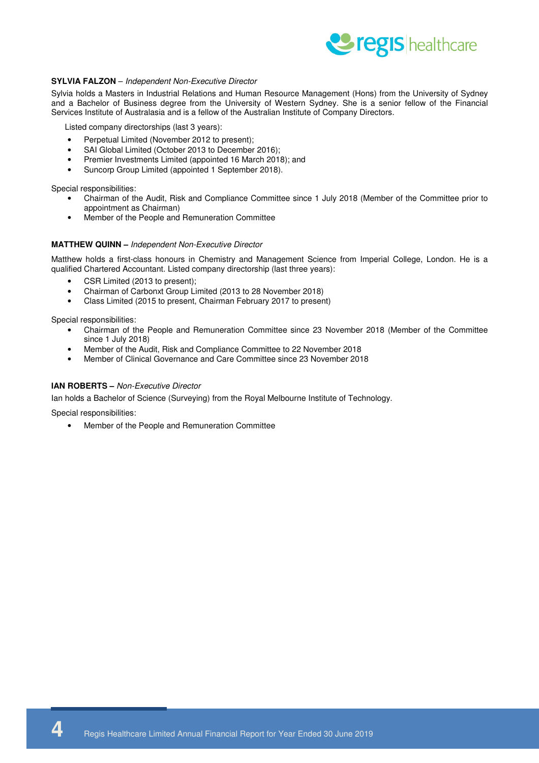**SYLVIA FALZON** – *Independent Non-Executive Director*

Sylvia holds a Masters in Industrial Relations and Human Resource Management (Hons) from the University of Sydney and a Bachelor of Business degree from the University of Western Sydney. She is a senior fellow of the Financial Services Institute of Australasia and is a fellow of the Australian Institute of Company Directors.

Listed company directorships (last 3 years):

- Perpetual Limited (November 2012 to present);
- SAI Global Limited (October 2013 to December 2016);
- Premier Investments Limited (appointed 16 March 2018); and
- Suncorp Group Limited (appointed 1 September 2018).

Special responsibilities:

- Chairman of the Audit, Risk and Compliance Committee since 1 July 2018 (Member of the Committee prior to appointment as Chairman)
- Member of the People and Remuneration Committee

**MATTHEW QUINN –** *Independent Non-Executive Director*

Matthew holds a first-class honours in Chemistry and Management Science from Imperial College, London. He is a qualified Chartered Accountant. Listed company directorship (last three years):

- CSR Limited (2013 to present);
- Chairman of Carbonxt Group Limited (2013 to 28 November 2018)
- Class Limited (2015 to present, Chairman February 2017 to present)

Special responsibilities:

- Chairman of the People and Remuneration Committee since 23 November 2018 (Member of the Committee since 1 July 2018)
- Member of the Audit, Risk and Compliance Committee to 22 November 2018
- Member of Clinical Governance and Care Committee since 23 November 2018

**IAN ROBERTS –** *Non-Executive Director*

Ian holds a Bachelor of Science (Surveying) from the Royal Melbourne Institute of Technology.

Special responsibilities:

- Member of the People and Remuneration Committee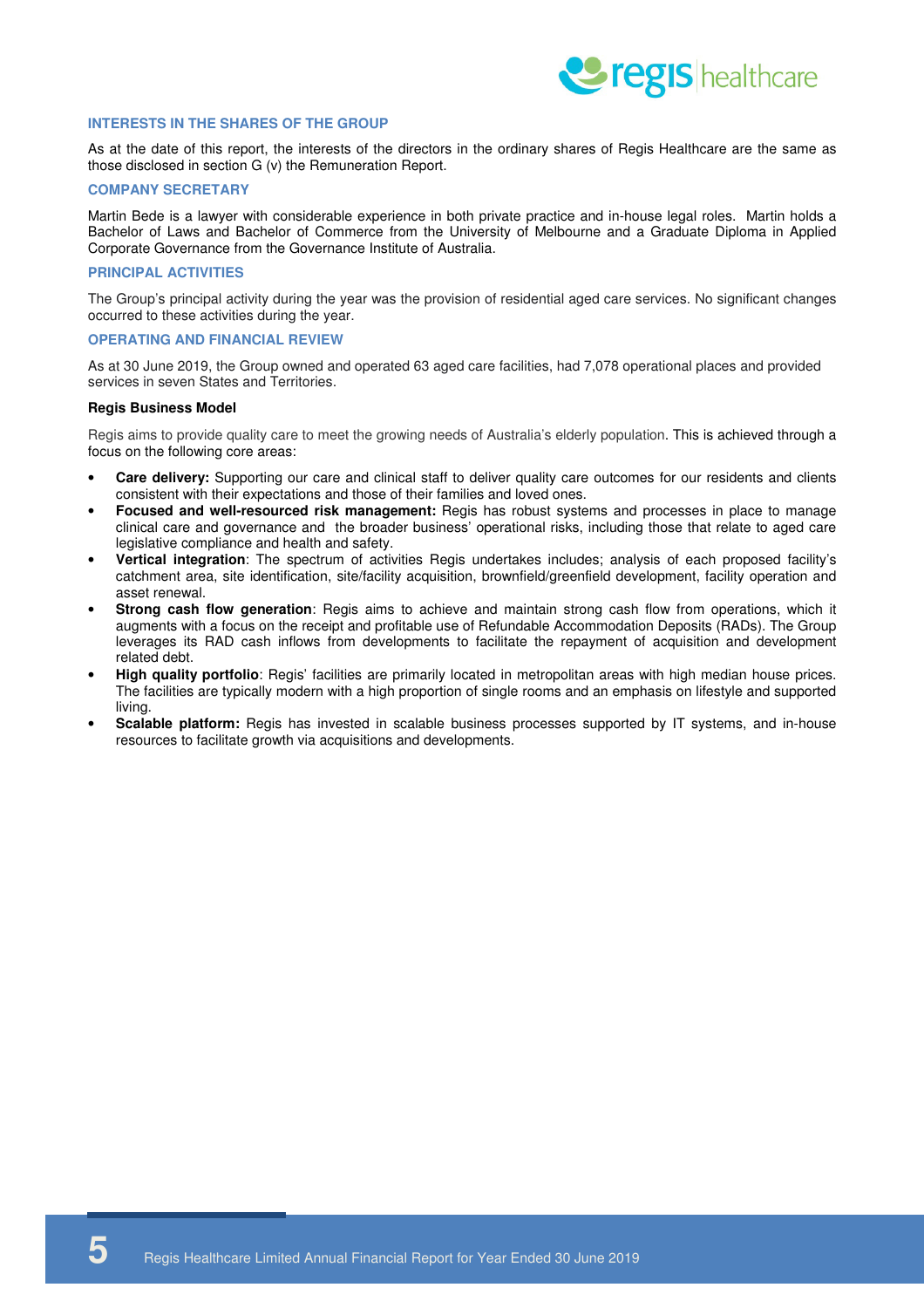## INTERESTS IN THE SHARES OF THE GROUP

As at the date of this report, the interests of the directors in the ordinary shares of Regis Healthcare are the same as those disclosed in section G (v) the Remuneration Report.

## COMPANY SECRETARY

Martin Bede is a lawyer with considerable experience in both private practice and in-house legal roles. Martin holds a Bachelor of Laws and Bachelor of Commerce from the University of Melbourne and a Graduate Diploma in Applied Corporate Governance from the Governance Institute of Australia.

## PRINCIPAL ACTIVITIES

The Group's principal activity during the year was the provision of residential aged care services. No significant changes occurred to these activities during the year.

## OPERATING AND FINANCIAL REVIEW

As at 30 June 2019, the Group owned and operated 63 aged care facilities, had 7,078 operational places and provided services in seven States and Territories.

**Regis Business Model**

Regis aims to provide quality care to meet the growing needs of Australia's elderly population. This is achieved through a focus on the following core areas:

- **Care delivery:** Supporting our care and clinical staff to deliver quality care outcomes for our residents and clients consistent with their expectations and those of their families and loved ones.
- **Focused and well-resourced risk management:** Regis has robust systems and processes in place to manage clinical care and governance and the broader business' operational risks, including those that relate to aged care legislative compliance and health and safety.
- **Vertical integration**: The spectrum of activities Regis undertakes includes; analysis of each proposed facility's catchment area, site identification, site/facility acquisition, brownfield/greenfield development, facility operation and asset renewal.
- **Strong cash flow generation**: Regis aims to achieve and maintain strong cash flow from operations, which it augments with a focus on the receipt and profitable use of Refundable Accommodation Deposits (RADs). The Group leverages its RAD cash inflows from developments to facilitate the repayment of acquisition and development related debt.
- **High quality portfolio**: Regis' facilities are primarily located in metropolitan areas with high median house prices. The facilities are typically modern with a high proportion of single rooms and an emphasis on lifestyle and supported living.
- **Scalable platform:** Regis has invested in scalable business processes supported by IT systems, and in-house resources to facilitate growth via acquisitions and developments.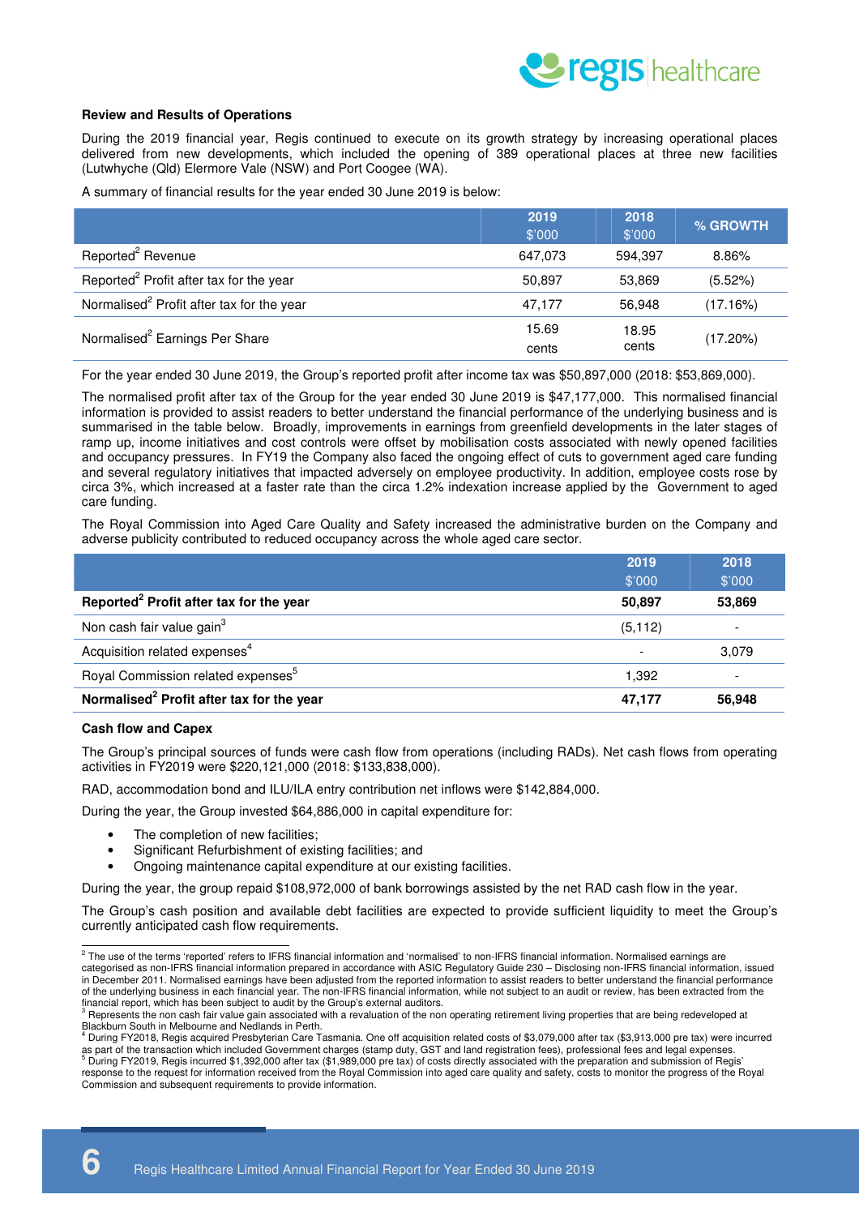### Review and Results of Operations

During the 2019 financial year, Regis continued to execute on its growth strategy by increasing operational places delivered from new developments, which included the opening of 389 operational places at three new facilities (Lutwhyche (Qld) Elermore Vale (NSW) and Port Coogee (WA).

A summary of financial results for the year ended 30 June 2019 is below:

| | 2019 $'000 | 2018 $'000 | % GROWTH |
|---|---|---|---|
| Reported[2] Revenue | 647,073 | 594,397 | 8.86% |
| Reported[2] Profit after tax for the year | 50,897 | 53,869 | (5.52%) |
| Normalised[2] Profit after tax for the year | 47,177 | 56,948 | (17.16%) |
| Normalised[2] Earnings Per Share | 15.69 cents | 18.95 cents | (17.20%) |

For the year ended 30 June 2019, the Group's reported profit after income tax was $50,897,000 (2018: $53,869,000).

The normalised profit after tax of the Group for the year ended 30 June 2019 is $47,177,000. This normalised financial information is provided to assist readers to better understand the financial performance of the underlying business and is summarised in the table below. Broadly, improvements in earnings from greenfield developments in the later stages of ramp up, income initiatives and cost controls were offset by mobilisation costs associated with newly opened facilities and occupancy pressures. In FY19 the Company also faced the ongoing effect of cuts to government aged care funding and several regulatory initiatives that impacted adversely on employee productivity. In addition, employee costs rose by circa 3%, which increased at a faster rate than the circa 1.2% indexation increase applied by the Government to aged care funding.

The Royal Commission into Aged Care Quality and Safety increased the administrative burden on the Company and adverse publicity contributed to reduced occupancy across the whole aged care sector.

| | 2019 $'000 | 2018 $'000 |
|---|---|---|
| **Reported[2] Profit after tax for the year** | **50,897** | **53,869** |
| Non cash fair value gain[3] | (5,112) | - |
| Acquisition related expenses[4] | - | 3,079 |
| Royal Commission related expenses[5] | 1,392 | - |
| **Normalised[2] Profit after tax for the year** | **47,177** | **56,948** |

### Cash flow and Capex

The Group's principal sources of funds were cash flow from operations (including RADs). Net cash flows from operating activities in FY2019 were $220,121,000 (2018: $133,838,000).

RAD, accommodation bond and ILU/ILA entry contribution net inflows were $142,884,000.

During the year, the Group invested $64,886,000 in capital expenditure for:

- The completion of new facilities;
- Significant Refurbishment of existing facilities; and
- Ongoing maintenance capital expenditure at our existing facilities.

During the year, the group repaid $108,972,000 of bank borrowings assisted by the net RAD cash flow in the year.

The Group's cash position and available debt facilities are expected to provide sufficient liquidity to meet the Group's currently anticipated cash flow requirements.

---

[2] The use of the terms 'reported' refers to IFRS financial information and 'normalised' to non-IFRS financial information. Normalised earnings are categorised as non-IFRS financial information prepared in accordance with ASIC Regulatory Guide 230 – Disclosing non-IFRS financial information, issued in December 2011. Normalised earnings have been adjusted from the reported information to assist readers to better understand the financial performance of the underlying business in each financial year. The non-IFRS financial information, while not subject to an audit or review, has been extracted from the financial report, which has been subject to audit by the Group's external auditors.

[3] Represents the non cash fair value gain associated with a revaluation of the non operating retirement living properties that are being redeveloped at Blackburn South in Melbourne and Nedlands in Perth.

[4] During FY2018, Regis acquired Presbyterian Care Tasmania. One off acquisition related costs of $3,079,000 after tax ($3,913,000 pre tax) were incurred as part of the transaction which included Government charges (stamp duty, GST and land registration fees), professional fees and legal expenses.

[5] During FY2019, Regis incurred $1,392,000 after tax ($1,989,000 pre tax) of costs directly associated with the preparation and submission of Regis' response to the request for information received from the Royal Commission into aged care quality and safety, costs to monitor the progress of the Royal Commission and subsequent requirements to provide information.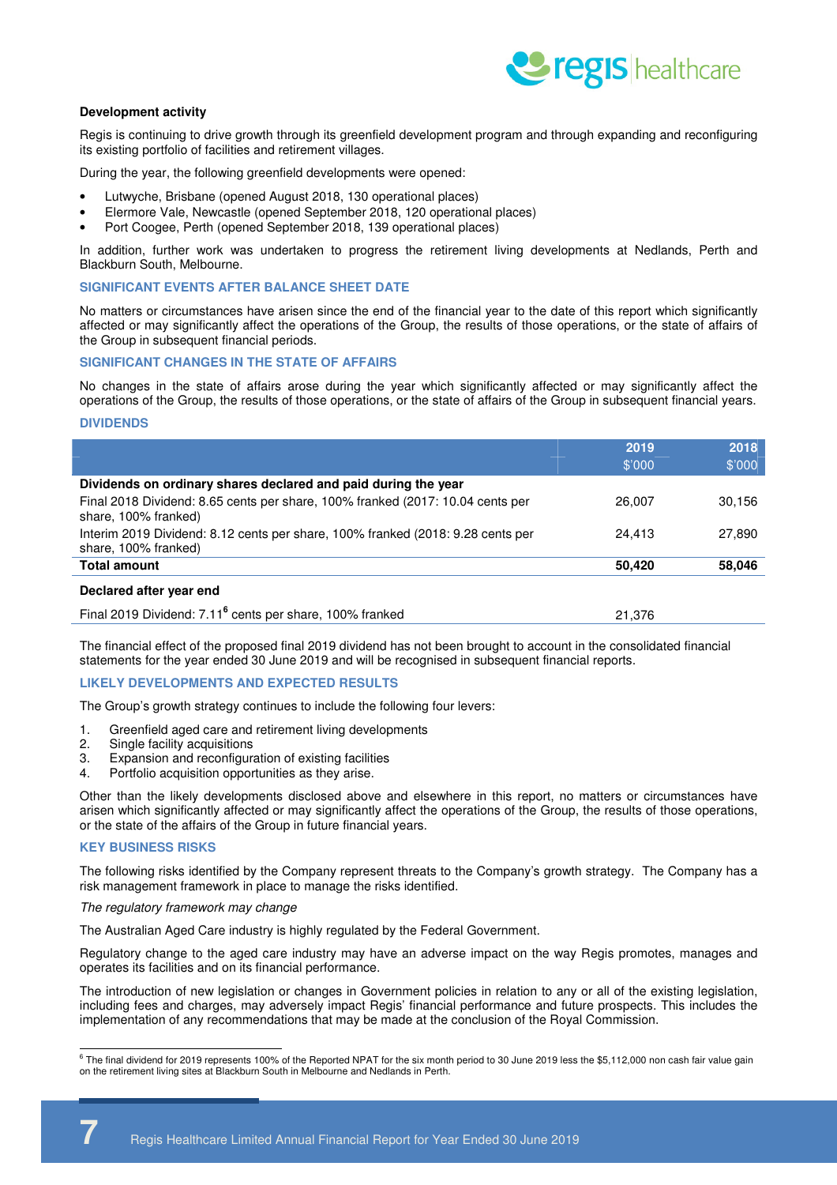### Development activity

Regis is continuing to drive growth through its greenfield development program and through expanding and reconfiguring its existing portfolio of facilities and retirement villages.

During the year, the following greenfield developments were opened:

- Lutwyche, Brisbane (opened August 2018, 130 operational places)
- Elermore Vale, Newcastle (opened September 2018, 120 operational places)
- Port Coogee, Perth (opened September 2018, 139 operational places)

In addition, further work was undertaken to progress the retirement living developments at Nedlands, Perth and Blackburn South, Melbourne.

## SIGNIFICANT EVENTS AFTER BALANCE SHEET DATE

No matters or circumstances have arisen since the end of the financial year to the date of this report which significantly affected or may significantly affect the operations of the Group, the results of those operations, or the state of affairs of the Group in subsequent financial periods.

## SIGNIFICANT CHANGES IN THE STATE OF AFFAIRS

No changes in the state of affairs arose during the year which significantly affected or may significantly affect the operations of the Group, the results of those operations, or the state of affairs of the Group in subsequent financial years.

## DIVIDENDS

| | 2019<br>$'000 | 2018<br>$'000 |
|---|---|---|
| **Dividends on ordinary shares declared and paid during the year** | | |
| Final 2018 Dividend: 8.65 cents per share, 100% franked (2017: 10.04 cents per share, 100% franked) | 26,007 | 30,156 |
| Interim 2019 Dividend: 8.12 cents per share, 100% franked (2018: 9.28 cents per share, 100% franked) | 24,413 | 27,890 |
| **Total amount** | **50,420** | **58,046** |
| **Declared after year end** | | |
| Final 2019 Dividend: 7.11[6] cents per share, 100% franked | 21,376 | |

The financial effect of the proposed final 2019 dividend has not been brought to account in the consolidated financial statements for the year ended 30 June 2019 and will be recognised in subsequent financial reports.

## LIKELY DEVELOPMENTS AND EXPECTED RESULTS

The Group's growth strategy continues to include the following four levers:

1. Greenfield aged care and retirement living developments
2. Single facility acquisitions
3. Expansion and reconfiguration of existing facilities
4. Portfolio acquisition opportunities as they arise.

Other than the likely developments disclosed above and elsewhere in this report, no matters or circumstances have arisen which significantly affected or may significantly affect the operations of the Group, the results of those operations, or the state of the affairs of the Group in future financial years.

## KEY BUSINESS RISKS

The following risks identified by the Company represent threats to the Company's growth strategy. The Company has a risk management framework in place to manage the risks identified.

*The regulatory framework may change*

The Australian Aged Care industry is highly regulated by the Federal Government.

Regulatory change to the aged care industry may have an adverse impact on the way Regis promotes, manages and operates its facilities and on its financial performance.

The introduction of new legislation or changes in Government policies in relation to any or all of the existing legislation, including fees and charges, may adversely impact Regis' financial performance and future prospects. This includes the implementation of any recommendations that may be made at the conclusion of the Royal Commission.

[6] The final dividend for 2019 represents 100% of the Reported NPAT for the six month period to 30 June 2019 less the $5,112,000 non cash fair value gain on the retirement living sites at Blackburn South in Melbourne and Nedlands in Perth.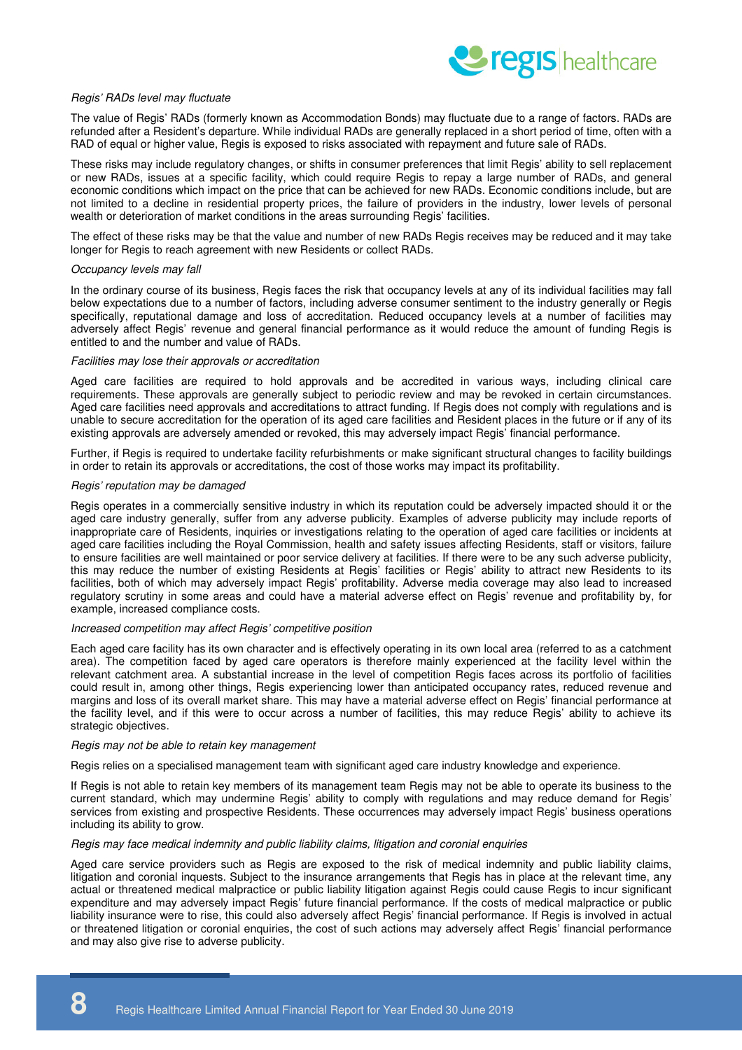*Regis' RADs level may fluctuate*

The value of Regis' RADs (formerly known as Accommodation Bonds) may fluctuate due to a range of factors. RADs are refunded after a Resident's departure. While individual RADs are generally replaced in a short period of time, often with a RAD of equal or higher value, Regis is exposed to risks associated with repayment and future sale of RADs.

These risks may include regulatory changes, or shifts in consumer preferences that limit Regis' ability to sell replacement or new RADs, issues at a specific facility, which could require Regis to repay a large number of RADs, and general economic conditions which impact on the price that can be achieved for new RADs. Economic conditions include, but are not limited to a decline in residential property prices, the failure of providers in the industry, lower levels of personal wealth or deterioration of market conditions in the areas surrounding Regis' facilities.

The effect of these risks may be that the value and number of new RADs Regis receives may be reduced and it may take longer for Regis to reach agreement with new Residents or collect RADs.

*Occupancy levels may fall*

In the ordinary course of its business, Regis faces the risk that occupancy levels at any of its individual facilities may fall below expectations due to a number of factors, including adverse consumer sentiment to the industry generally or Regis specifically, reputational damage and loss of accreditation. Reduced occupancy levels at a number of facilities may adversely affect Regis' revenue and general financial performance as it would reduce the amount of funding Regis is entitled to and the number and value of RADs.

*Facilities may lose their approvals or accreditation*

Aged care facilities are required to hold approvals and be accredited in various ways, including clinical care requirements. These approvals are generally subject to periodic review and may be revoked in certain circumstances. Aged care facilities need approvals and accreditations to attract funding. If Regis does not comply with regulations and is unable to secure accreditation for the operation of its aged care facilities and Resident places in the future or if any of its existing approvals are adversely amended or revoked, this may adversely impact Regis' financial performance.

Further, if Regis is required to undertake facility refurbishments or make significant structural changes to facility buildings in order to retain its approvals or accreditations, the cost of those works may impact its profitability.

*Regis' reputation may be damaged*

Regis operates in a commercially sensitive industry in which its reputation could be adversely impacted should it or the aged care industry generally, suffer from any adverse publicity. Examples of adverse publicity may include reports of inappropriate care of Residents, inquiries or investigations relating to the operation of aged care facilities or incidents at aged care facilities including the Royal Commission, health and safety issues affecting Residents, staff or visitors, failure to ensure facilities are well maintained or poor service delivery at facilities. If there were to be any such adverse publicity, this may reduce the number of existing Residents at Regis' facilities or Regis' ability to attract new Residents to its facilities, both of which may adversely impact Regis' profitability. Adverse media coverage may also lead to increased regulatory scrutiny in some areas and could have a material adverse effect on Regis' revenue and profitability by, for example, increased compliance costs.

*Increased competition may affect Regis' competitive position*

Each aged care facility has its own character and is effectively operating in its own local area (referred to as a catchment area). The competition faced by aged care operators is therefore mainly experienced at the facility level within the relevant catchment area. A substantial increase in the level of competition Regis faces across its portfolio of facilities could result in, among other things, Regis experiencing lower than anticipated occupancy rates, reduced revenue and margins and loss of its overall market share. This may have a material adverse effect on Regis' financial performance at the facility level, and if this were to occur across a number of facilities, this may reduce Regis' ability to achieve its strategic objectives.

*Regis may not be able to retain key management*

Regis relies on a specialised management team with significant aged care industry knowledge and experience.

If Regis is not able to retain key members of its management team Regis may not be able to operate its business to the current standard, which may undermine Regis' ability to comply with regulations and may reduce demand for Regis' services from existing and prospective Residents. These occurrences may adversely impact Regis' business operations including its ability to grow.

*Regis may face medical indemnity and public liability claims, litigation and coronial enquiries*

Aged care service providers such as Regis are exposed to the risk of medical indemnity and public liability claims, litigation and coronial inquests. Subject to the insurance arrangements that Regis has in place at the relevant time, any actual or threatened medical malpractice or public liability litigation against Regis could cause Regis to incur significant expenditure and may adversely impact Regis' future financial performance. If the costs of medical malpractice or public liability insurance were to rise, this could also adversely affect Regis' financial performance. If Regis is involved in actual or threatened litigation or coronial enquiries, the cost of such actions may adversely affect Regis' financial performance and may also give rise to adverse publicity.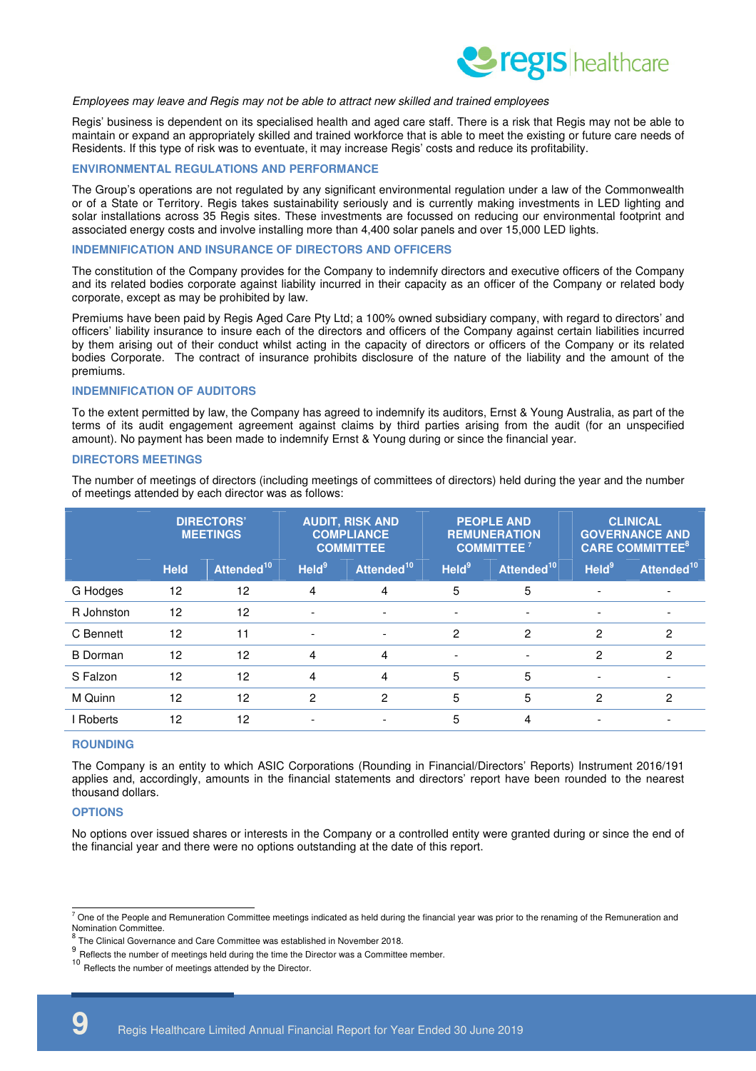*Employees may leave and Regis may not be able to attract new skilled and trained employees*

Regis' business is dependent on its specialised health and aged care staff. There is a risk that Regis may not be able to maintain or expand an appropriately skilled and trained workforce that is able to meet the existing or future care needs of Residents. If this type of risk was to eventuate, it may increase Regis' costs and reduce its profitability.

## ENVIRONMENTAL REGULATIONS AND PERFORMANCE

The Group's operations are not regulated by any significant environmental regulation under a law of the Commonwealth or of a State or Territory. Regis takes sustainability seriously and is currently making investments in LED lighting and solar installations across 35 Regis sites. These investments are focussed on reducing our environmental footprint and associated energy costs and involve installing more than 4,400 solar panels and over 15,000 LED lights.

## INDEMNIFICATION AND INSURANCE OF DIRECTORS AND OFFICERS

The constitution of the Company provides for the Company to indemnify directors and executive officers of the Company and its related bodies corporate against liability incurred in their capacity as an officer of the Company or related body corporate, except as may be prohibited by law.

Premiums have been paid by Regis Aged Care Pty Ltd; a 100% owned subsidiary company, with regard to directors' and officers' liability insurance to insure each of the directors and officers of the Company against certain liabilities incurred by them arising out of their conduct whilst acting in the capacity of directors or officers of the Company or its related bodies Corporate. The contract of insurance prohibits disclosure of the nature of the liability and the amount of the premiums.

## INDEMNIFICATION OF AUDITORS

To the extent permitted by law, the Company has agreed to indemnify its auditors, Ernst & Young Australia, as part of the terms of its audit engagement agreement against claims by third parties arising from the audit (for an unspecified amount). No payment has been made to indemnify Ernst & Young during or since the financial year.

## DIRECTORS MEETINGS

The number of meetings of directors (including meetings of committees of directors) held during the year and the number of meetings attended by each director was as follows:

| | DIRECTORS' MEETINGS | | AUDIT, RISK AND COMPLIANCE COMMITTEE | | PEOPLE AND REMUNERATION COMMITTEE [7] | | CLINICAL GOVERNANCE AND CARE COMMITTEE [8] | |
|---|---|---|---|---|---|---|---|---|
| | Held | Attended [10] | Held [9] | Attended [10] | Held [9] | Attended [10] | Held [9] | Attended [10] |
| G Hodges | 12 | 12 | 4 | 4 | 5 | 5 | - | - |
| R Johnston | 12 | 12 | - | - | - | - | - | - |
| C Bennett | 12 | 11 | - | - | 2 | 2 | 2 | 2 |
| B Dorman | 12 | 12 | 4 | 4 | - | - | 2 | 2 |
| S Falzon | 12 | 12 | 4 | 4 | 5 | 5 | - | - |
| M Quinn | 12 | 12 | 2 | 2 | 5 | 5 | 2 | 2 |
| I Roberts | 12 | 12 | - | - | 5 | 4 | - | - |

## ROUNDING

The Company is an entity to which ASIC Corporations (Rounding in Financial/Directors' Reports) Instrument 2016/191 applies and, accordingly, amounts in the financial statements and directors' report have been rounded to the nearest thousand dollars.

## OPTIONS

No options over issued shares or interests in the Company or a controlled entity were granted during or since the end of the financial year and there were no options outstanding at the date of this report.

[7] One of the People and Remuneration Committee meetings indicated as held during the financial year was prior to the renaming of the Remuneration and Nomination Committee.

[8] The Clinical Governance and Care Committee was established in November 2018.

[9] Reflects the number of meetings held during the time the Director was a Committee member.

[10] Reflects the number of meetings attended by the Director.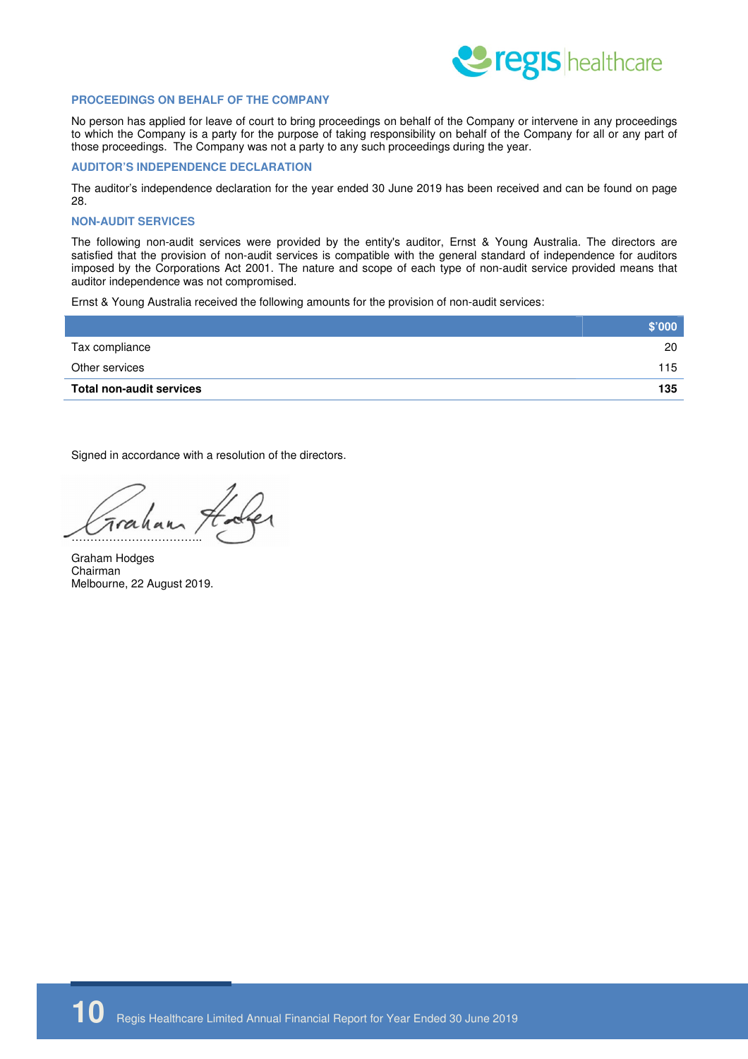## PROCEEDINGS ON BEHALF OF THE COMPANY

No person has applied for leave of court to bring proceedings on behalf of the Company or intervene in any proceedings to which the Company is a party for the purpose of taking responsibility on behalf of the Company for all or any part of those proceedings. The Company was not a party to any such proceedings during the year.

## AUDITOR'S INDEPENDENCE DECLARATION

The auditor's independence declaration for the year ended 30 June 2019 has been received and can be found on page 28.

## NON-AUDIT SERVICES

The following non-audit services were provided by the entity's auditor, Ernst & Young Australia. The directors are satisfied that the provision of non-audit services is compatible with the general standard of independence for auditors imposed by the Corporations Act 2001. The nature and scope of each type of non-audit service provided means that auditor independence was not compromised.

Ernst & Young Australia received the following amounts for the provision of non-audit services:

| | $'000 |
|---|---|
| Tax compliance | 20 |
| Other services | 115 |
| **Total non-audit services** | **135** |

Signed in accordance with a resolution of the directors.

……………………………..

Graham Hodges
Chairman
Melbourne, 22 August 2019.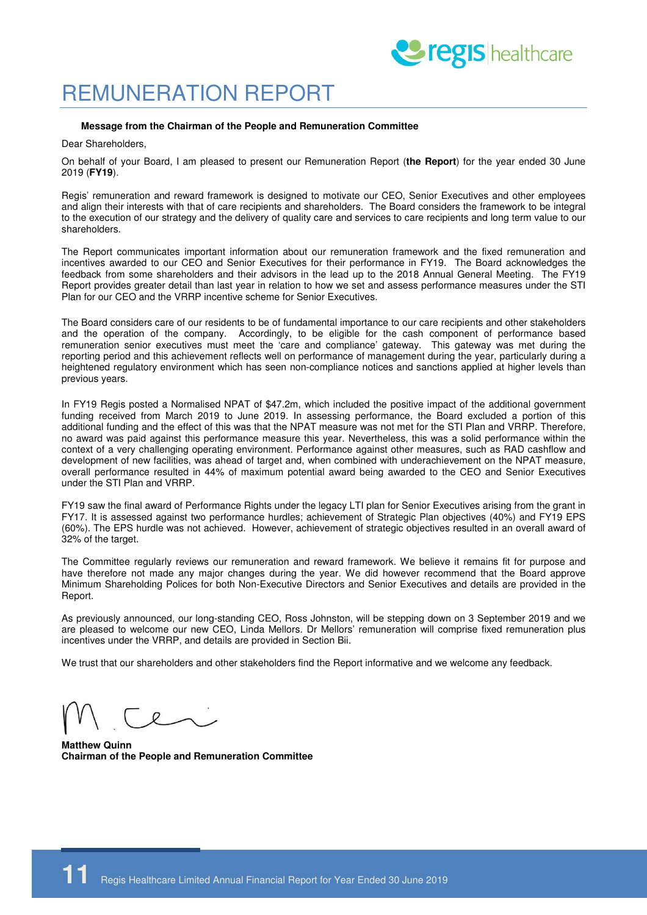# REMUNERATION REPORT

**Message from the Chairman of the People and Remuneration Committee**

Dear Shareholders,

On behalf of your Board, I am pleased to present our Remuneration Report (**the Report**) for the year ended 30 June 2019 (**FY19**).

Regis' remuneration and reward framework is designed to motivate our CEO, Senior Executives and other employees and align their interests with that of care recipients and shareholders. The Board considers the framework to be integral to the execution of our strategy and the delivery of quality care and services to care recipients and long term value to our shareholders.

The Report communicates important information about our remuneration framework and the fixed remuneration and incentives awarded to our CEO and Senior Executives for their performance in FY19. The Board acknowledges the feedback from some shareholders and their advisors in the lead up to the 2018 Annual General Meeting. The FY19 Report provides greater detail than last year in relation to how we set and assess performance measures under the STI Plan for our CEO and the VRRP incentive scheme for Senior Executives.

The Board considers care of our residents to be of fundamental importance to our care recipients and other stakeholders and the operation of the company. Accordingly, to be eligible for the cash component of performance based remuneration senior executives must meet the 'care and compliance' gateway. This gateway was met during the reporting period and this achievement reflects well on performance of management during the year, particularly during a heightened regulatory environment which has seen non-compliance notices and sanctions applied at higher levels than previous years.

In FY19 Regis posted a Normalised NPAT of $47.2m, which included the positive impact of the additional government funding received from March 2019 to June 2019. In assessing performance, the Board excluded a portion of this additional funding and the effect of this was that the NPAT measure was not met for the STI Plan and VRRP. Therefore, no award was paid against this performance measure this year. Nevertheless, this was a solid performance within the context of a very challenging operating environment. Performance against other measures, such as RAD cashflow and development of new facilities, was ahead of target and, when combined with underachievement on the NPAT measure, overall performance resulted in 44% of maximum potential award being awarded to the CEO and Senior Executives under the STI Plan and VRRP.

FY19 saw the final award of Performance Rights under the legacy LTI plan for Senior Executives arising from the grant in FY17. It is assessed against two performance hurdles; achievement of Strategic Plan objectives (40%) and FY19 EPS (60%). The EPS hurdle was not achieved. However, achievement of strategic objectives resulted in an overall award of 32% of the target.

The Committee regularly reviews our remuneration and reward framework. We believe it remains fit for purpose and have therefore not made any major changes during the year. We did however recommend that the Board approve Minimum Shareholding Polices for both Non-Executive Directors and Senior Executives and details are provided in the Report.

As previously announced, our long-standing CEO, Ross Johnston, will be stepping down on 3 September 2019 and we are pleased to welcome our new CEO, Linda Mellors. Dr Mellors' remuneration will comprise fixed remuneration plus incentives under the VRRP, and details are provided in Section Bii.

We trust that our shareholders and other stakeholders find the Report informative and we welcome any feedback.

**Matthew Quinn**
**Chairman of the People and Remuneration Committee**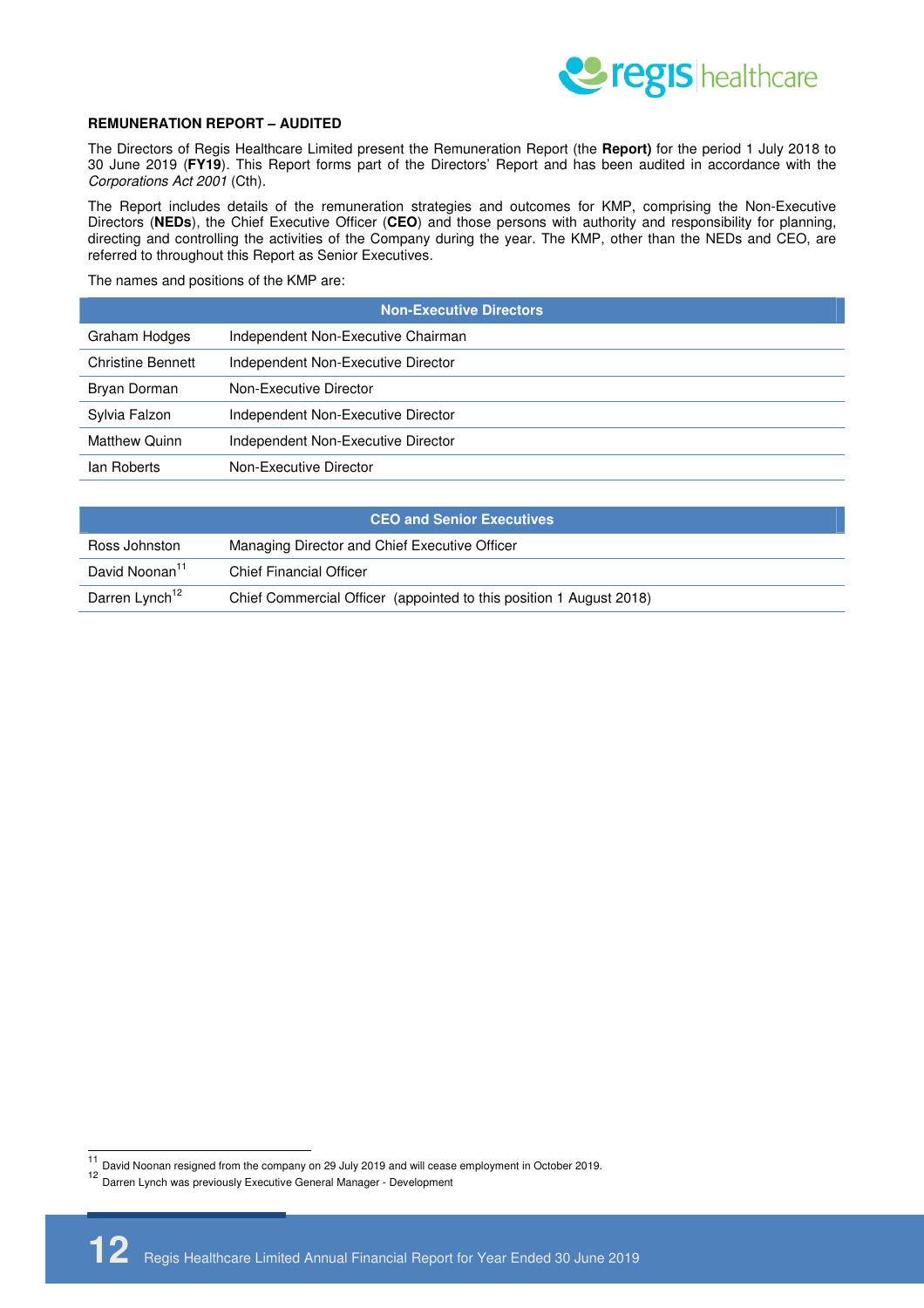## REMUNERATION REPORT – AUDITED

The Directors of Regis Healthcare Limited present the Remuneration Report (the **Report)** for the period 1 July 2018 to 30 June 2019 (**FY19**). This Report forms part of the Directors' Report and has been audited in accordance with the *Corporations Act 2001* (Cth).

The Report includes details of the remuneration strategies and outcomes for KMP, comprising the Non-Executive Directors (**NEDs**), the Chief Executive Officer (**CEO**) and those persons with authority and responsibility for planning, directing and controlling the activities of the Company during the year. The KMP, other than the NEDs and CEO, are referred to throughout this Report as Senior Executives.

The names and positions of the KMP are:

| Non-Executive Directors | |
|---|---|
| Graham Hodges | Independent Non-Executive Chairman |
| Christine Bennett | Independent Non-Executive Director |
| Bryan Dorman | Non-Executive Director |
| Sylvia Falzon | Independent Non-Executive Director |
| Matthew Quinn | Independent Non-Executive Director |
| Ian Roberts | Non-Executive Director |

| CEO and Senior Executives | |
|---|---|
| Ross Johnston | Managing Director and Chief Executive Officer |
| David Noonan[11] | Chief Financial Officer |
| Darren Lynch[12] | Chief Commercial Officer (appointed to this position 1 August 2018) |

[11] David Noonan resigned from the company on 29 July 2019 and will cease employment in October 2019.

[12] Darren Lynch was previously Executive General Manager - Development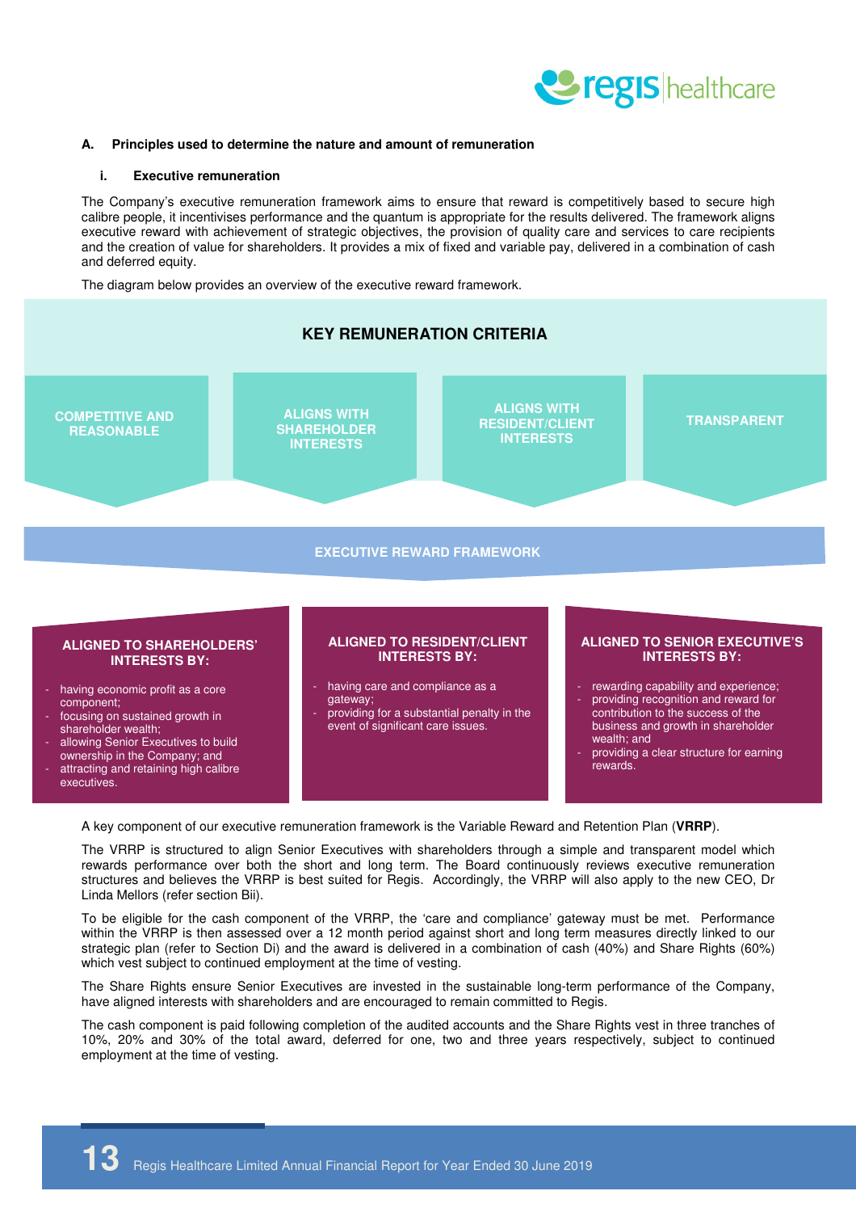## A. Principles used to determine the nature and amount of remuneration

### i. Executive remuneration

The Company's executive remuneration framework aims to ensure that reward is competitively based to secure high calibre people, it incentivises performance and the quantum is appropriate for the results delivered. The framework aligns executive reward with achievement of strategic objectives, the provision of quality care and services to care recipients and the creation of value for shareholders. It provides a mix of fixed and variable pay, delivered in a combination of cash and deferred equity.

The diagram below provides an overview of the executive reward framework.

**KEY REMUNERATION CRITERIA**

- COMPETITIVE AND REASONABLE
- ALIGNS WITH SHAREHOLDER INTERESTS
- ALIGNS WITH RESIDENT/CLIENT INTERESTS
- TRANSPARENT

**EXECUTIVE REWARD FRAMEWORK**

**ALIGNED TO SHAREHOLDERS' INTERESTS BY:**

- having economic profit as a core component;
- focusing on sustained growth in shareholder wealth;
- allowing Senior Executives to build ownership in the Company; and
- attracting and retaining high calibre executives.

**ALIGNED TO RESIDENT/CLIENT INTERESTS BY:**

- having care and compliance as a gateway;
- providing for a substantial penalty in the event of significant care issues.

**ALIGNED TO SENIOR EXECUTIVE'S INTERESTS BY:**

- rewarding capability and experience;
- providing recognition and reward for contribution to the success of the business and growth in shareholder wealth; and
- providing a clear structure for earning rewards.

A key component of our executive remuneration framework is the Variable Reward and Retention Plan (**VRRP**).

The VRRP is structured to align Senior Executives with shareholders through a simple and transparent model which rewards performance over both the short and long term. The Board continuously reviews executive remuneration structures and believes the VRRP is best suited for Regis. Accordingly, the VRRP will also apply to the new CEO, Dr Linda Mellors (refer section Bii).

To be eligible for the cash component of the VRRP, the 'care and compliance' gateway must be met. Performance within the VRRP is then assessed over a 12 month period against short and long term measures directly linked to our strategic plan (refer to Section Di) and the award is delivered in a combination of cash (40%) and Share Rights (60%) which vest subject to continued employment at the time of vesting.

The Share Rights ensure Senior Executives are invested in the sustainable long-term performance of the Company, have aligned interests with shareholders and are encouraged to remain committed to Regis.

The cash component is paid following completion of the audited accounts and the Share Rights vest in three tranches of 10%, 20% and 30% of the total award, deferred for one, two and three years respectively, subject to continued employment at the time of vesting.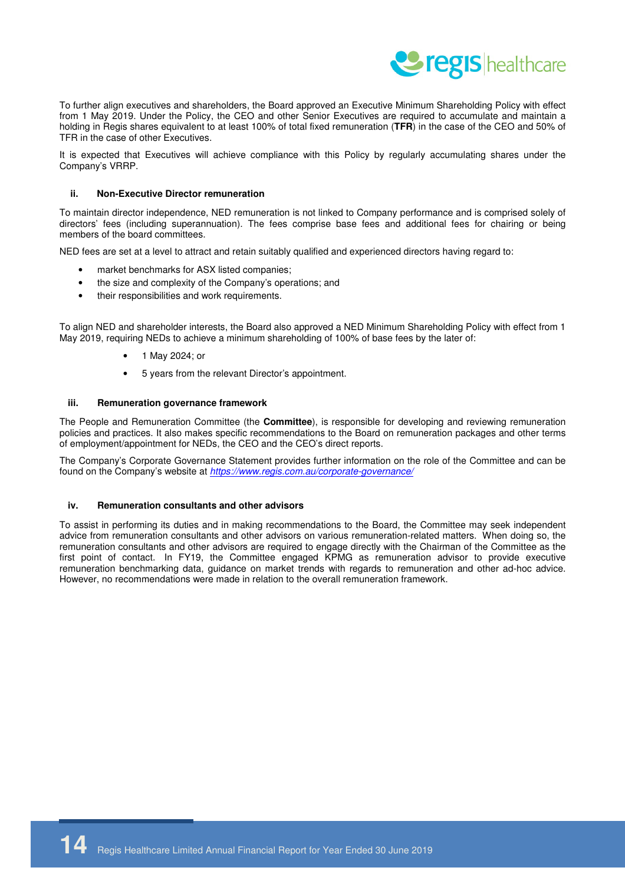To further align executives and shareholders, the Board approved an Executive Minimum Shareholding Policy with effect from 1 May 2019. Under the Policy, the CEO and other Senior Executives are required to accumulate and maintain a holding in Regis shares equivalent to at least 100% of total fixed remuneration (**TFR**) in the case of the CEO and 50% of TFR in the case of other Executives.

It is expected that Executives will achieve compliance with this Policy by regularly accumulating shares under the Company's VRRP.

#### ii. Non-Executive Director remuneration

To maintain director independence, NED remuneration is not linked to Company performance and is comprised solely of directors' fees (including superannuation). The fees comprise base fees and additional fees for chairing or being members of the board committees.

NED fees are set at a level to attract and retain suitably qualified and experienced directors having regard to:

- market benchmarks for ASX listed companies;
- the size and complexity of the Company's operations; and
- their responsibilities and work requirements.

To align NED and shareholder interests, the Board also approved a NED Minimum Shareholding Policy with effect from 1 May 2019, requiring NEDs to achieve a minimum shareholding of 100% of base fees by the later of:

- 1 May 2024; or
- 5 years from the relevant Director's appointment.

#### iii. Remuneration governance framework

The People and Remuneration Committee (the **Committee**), is responsible for developing and reviewing remuneration policies and practices. It also makes specific recommendations to the Board on remuneration packages and other terms of employment/appointment for NEDs, the CEO and the CEO's direct reports.

The Company's Corporate Governance Statement provides further information on the role of the Committee and can be found on the Company's website at *https://www.regis.com.au/corporate-governance/*

#### iv. Remuneration consultants and other advisors

To assist in performing its duties and in making recommendations to the Board, the Committee may seek independent advice from remuneration consultants and other advisors on various remuneration-related matters. When doing so, the remuneration consultants and other advisors are required to engage directly with the Chairman of the Committee as the first point of contact. In FY19, the Committee engaged KPMG as remuneration advisor to provide executive remuneration benchmarking data, guidance on market trends with regards to remuneration and other ad-hoc advice. However, no recommendations were made in relation to the overall remuneration framework.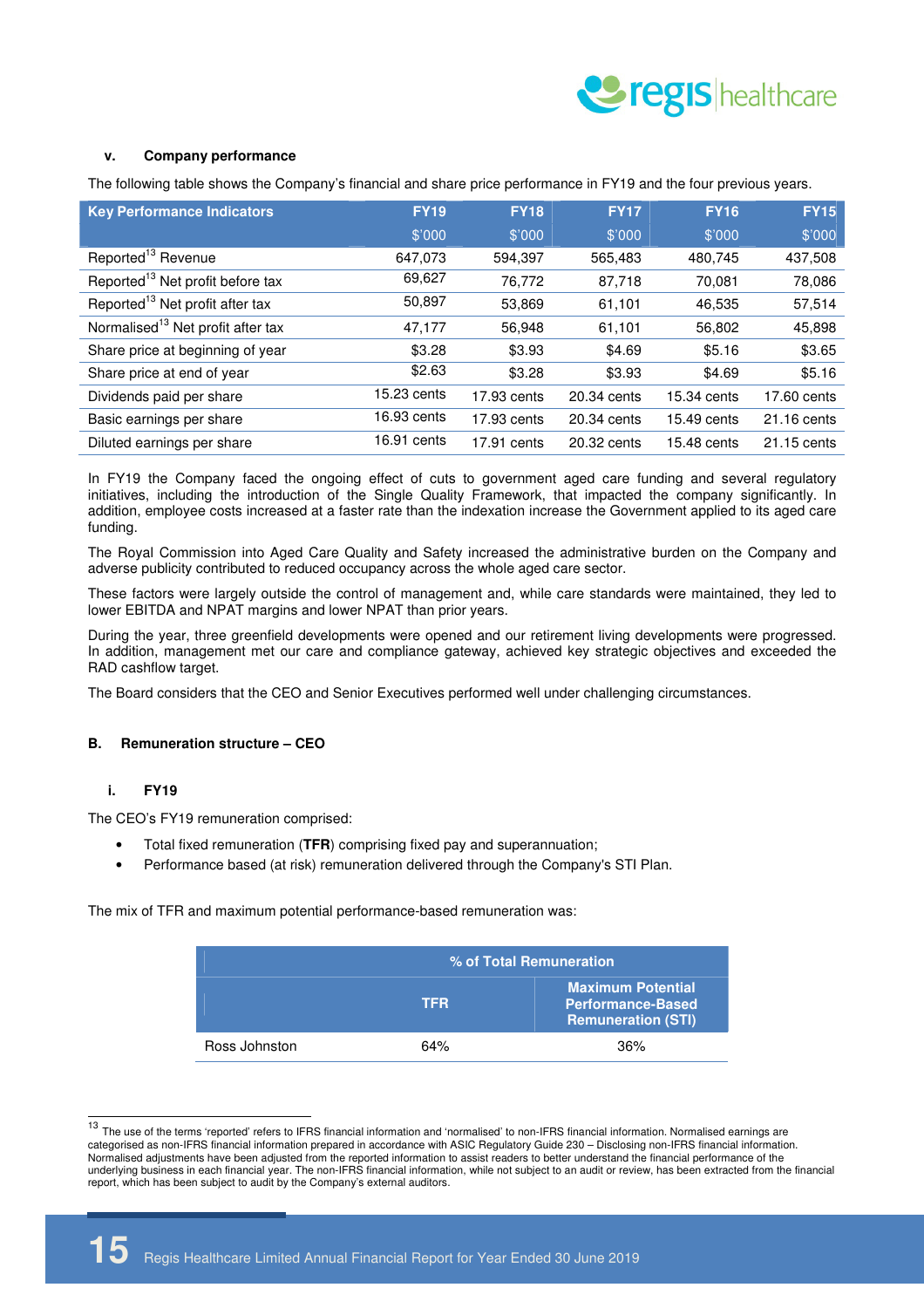#### v. Company performance

The following table shows the Company's financial and share price performance in FY19 and the four previous years.

| Key Performance Indicators | FY19 | FY18 | FY17 | FY16 | FY15 |
|---|---|---|---|---|---|
| | $'000 | $'000 | $'000 | $'000 | $'000 |
| Reported[13] Revenue | 647,073 | 594,397 | 565,483 | 480,745 | 437,508 |
| Reported[13] Net profit before tax | 69,627 | 76,772 | 87,718 | 70,081 | 78,086 |
| Reported[13] Net profit after tax | 50,897 | 53,869 | 61,101 | 46,535 | 57,514 |
| Normalised[13] Net profit after tax | 47,177 | 56,948 | 61,101 | 56,802 | 45,898 |
| Share price at beginning of year | $3.28 | $3.93 | $4.69 | $5.16 | $3.65 |
| Share price at end of year | $2.63 | $3.28 | $3.93 | $4.69 | $5.16 |
| Dividends paid per share | 15.23 cents | 17.93 cents | 20.34 cents | 15.34 cents | 17.60 cents |
| Basic earnings per share | 16.93 cents | 17.93 cents | 20.34 cents | 15.49 cents | 21.16 cents |
| Diluted earnings per share | 16.91 cents | 17.91 cents | 20.32 cents | 15.48 cents | 21.15 cents |

In FY19 the Company faced the ongoing effect of cuts to government aged care funding and several regulatory initiatives, including the introduction of the Single Quality Framework, that impacted the company significantly. In addition, employee costs increased at a faster rate than the indexation increase the Government applied to its aged care funding.

The Royal Commission into Aged Care Quality and Safety increased the administrative burden on the Company and adverse publicity contributed to reduced occupancy across the whole aged care sector.

These factors were largely outside the control of management and, while care standards were maintained, they led to lower EBITDA and NPAT margins and lower NPAT than prior years.

During the year, three greenfield developments were opened and our retirement living developments were progressed. In addition, management met our care and compliance gateway, achieved key strategic objectives and exceeded the RAD cashflow target.

The Board considers that the CEO and Senior Executives performed well under challenging circumstances.

### B. Remuneration structure – CEO

#### i. FY19

The CEO's FY19 remuneration comprised:

- Total fixed remuneration (**TFR**) comprising fixed pay and superannuation;
- Performance based (at risk) remuneration delivered through the Company's STI Plan.

The mix of TFR and maximum potential performance-based remuneration was:

| | % of Total Remuneration | |
|---|---|---|
| | TFR | Maximum Potential Performance-Based Remuneration (STI) |
| Ross Johnston | 64% | 36% |

[13] The use of the terms 'reported' refers to IFRS financial information and 'normalised' to non-IFRS financial information. Normalised earnings are categorised as non-IFRS financial information prepared in accordance with ASIC Regulatory Guide 230 – Disclosing non-IFRS financial information. Normalised adjustments have been adjusted from the reported information to assist readers to better understand the financial performance of the underlying business in each financial year. The non-IFRS financial information, while not subject to an audit or review, has been extracted from the financial report, which has been subject to audit by the Company's external auditors.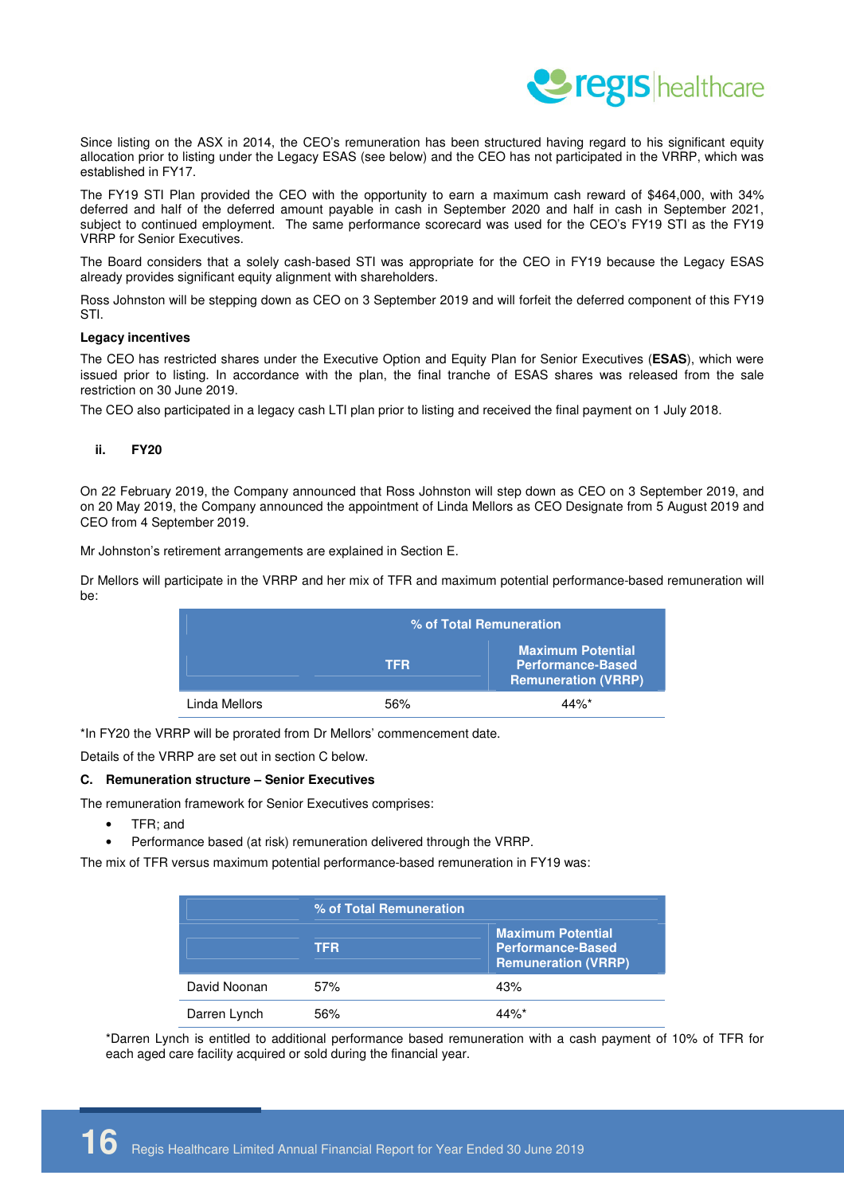Since listing on the ASX in 2014, the CEO's remuneration has been structured having regard to his significant equity allocation prior to listing under the Legacy ESAS (see below) and the CEO has not participated in the VRRP, which was established in FY17.

The FY19 STI Plan provided the CEO with the opportunity to earn a maximum cash reward of $464,000, with 34% deferred and half of the deferred amount payable in cash in September 2020 and half in cash in September 2021, subject to continued employment. The same performance scorecard was used for the CEO's FY19 STI as the FY19 VRRP for Senior Executives.

The Board considers that a solely cash-based STI was appropriate for the CEO in FY19 because the Legacy ESAS already provides significant equity alignment with shareholders.

Ross Johnston will be stepping down as CEO on 3 September 2019 and will forfeit the deferred component of this FY19 STI.

**Legacy incentives**

The CEO has restricted shares under the Executive Option and Equity Plan for Senior Executives (**ESAS**), which were issued prior to listing. In accordance with the plan, the final tranche of ESAS shares was released from the sale restriction on 30 June 2019.

The CEO also participated in a legacy cash LTI plan prior to listing and received the final payment on 1 July 2018.

**ii. FY20**

On 22 February 2019, the Company announced that Ross Johnston will step down as CEO on 3 September 2019, and on 20 May 2019, the Company announced the appointment of Linda Mellors as CEO Designate from 5 August 2019 and CEO from 4 September 2019.

Mr Johnston's retirement arrangements are explained in Section E.

Dr Mellors will participate in the VRRP and her mix of TFR and maximum potential performance-based remuneration will be:

| | % of Total Remuneration | |
|---|---|---|
| | TFR | Maximum Potential Performance-Based Remuneration (VRRP) |
| Linda Mellors | 56% | 44%* |

*In FY20 the VRRP will be prorated from Dr Mellors' commencement date.

Details of the VRRP are set out in section C below.

**C. Remuneration structure – Senior Executives**

The remuneration framework for Senior Executives comprises:

- TFR; and
- Performance based (at risk) remuneration delivered through the VRRP.

The mix of TFR versus maximum potential performance-based remuneration in FY19 was:

| | % of Total Remuneration | |
|---|---|---|
| | TFR | Maximum Potential Performance-Based Remuneration (VRRP) |
| David Noonan | 57% | 43% |
| Darren Lynch | 56% | 44%* |

*Darren Lynch is entitled to additional performance based remuneration with a cash payment of 10% of TFR for each aged care facility acquired or sold during the financial year.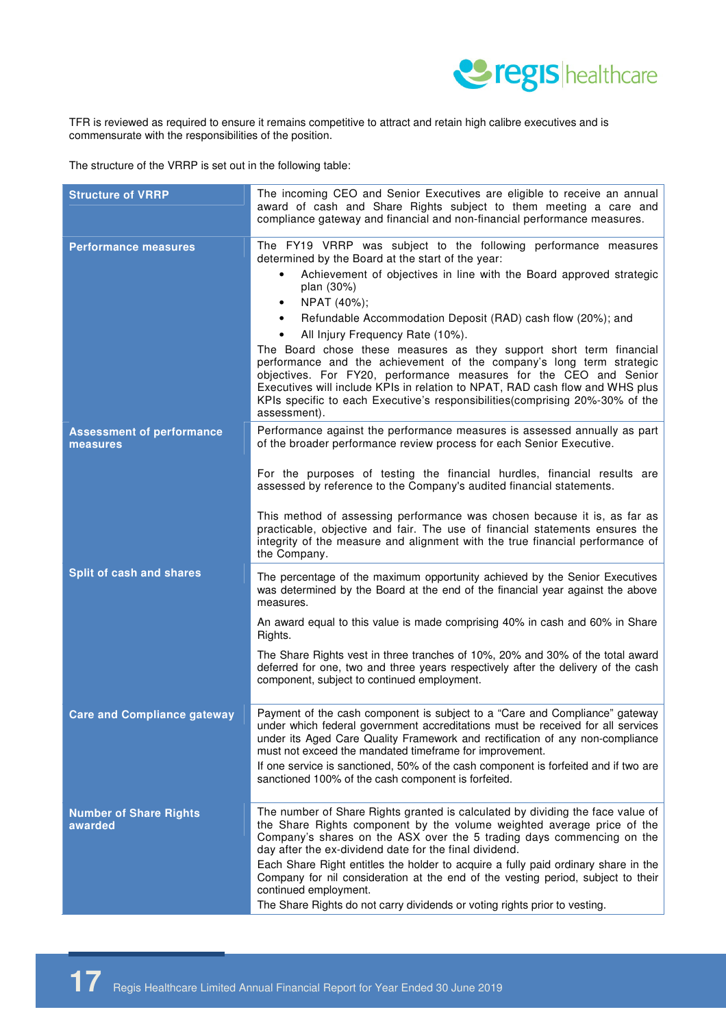TFR is reviewed as required to ensure it remains competitive to attract and retain high calibre executives and is commensurate with the responsibilities of the position.

The structure of the VRRP is set out in the following table:

| | |
|---|---|
| **Structure of VRRP** | The incoming CEO and Senior Executives are eligible to receive an annual award of cash and Share Rights subject to them meeting a care and compliance gateway and financial and non-financial performance measures. |
| **Performance measures** | The FY19 VRRP was subject to the following performance measures determined by the Board at the start of the year:<br>• Achievement of objectives in line with the Board approved strategic plan (30%)<br>• NPAT (40%);<br>• Refundable Accommodation Deposit (RAD) cash flow (20%); and<br>• All Injury Frequency Rate (10%).<br>The Board chose these measures as they support short term financial performance and the achievement of the company's long term strategic objectives. For FY20, performance measures for the CEO and Senior Executives will include KPIs in relation to NPAT, RAD cash flow and WHS plus KPIs specific to each Executive's responsibilities(comprising 20%-30% of the assessment). |
| **Assessment of performance measures** | Performance against the performance measures is assessed annually as part of the broader performance review process for each Senior Executive.<br><br>For the purposes of testing the financial hurdles, financial results are assessed by reference to the Company's audited financial statements.<br><br>This method of assessing performance was chosen because it is, as far as practicable, objective and fair. The use of financial statements ensures the integrity of the measure and alignment with the true financial performance of the Company. |
| **Split of cash and shares** | The percentage of the maximum opportunity achieved by the Senior Executives was determined by the Board at the end of the financial year against the above measures.<br><br>An award equal to this value is made comprising 40% in cash and 60% in Share Rights.<br><br>The Share Rights vest in three tranches of 10%, 20% and 30% of the total award deferred for one, two and three years respectively after the delivery of the cash component, subject to continued employment. |
| **Care and Compliance gateway** | Payment of the cash component is subject to a "Care and Compliance" gateway under which federal government accreditations must be received for all services under its Aged Care Quality Framework and rectification of any non-compliance must not exceed the mandated timeframe for improvement.<br>If one service is sanctioned, 50% of the cash component is forfeited and if two are sanctioned 100% of the cash component is forfeited. |
| **Number of Share Rights awarded** | The number of Share Rights granted is calculated by dividing the face value of the Share Rights component by the volume weighted average price of the Company's shares on the ASX over the 5 trading days commencing on the day after the ex-dividend date for the final dividend.<br>Each Share Right entitles the holder to acquire a fully paid ordinary share in the Company for nil consideration at the end of the vesting period, subject to their continued employment.<br>The Share Rights do not carry dividends or voting rights prior to vesting. |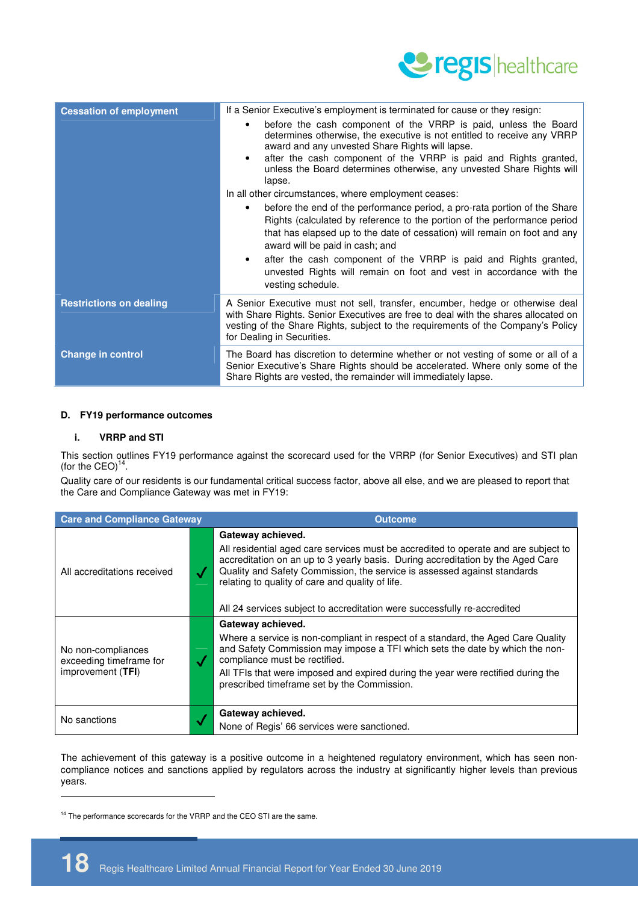| Cessation of employment | If a Senior Executive's employment is terminated for cause or they resign:<br>• before the cash component of the VRRP is paid, unless the Board determines otherwise, the executive is not entitled to receive any VRRP award and any unvested Share Rights will lapse.<br>• after the cash component of the VRRP is paid and Rights granted, unless the Board determines otherwise, any unvested Share Rights will lapse.<br>In all other circumstances, where employment ceases:<br>• before the end of the performance period, a pro-rata portion of the Share Rights (calculated by reference to the portion of the performance period that has elapsed up to the date of cessation) will remain on foot and any award will be paid in cash; and<br>• after the cash component of the VRRP is paid and Rights granted, unvested Rights will remain on foot and vest in accordance with the vesting schedule. |
|---|---|
| Restrictions on dealing | A Senior Executive must not sell, transfer, encumber, hedge or otherwise deal with Share Rights. Senior Executives are free to deal with the shares allocated on vesting of the Share Rights, subject to the requirements of the Company's Policy for Dealing in Securities. |
| Change in control | The Board has discretion to determine whether or not vesting of some or all of a Senior Executive's Share Rights should be accelerated. Where only some of the Share Rights are vested, the remainder will immediately lapse. |

### D. FY19 performance outcomes

#### i. VRRP and STI

This section outlines FY19 performance against the scorecard used for the VRRP (for Senior Executives) and STI plan (for the CEO)[14].

Quality care of our residents is our fundamental critical success factor, above all else, and we are pleased to report that the Care and Compliance Gateway was met in FY19:

| Care and Compliance Gateway | | Outcome |
|---|---|---|
| All accreditations received | ✓ | **Gateway achieved.**<br>All residential aged care services must be accredited to operate and are subject to accreditation on an up to 3 yearly basis. During accreditation by the Aged Care Quality and Safety Commission, the service is assessed against standards relating to quality of care and quality of life.<br><br>All 24 services subject to accreditation were successfully re-accredited |
| No non-compliances exceeding timeframe for improvement (**TFI**) | ✓ | **Gateway achieved.**<br>Where a service is non-compliant in respect of a standard, the Aged Care Quality and Safety Commission may impose a TFI which sets the date by which the non-compliance must be rectified.<br>All TFIs that were imposed and expired during the year were rectified during the prescribed timeframe set by the Commission. |
| No sanctions | ✓ | **Gateway achieved.**<br>None of Regis' 66 services were sanctioned. |

The achievement of this gateway is a positive outcome in a heightened regulatory environment, which has seen non-compliance notices and sanctions applied by regulators across the industry at significantly higher levels than previous years.

[14] The performance scorecards for the VRRP and the CEO STI are the same.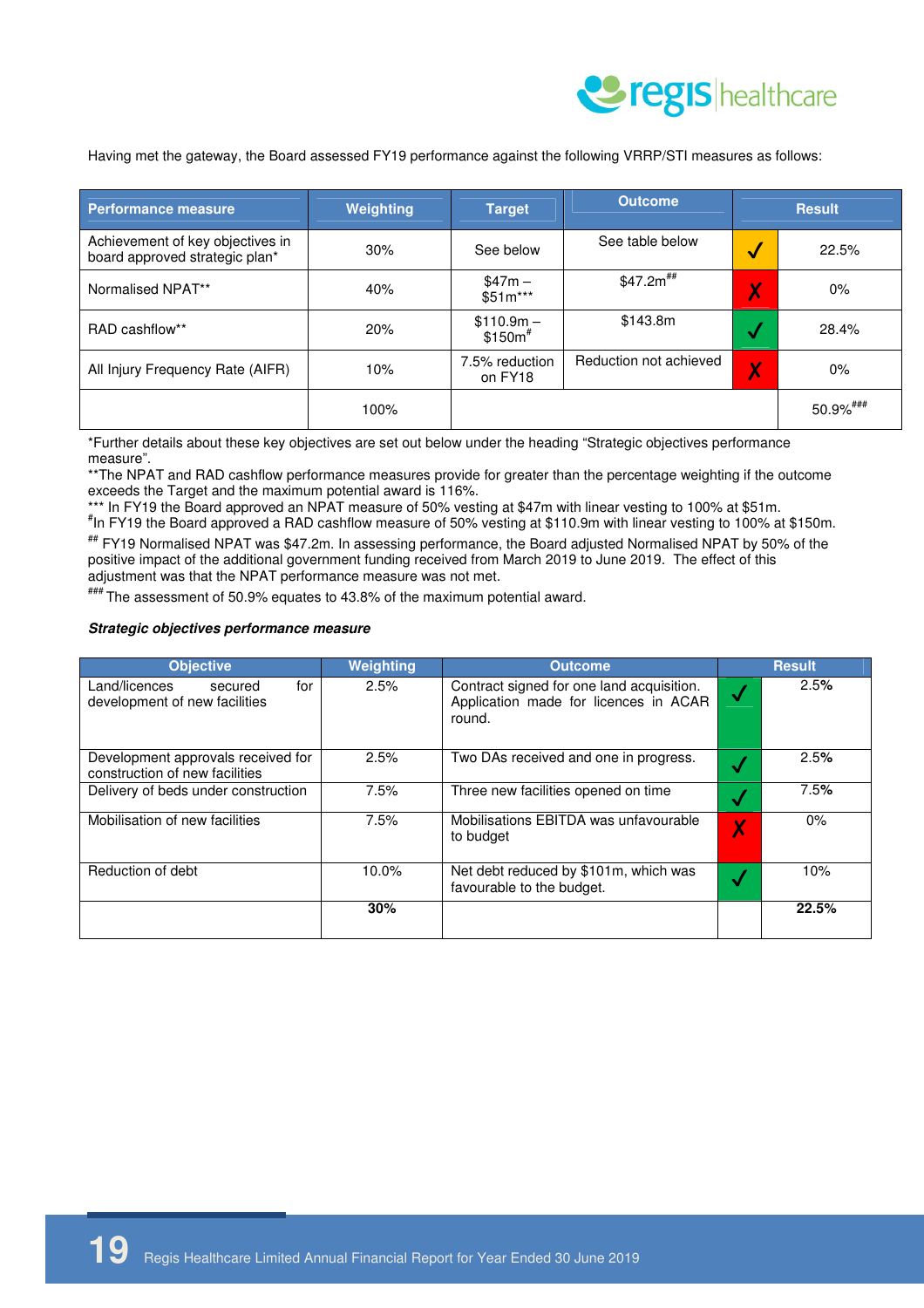Having met the gateway, the Board assessed FY19 performance against the following VRRP/STI measures as follows:

| Performance measure | Weighting | Target | Outcome | | Result |
|---|---|---|---|---|---|
| Achievement of key objectives in board approved strategic plan* | 30% | See below | See table below | ✓ | 22.5% |
| Normalised NPAT** | 40% | \$47m – \$51m*** | \$47.2m## | ✗ | 0% |
| RAD cashflow** | 20% | \$110.9m – \$150m# | \$143.8m | ✓ | 28.4% |
| All Injury Frequency Rate (AIFR) | 10% | 7.5% reduction on FY18 | Reduction not achieved | ✗ | 0% |
| | 100% | | | | 50.9%### |

*Further details about these key objectives are set out below under the heading "Strategic objectives performance measure".

**The NPAT and RAD cashflow performance measures provide for greater than the percentage weighting if the outcome exceeds the Target and the maximum potential award is 116%.

*** In FY19 the Board approved an NPAT measure of 50% vesting at \$47m with linear vesting to 100% at \$51m.

#In FY19 the Board approved a RAD cashflow measure of 50% vesting at \$110.9m with linear vesting to 100% at \$150m.

## FY19 Normalised NPAT was \$47.2m. In assessing performance, the Board adjusted Normalised NPAT by 50% of the positive impact of the additional government funding received from March 2019 to June 2019. The effect of this adjustment was that the NPAT performance measure was not met.

### The assessment of 50.9% equates to 43.8% of the maximum potential award.

***Strategic objectives performance measure***

| Objective | Weighting | Outcome | | Result |
|---|---|---|---|---|
| Land/licences secured for development of new facilities | 2.5% | Contract signed for one land acquisition. Application made for licences in ACAR round. | ✓ | 2.5% |
| Development approvals received for construction of new facilities | 2.5% | Two DAs received and one in progress. | ✓ | 2.5% |
| Delivery of beds under construction | 7.5% | Three new facilities opened on time | ✓ | 7.5% |
| Mobilisation of new facilities | 7.5% | Mobilisations EBITDA was unfavourable to budget | ✗ | 0% |
| Reduction of debt | 10.0% | Net debt reduced by \$101m, which was favourable to the budget. | ✓ | 10% |
| | **30%** | | | **22.5%** |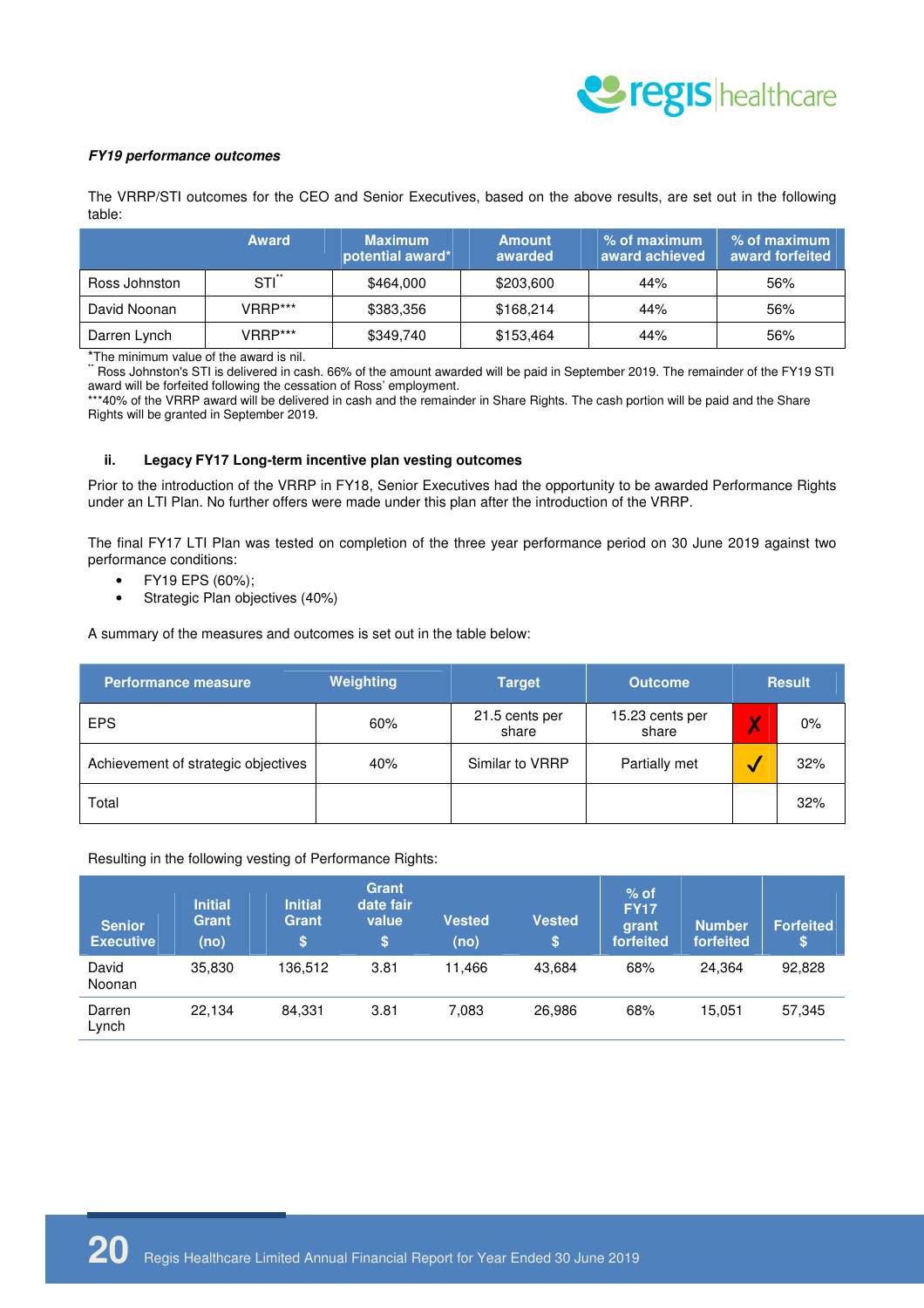***FY19 performance outcomes***

The VRRP/STI outcomes for the CEO and Senior Executives, based on the above results, are set out in the following table:

| | Award | Maximum potential award* | Amount awarded | % of maximum award achieved | % of maximum award forfeited |
|---|---|---|---|---|---|
| Ross Johnston | STI** | $464,000 | $203,600 | 44% | 56% |
| David Noonan | VRRP*** | $383,356 | $168,214 | 44% | 56% |
| Darren Lynch | VRRP*** | $349,740 | $153,464 | 44% | 56% |

*The minimum value of the award is nil.
** Ross Johnston's STI is delivered in cash. 66% of the amount awarded will be paid in September 2019. The remainder of the FY19 STI award will be forfeited following the cessation of Ross' employment.
***40% of the VRRP award will be delivered in cash and the remainder in Share Rights. The cash portion will be paid and the Share Rights will be granted in September 2019.

#### ii. Legacy FY17 Long-term incentive plan vesting outcomes

Prior to the introduction of the VRRP in FY18, Senior Executives had the opportunity to be awarded Performance Rights under an LTI Plan. No further offers were made under this plan after the introduction of the VRRP.

The final FY17 LTI Plan was tested on completion of the three year performance period on 30 June 2019 against two performance conditions:

- FY19 EPS (60%);
- Strategic Plan objectives (40%)

A summary of the measures and outcomes is set out in the table below:

| Performance measure | Weighting | Target | Outcome | Result | |
|---|---|---|---|---|---|
| EPS | 60% | 21.5 cents per share | 15.23 cents per share | ✗ | 0% |
| Achievement of strategic objectives | 40% | Similar to VRRP | Partially met | ✓ | 32% |
| Total | | | | | 32% |

Resulting in the following vesting of Performance Rights:

| Senior Executive | Initial Grant (no) | Initial Grant $ | Grant date fair value $ | Vested (no) | Vested $ | % of FY17 grant forfeited | Number forfeited | Forfeited $ |
|---|---|---|---|---|---|---|---|---|
| David Noonan | 35,830 | 136,512 | 3.81 | 11,466 | 43,684 | 68% | 24,364 | 92,828 |
| Darren Lynch | 22,134 | 84,331 | 3.81 | 7,083 | 26,986 | 68% | 15,051 | 57,345 |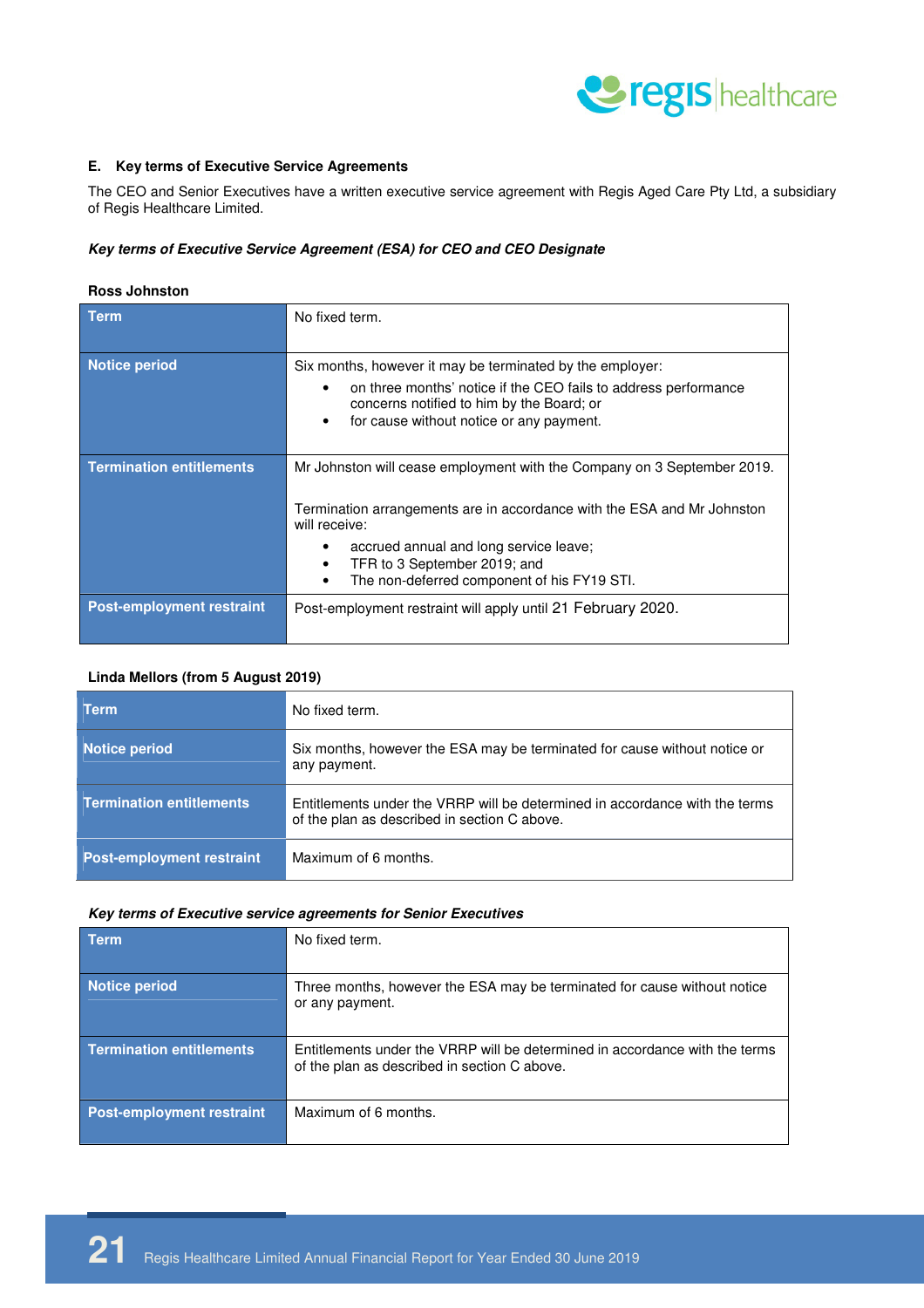### E. Key terms of Executive Service Agreements

The CEO and Senior Executives have a written executive service agreement with Regis Aged Care Pty Ltd, a subsidiary of Regis Healthcare Limited.

***Key terms of Executive Service Agreement (ESA) for CEO and CEO Designate***

**Ross Johnston**

| | |
|---|---|
| **Term** | No fixed term. |
| **Notice period** | Six months, however it may be terminated by the employer:<br>• on three months' notice if the CEO fails to address performance concerns notified to him by the Board; or<br>• for cause without notice or any payment. |
| **Termination entitlements** | Mr Johnston will cease employment with the Company on 3 September 2019.<br><br>Termination arrangements are in accordance with the ESA and Mr Johnston will receive:<br>• accrued annual and long service leave;<br>• TFR to 3 September 2019; and<br>• The non-deferred component of his FY19 STI. |
| **Post-employment restraint** | Post-employment restraint will apply until 21 February 2020. |

**Linda Mellors (from 5 August 2019)**

| | |
|---|---|
| **Term** | No fixed term. |
| **Notice period** | Six months, however the ESA may be terminated for cause without notice or any payment. |
| **Termination entitlements** | Entitlements under the VRRP will be determined in accordance with the terms of the plan as described in section C above. |
| **Post-employment restraint** | Maximum of 6 months. |

***Key terms of Executive service agreements for Senior Executives***

| | |
|---|---|
| **Term** | No fixed term. |
| **Notice period** | Three months, however the ESA may be terminated for cause without notice or any payment. |
| **Termination entitlements** | Entitlements under the VRRP will be determined in accordance with the terms of the plan as described in section C above. |
| **Post-employment restraint** | Maximum of 6 months. |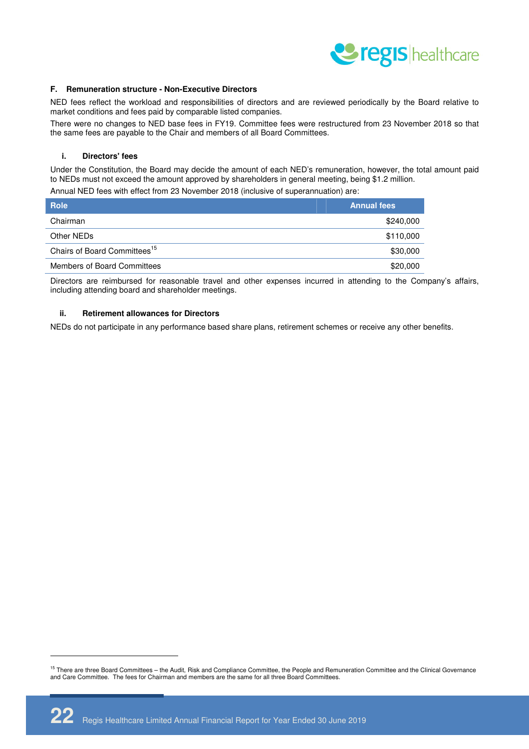### F. Remuneration structure - Non-Executive Directors

NED fees reflect the workload and responsibilities of directors and are reviewed periodically by the Board relative to market conditions and fees paid by comparable listed companies.

There were no changes to NED base fees in FY19. Committee fees were restructured from 23 November 2018 so that the same fees are payable to the Chair and members of all Board Committees.

#### i. Directors' fees

Under the Constitution, the Board may decide the amount of each NED's remuneration, however, the total amount paid to NEDs must not exceed the amount approved by shareholders in general meeting, being $1.2 million.

Annual NED fees with effect from 23 November 2018 (inclusive of superannuation) are:

| Role | Annual fees |
|---|---|
| Chairman | $240,000 |
| Other NEDs | $110,000 |
| Chairs of Board Committees[15] | $30,000 |
| Members of Board Committees | $20,000 |

Directors are reimbursed for reasonable travel and other expenses incurred in attending to the Company's affairs, including attending board and shareholder meetings.

#### ii. Retirement allowances for Directors

NEDs do not participate in any performance based share plans, retirement schemes or receive any other benefits.

---

[15] There are three Board Committees – the Audit, Risk and Compliance Committee, the People and Remuneration Committee and the Clinical Governance and Care Committee. The fees for Chairman and members are the same for all three Board Committees.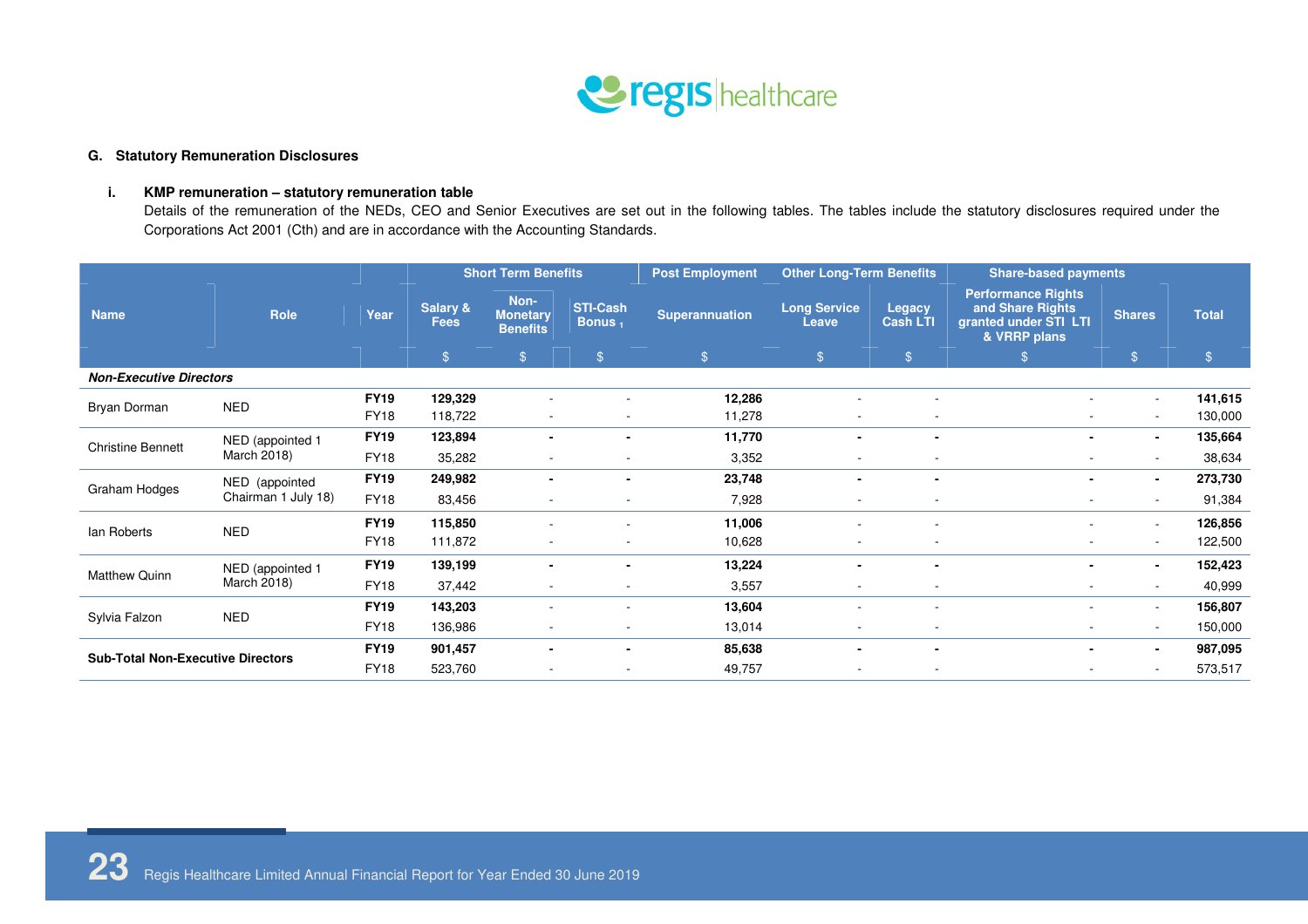### G. Statutory Remuneration Disclosures

#### i. KMP remuneration – statutory remuneration table

Details of the remuneration of the NEDs, CEO and Senior Executives are set out in the following tables. The tables include the statutory disclosures required under the Corporations Act 2001 (Cth) and are in accordance with the Accounting Standards.

| Name | Role | Year | Short Term Benefits | | | Post Employment | Other Long-Term Benefits | | Share-based payments | | Total |
|---|---|---|---|---|---|---|---|---|---|---|---|
| | | | Salary & Fees | Non-Monetary Benefits | STI-Cash Bonus [1] | Superannuation | Long Service Leave | Legacy Cash LTI | Performance Rights and Share Rights granted under STI LTI & VRRP plans | Shares | |
| | | | $ | $ | $ | $ | $ | $ | $ | $ | $ |
| ***Non-Executive Directors*** | | | | | | | | | | | |
| Bryan Dorman | NED | **FY19** | **129,329** | - | - | **12,286** | - | - | - | - | **141,615** |
| | | FY18 | 118,722 | - | - | 11,278 | - | - | - | - | 130,000 |
| Christine Bennett | NED (appointed 1 March 2018) | **FY19** | **123,894** | **-** | **-** | **11,770** | **-** | **-** | **-** | **-** | **135,664** |
| | | FY18 | 35,282 | - | - | 3,352 | - | - | - | - | 38,634 |
| Graham Hodges | NED (appointed Chairman 1 July 18) | **FY19** | **249,982** | **-** | **-** | **23,748** | **-** | **-** | **-** | **-** | **273,730** |
| | | FY18 | 83,456 | - | - | 7,928 | - | - | - | - | 91,384 |
| Ian Roberts | NED | **FY19** | **115,850** | - | - | **11,006** | - | - | - | - | **126,856** |
| | | FY18 | 111,872 | - | - | 10,628 | - | - | - | - | 122,500 |
| Matthew Quinn | NED (appointed 1 March 2018) | **FY19** | **139,199** | **-** | **-** | **13,224** | **-** | **-** | **-** | **-** | **152,423** |
| | | FY18 | 37,442 | - | - | 3,557 | - | - | - | - | 40,999 |
| Sylvia Falzon | NED | **FY19** | **143,203** | - | - | **13,604** | - | - | - | - | **156,807** |
| | | FY18 | 136,986 | - | - | 13,014 | - | - | - | - | 150,000 |
| **Sub-Total Non-Executive Directors** | | **FY19** | **901,457** | **-** | **-** | **85,638** | **-** | **-** | **-** | **-** | **987,095** |
| | | FY18 | 523,760 | - | - | 49,757 | - | - | - | - | 573,517 |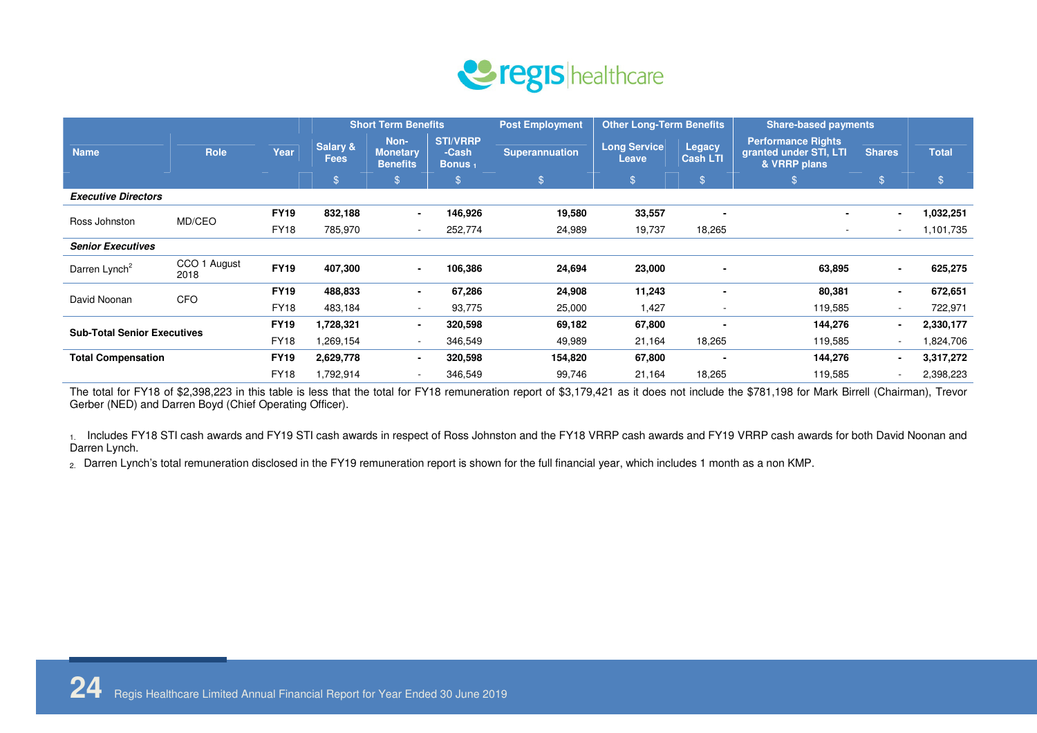| Name | Role | Year | Short Term Benefits | | | Post Employment | Other Long-Term Benefits | | Share-based payments | | Total |
|---|---|---|---|---|---|---|---|---|---|---|---|
| | | | Salary & Fees | Non-Monetary Benefits | STI/VRRP -Cash Bonus [1] | Superannuation | Long Service Leave | Legacy Cash LTI | Performance Rights granted under STI, LTI & VRRP plans | Shares | |
| | | | $ | $ | $ | $ | $ | $ | $ | $ | $ |
| ***Executive Directors*** | | | | | | | | | | | |
| Ross Johnston | MD/CEO | **FY19** | **832,188** | **-** | **146,926** | **19,580** | **33,557** | **-** | **-** | **-** | **1,032,251** |
| | | FY18 | 785,970 | - | 252,774 | 24,989 | 19,737 | 18,265 | - | - | 1,101,735 |
| ***Senior Executives*** | | | | | | | | | | | |
| Darren Lynch[2] | CCO 1 August 2018 | **FY19** | **407,300** | **-** | **106,386** | **24,694** | **23,000** | **-** | **63,895** | **-** | **625,275** |
| David Noonan | CFO | **FY19** | **488,833** | **-** | **67,286** | **24,908** | **11,243** | **-** | **80,381** | **-** | **672,651** |
| | | FY18 | 483,184 | - | 93,775 | 25,000 | 1,427 | - | 119,585 | - | 722,971 |
| **Sub-Total Senior Executives** | | **FY19** | **1,728,321** | **-** | **320,598** | **69,182** | **67,800** | **-** | **144,276** | **-** | **2,330,177** |
| | | FY18 | 1,269,154 | - | 346,549 | 49,989 | 21,164 | 18,265 | 119,585 | - | 1,824,706 |
| **Total Compensation** | | **FY19** | **2,629,778** | **-** | **320,598** | **154,820** | **67,800** | **-** | **144,276** | **-** | **3,317,272** |
| | | FY18 | 1,792,914 | - | 346,549 | 99,746 | 21,164 | 18,265 | 119,585 | - | 2,398,223 |

The total for FY18 of $2,398,223 in this table is less that the total for FY18 remuneration report of $3,179,421 as it does not include the $781,198 for Mark Birrell (Chairman), Trevor Gerber (NED) and Darren Boyd (Chief Operating Officer).

1. Includes FY18 STI cash awards and FY19 STI cash awards in respect of Ross Johnston and the FY18 VRRP cash awards and FY19 VRRP cash awards for both David Noonan and Darren Lynch.

2. Darren Lynch's total remuneration disclosed in the FY19 remuneration report is shown for the full financial year, which includes 1 month as a non KMP.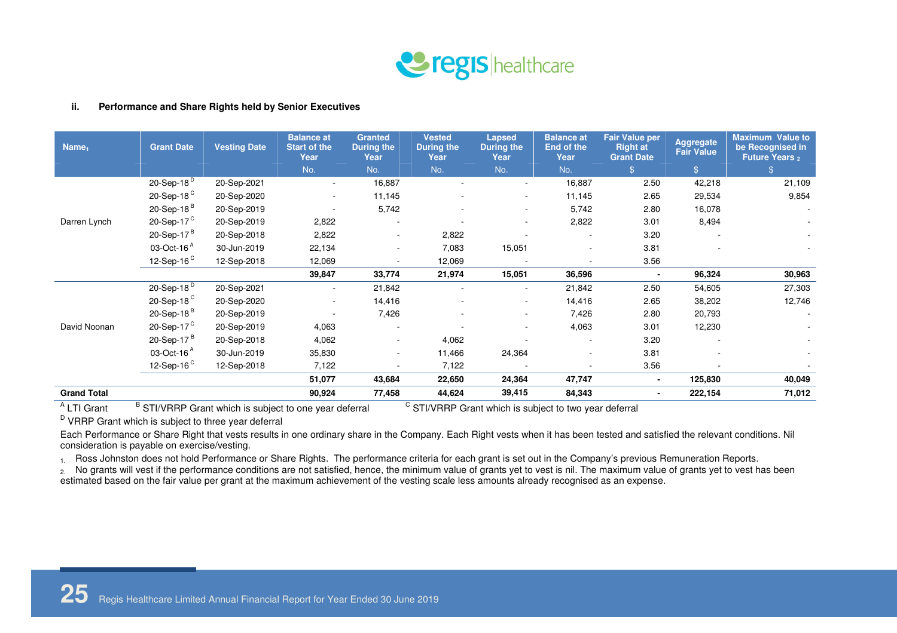### ii. Performance and Share Rights held by Senior Executives

| Name[1] | Grant Date | Vesting Date | Balance at Start of the Year | Granted During the Year | Vested During the Year | Lapsed During the Year | Balance at End of the Year | Fair Value per Right at Grant Date | Aggregate Fair Value | Maximum Value to be Recognised in Future Years [2] |
|---|---|---|---|---|---|---|---|---|---|---|
| | | | No. | No. | No. | No. | No. | $ | $ | $ |
| Darren Lynch | 20-Sep-18 [D] | 20-Sep-2021 | - | 16,887 | - | - | 16,887 | 2.50 | 42,218 | 21,109 |
| | 20-Sep-18 [C] | 20-Sep-2020 | - | 11,145 | - | - | 11,145 | 2.65 | 29,534 | 9,854 |
| | 20-Sep-18 [B] | 20-Sep-2019 | - | 5,742 | - | - | 5,742 | 2.80 | 16,078 | - |
| | 20-Sep-17 [C] | 20-Sep-2019 | 2,822 | - | - | - | 2,822 | 3.01 | 8,494 | - |
| | 20-Sep-17 [B] | 20-Sep-2018 | 2,822 | - | 2,822 | - | - | 3.20 | - | - |
| | 03-Oct-16 [A] | 30-Jun-2019 | 22,134 | - | 7,083 | 15,051 | - | 3.81 | - | - |
| | 12-Sep-16 [C] | 12-Sep-2018 | 12,069 | - | 12,069 | - | - | 3.56 | | |
| | | | **39,847** | **33,774** | **21,974** | **15,051** | **36,596** | **-** | **96,324** | **30,963** |
| David Noonan | 20-Sep-18 [D] | 20-Sep-2021 | - | 21,842 | - | - | 21,842 | 2.50 | 54,605 | 27,303 |
| | 20-Sep-18 [C] | 20-Sep-2020 | - | 14,416 | - | - | 14,416 | 2.65 | 38,202 | 12,746 |
| | 20-Sep-18 [B] | 20-Sep-2019 | - | 7,426 | - | - | 7,426 | 2.80 | 20,793 | - |
| | 20-Sep-17 [C] | 20-Sep-2019 | 4,063 | - | - | - | 4,063 | 3.01 | 12,230 | - |
| | 20-Sep-17 [B] | 20-Sep-2018 | 4,062 | - | 4,062 | - | - | 3.20 | - | - |
| | 03-Oct-16 [A] | 30-Jun-2019 | 35,830 | - | 11,466 | 24,364 | - | 3.81 | - | - |
| | 12-Sep-16 [C] | 12-Sep-2018 | 7,122 | - | 7,122 | - | - | 3.56 | - | - |
| | | | **51,077** | **43,684** | **22,650** | **24,364** | **47,747** | **-** | **125,830** | **40,049** |
| **Grand Total** | | | **90,924** | **77,458** | **44,624** | **39,415** | **84,343** | **-** | **222,154** | **71,012** |

[A] LTI Grant [B] STI/VRRP Grant which is subject to one year deferral [C] STI/VRRP Grant which is subject to two year deferral

[D] VRRP Grant which is subject to three year deferral

Each Performance or Share Right that vests results in one ordinary share in the Company. Each Right vests when it has been tested and satisfied the relevant conditions. Nil consideration is payable on exercise/vesting.

1. Ross Johnston does not hold Performance or Share Rights. The performance criteria for each grant is set out in the Company's previous Remuneration Reports.
2. No grants will vest if the performance conditions are not satisfied, hence, the minimum value of grants yet to vest is nil. The maximum value of grants yet to vest has been estimated based on the fair value per grant at the maximum achievement of the vesting scale less amounts already recognised as an expense.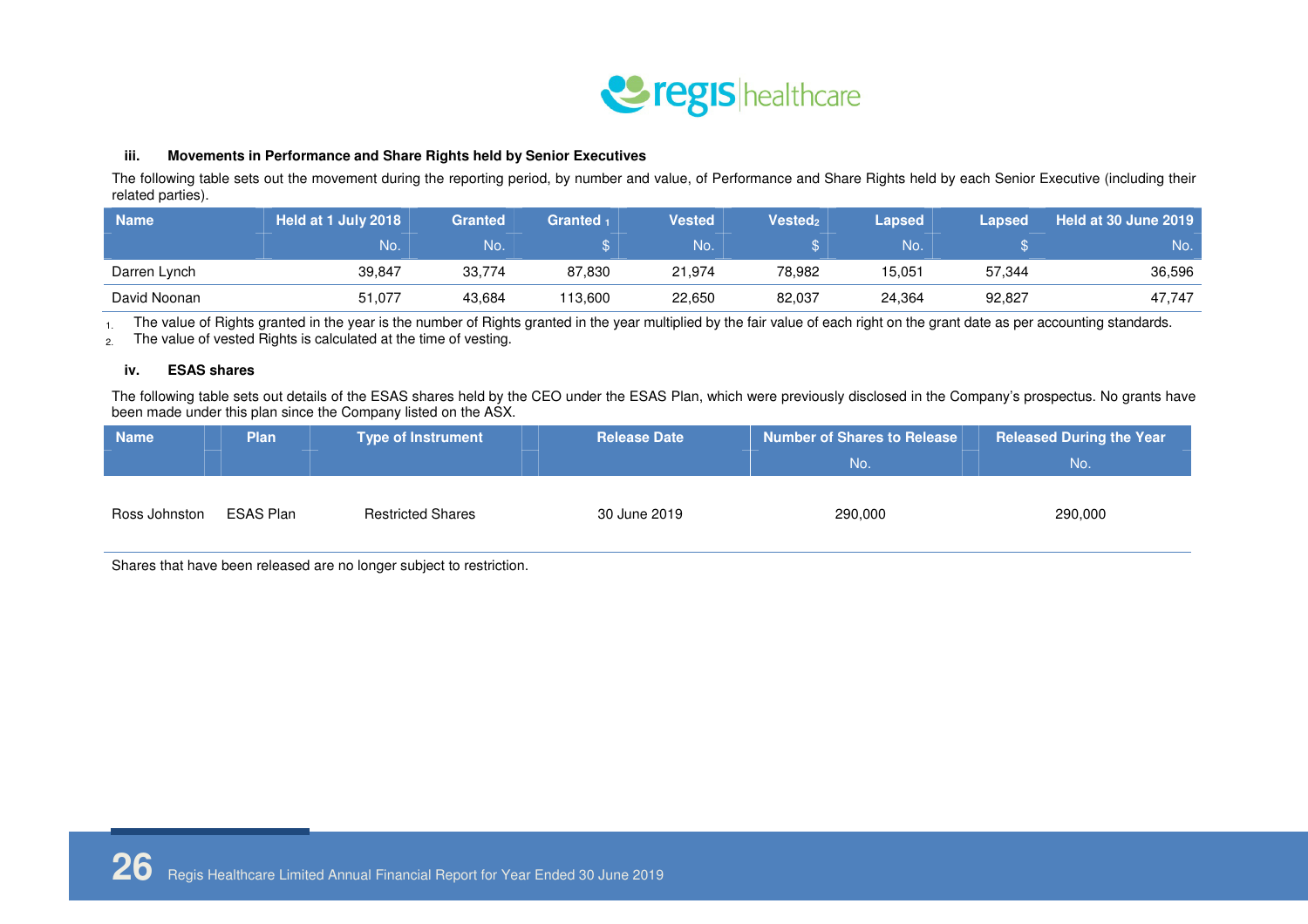### iii. Movements in Performance and Share Rights held by Senior Executives

The following table sets out the movement during the reporting period, by number and value, of Performance and Share Rights held by each Senior Executive (including their related parties).

| Name | Held at 1 July 2018 | Granted | Granted [1] | Vested | Vested[2] | Lapsed | Lapsed | Held at 30 June 2019 |
|---|---|---|---|---|---|---|---|---|
| | No. | No. | $ | No. | $ | No. | $ | No. |
| Darren Lynch | 39,847 | 33,774 | 87,830 | 21,974 | 78,982 | 15,051 | 57,344 | 36,596 |
| David Noonan | 51,077 | 43,684 | 113,600 | 22,650 | 82,037 | 24,364 | 92,827 | 47,747 |

1. The value of Rights granted in the year is the number of Rights granted in the year multiplied by the fair value of each right on the grant date as per accounting standards.
2. The value of vested Rights is calculated at the time of vesting.

### iv. ESAS shares

The following table sets out details of the ESAS shares held by the CEO under the ESAS Plan, which were previously disclosed in the Company's prospectus. No grants have been made under this plan since the Company listed on the ASX.

| Name | Plan | Type of Instrument | Release Date | Number of Shares to Release | Released During the Year |
|---|---|---|---|---|---|
| | | | | No. | No. |
| Ross Johnston | ESAS Plan | Restricted Shares | 30 June 2019 | 290,000 | 290,000 |

Shares that have been released are no longer subject to restriction.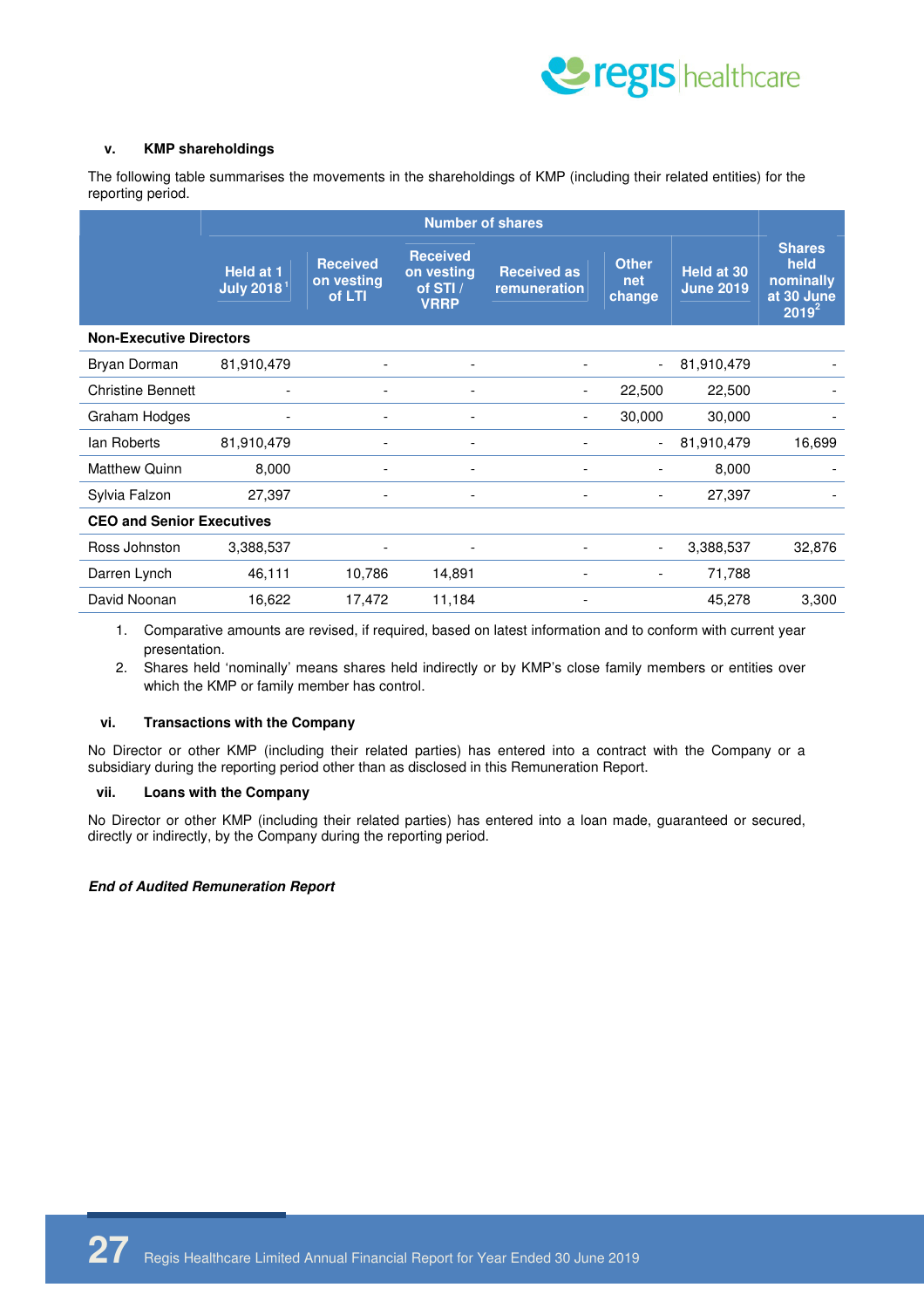### v. KMP shareholdings

The following table summarises the movements in the shareholdings of KMP (including their related entities) for the reporting period.

| | Number of shares | | | | | | |
|---|---|---|---|---|---|---|---|
| | Held at 1 July 2018[1] | Received on vesting of LTI | Received on vesting of STI / VRRP | Received as remuneration | Other net change | Held at 30 June 2019 | Shares held nominally at 30 June 2019[2] |
| **Non-Executive Directors** | | | | | | | |
| Bryan Dorman | 81,910,479 | - | - | - | - | 81,910,479 | - |
| Christine Bennett | - | - | - | - | 22,500 | 22,500 | - |
| Graham Hodges | - | - | - | - | 30,000 | 30,000 | - |
| Ian Roberts | 81,910,479 | - | - | - | - | 81,910,479 | 16,699 |
| Matthew Quinn | 8,000 | - | - | - | - | 8,000 | - |
| Sylvia Falzon | 27,397 | - | - | - | - | 27,397 | - |
| **CEO and Senior Executives** | | | | | | | |
| Ross Johnston | 3,388,537 | - | - | - | - | 3,388,537 | 32,876 |
| Darren Lynch | 46,111 | 10,786 | 14,891 | - | - | 71,788 | |
| David Noonan | 16,622 | 17,472 | 11,184 | - | | 45,278 | 3,300 |

1. Comparative amounts are revised, if required, based on latest information and to conform with current year presentation.
2. Shares held 'nominally' means shares held indirectly or by KMP's close family members or entities over which the KMP or family member has control.

### vi. Transactions with the Company

No Director or other KMP (including their related parties) has entered into a contract with the Company or a subsidiary during the reporting period other than as disclosed in this Remuneration Report.

### vii. Loans with the Company

No Director or other KMP (including their related parties) has entered into a loan made, guaranteed or secured, directly or indirectly, by the Company during the reporting period.

***End of Audited Remuneration Report***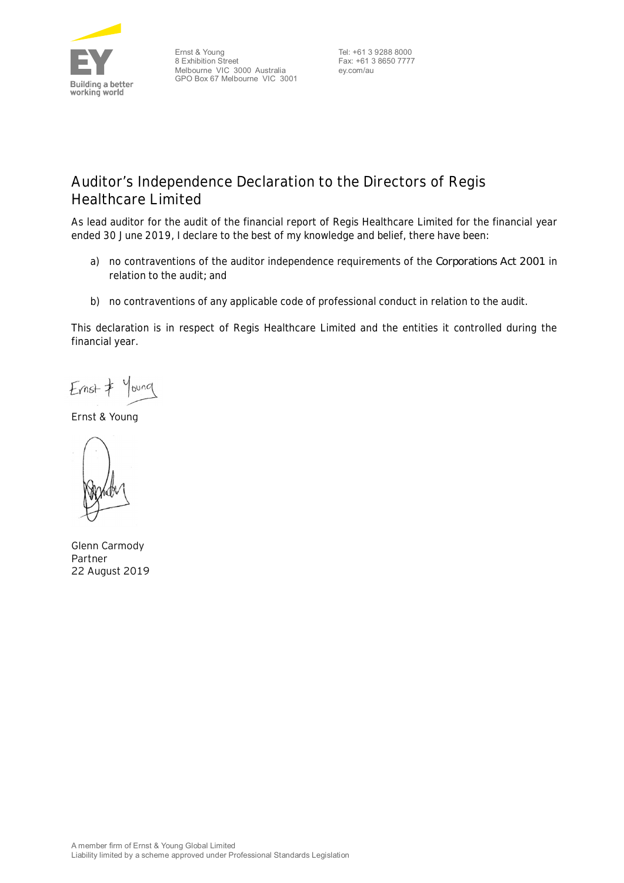Ernst & Young
8 Exhibition Street
Melbourne VIC 3000 Australia
GPO Box 67 Melbourne VIC 3001

Tel: +61 3 9288 8000
Fax: +61 3 8650 7777
ey.com/au

# Auditor's Independence Declaration to the Directors of Regis Healthcare Limited

As lead auditor for the audit of the financial report of Regis Healthcare Limited for the financial year ended 30 June 2019, I declare to the best of my knowledge and belief, there have been:

a) no contraventions of the auditor independence requirements of the *Corporations Act 2001* in relation to the audit; and

b) no contraventions of any applicable code of professional conduct in relation to the audit.

This declaration is in respect of Regis Healthcare Limited and the entities it controlled during the financial year.

Ernst & Young

Glenn Carmody
Partner
22 August 2019

A member firm of Ernst & Young Global Limited
Liability limited by a scheme approved under Professional Standards Legislation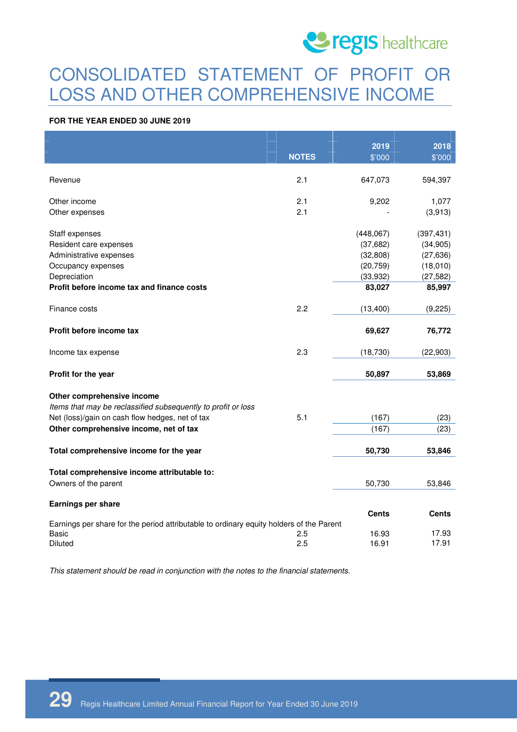# CONSOLIDATED STATEMENT OF PROFIT OR LOSS AND OTHER COMPREHENSIVE INCOME

**FOR THE YEAR ENDED 30 JUNE 2019**

| | NOTES | 2019 $'000 | 2018 $'000 |
|---|---|---|---|
| Revenue | 2.1 | 647,073 | 594,397 |
| | | | |
| Other income | 2.1 | 9,202 | 1,077 |
| Other expenses | 2.1 | - | (3,913) |
| | | | |
| Staff expenses | | (448,067) | (397,431) |
| Resident care expenses | | (37,682) | (34,905) |
| Administrative expenses | | (32,808) | (27,636) |
| Occupancy expenses | | (20,759) | (18,010) |
| Depreciation | | (33,932) | (27,582) |
| **Profit before income tax and finance costs** | | **83,027** | **85,997** |
| | | | |
| Finance costs | 2.2 | (13,400) | (9,225) |
| | | | |
| **Profit before income tax** | | **69,627** | **76,772** |
| | | | |
| Income tax expense | 2.3 | (18,730) | (22,903) |
| | | | |
| **Profit for the year** | | **50,897** | **53,869** |
| | | | |
| **Other comprehensive income** | | | |
| *Items that may be reclassified subsequently to profit or loss* | | | |
| Net (loss)/gain on cash flow hedges, net of tax | 5.1 | (167) | (23) |
| **Other comprehensive income, net of tax** | | (167) | (23) |
| | | | |
| **Total comprehensive income for the year** | | **50,730** | **53,846** |
| | | | |
| **Total comprehensive income attributable to:** | | | |
| Owners of the parent | | 50,730 | 53,846 |
| | | | |
| **Earnings per share** | | **Cents** | **Cents** |
| Earnings per share for the period attributable to ordinary equity holders of the Parent | | | |
| Basic | 2.5 | 16.93 | 17.93 |
| Diluted | 2.5 | 16.91 | 17.91 |

*This statement should be read in conjunction with the notes to the financial statements.*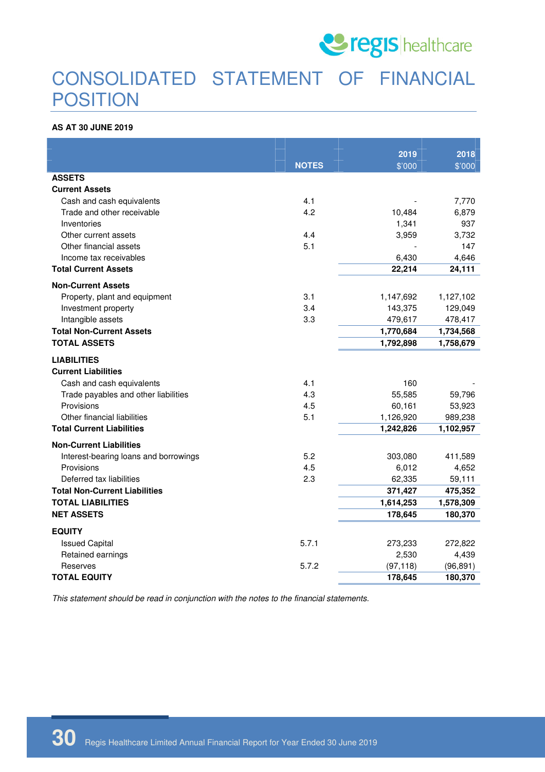# CONSOLIDATED STATEMENT OF FINANCIAL POSITION

**AS AT 30 JUNE 2019**

| | NOTES | 2019 $'000 | 2018 $'000 |
|---|---|---|---|
| **ASSETS** | | | |
| **Current Assets** | | | |
| Cash and cash equivalents | 4.1 | - | 7,770 |
| Trade and other receivable | 4.2 | 10,484 | 6,879 |
| Inventories | | 1,341 | 937 |
| Other current assets | 4.4 | 3,959 | 3,732 |
| Other financial assets | 5.1 | - | 147 |
| Income tax receivables | | 6,430 | 4,646 |
| **Total Current Assets** | | **22,214** | **24,111** |
| **Non-Current Assets** | | | |
| Property, plant and equipment | 3.1 | 1,147,692 | 1,127,102 |
| Investment property | 3.4 | 143,375 | 129,049 |
| Intangible assets | 3.3 | 479,617 | 478,417 |
| **Total Non-Current Assets** | | **1,770,684** | **1,734,568** |
| **TOTAL ASSETS** | | **1,792,898** | **1,758,679** |
| **LIABILITIES** | | | |
| **Current Liabilities** | | | |
| Cash and cash equivalents | 4.1 | 160 | - |
| Trade payables and other liabilities | 4.3 | 55,585 | 59,796 |
| Provisions | 4.5 | 60,161 | 53,923 |
| Other financial liabilities | 5.1 | 1,126,920 | 989,238 |
| **Total Current Liabilities** | | **1,242,826** | **1,102,957** |
| **Non-Current Liabilities** | | | |
| Interest-bearing loans and borrowings | 5.2 | 303,080 | 411,589 |
| Provisions | 4.5 | 6,012 | 4,652 |
| Deferred tax liabilities | 2.3 | 62,335 | 59,111 |
| **Total Non-Current Liabilities** | | **371,427** | **475,352** |
| **TOTAL LIABILITIES** | | **1,614,253** | **1,578,309** |
| **NET ASSETS** | | **178,645** | **180,370** |
| **EQUITY** | | | |
| Issued Capital | 5.7.1 | 273,233 | 272,822 |
| Retained earnings | | 2,530 | 4,439 |
| Reserves | 5.7.2 | (97,118) | (96,891) |
| **TOTAL EQUITY** | | **178,645** | **180,370** |

*This statement should be read in conjunction with the notes to the financial statements.*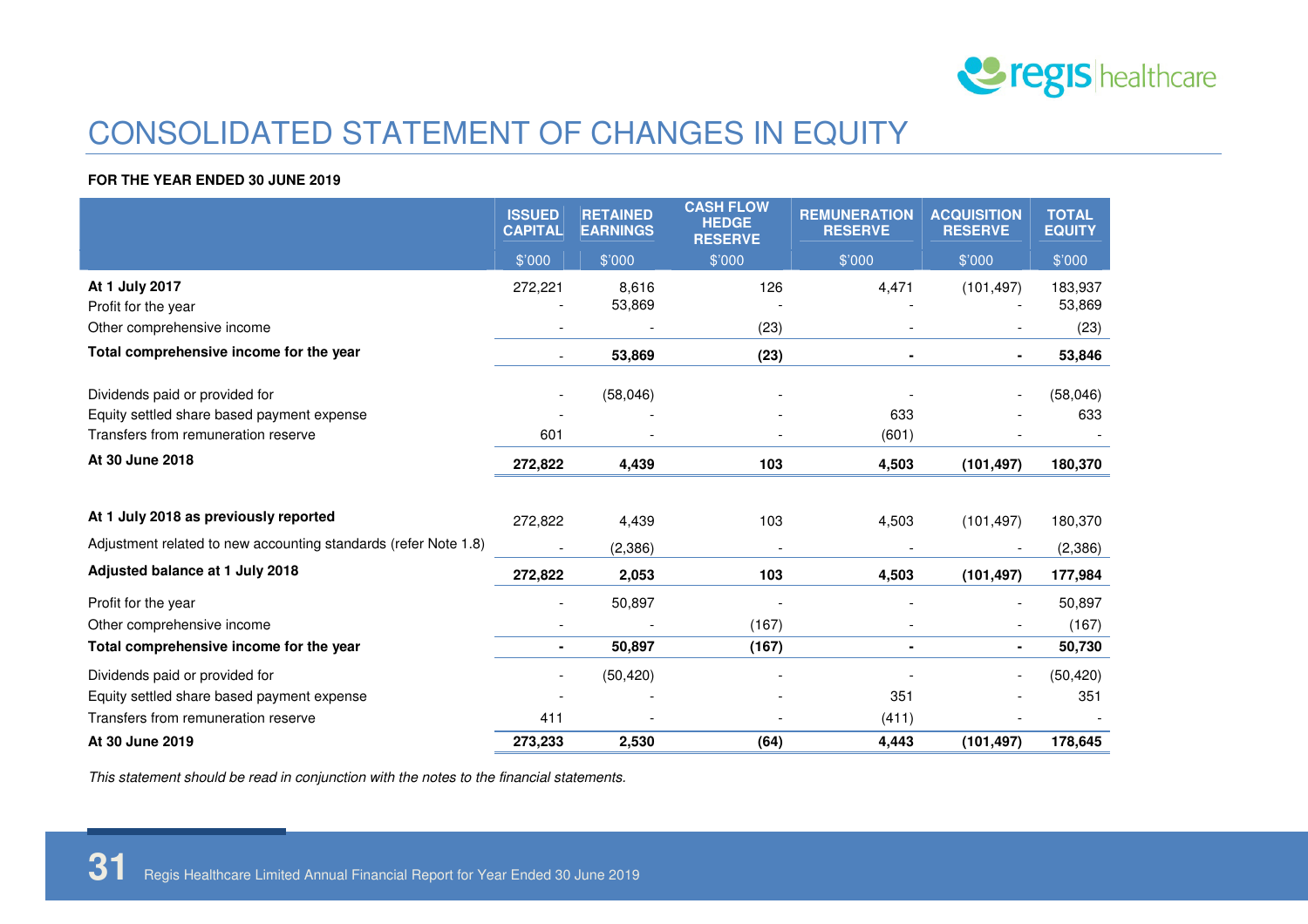# CONSOLIDATED STATEMENT OF CHANGES IN EQUITY

**FOR THE YEAR ENDED 30 JUNE 2019**

| | ISSUED CAPITAL | RETAINED EARNINGS | CASH FLOW HEDGE RESERVE | REMUNERATION RESERVE | ACQUISITION RESERVE | TOTAL EQUITY |
|---|---|---|---|---|---|---|
| | $'000 | $'000 | $'000 | $'000 | $'000 | $'000 |
| **At 1 July 2017** | 272,221 | 8,616 | 126 | 4,471 | (101,497) | 183,937 |
| Profit for the year | - | 53,869 | - | - | - | 53,869 |
| Other comprehensive income | - | - | (23) | - | - | (23) |
| **Total comprehensive income for the year** | - | **53,869** | **(23)** | **-** | **-** | **53,846** |
| Dividends paid or provided for | - | (58,046) | - | - | - | (58,046) |
| Equity settled share based payment expense | - | - | - | 633 | - | 633 |
| Transfers from remuneration reserve | 601 | - | - | (601) | - | - |
| **At 30 June 2018** | **272,822** | **4,439** | **103** | **4,503** | **(101,497)** | **180,370** |
| | | | | | | |
| **At 1 July 2018 as previously reported** | 272,822 | 4,439 | 103 | 4,503 | (101,497) | 180,370 |
| Adjustment related to new accounting standards (refer Note 1.8) | - | (2,386) | - | - | - | (2,386) |
| **Adjusted balance at 1 July 2018** | **272,822** | **2,053** | **103** | **4,503** | **(101,497)** | **177,984** |
| Profit for the year | - | 50,897 | - | - | - | 50,897 |
| Other comprehensive income | - | - | (167) | - | - | (167) |
| **Total comprehensive income for the year** | **-** | **50,897** | **(167)** | **-** | **-** | **50,730** |
| Dividends paid or provided for | - | (50,420) | - | - | - | (50,420) |
| Equity settled share based payment expense | - | - | - | 351 | - | 351 |
| Transfers from remuneration reserve | 411 | - | - | (411) | - | - |
| **At 30 June 2019** | **273,233** | **2,530** | **(64)** | **4,443** | **(101,497)** | **178,645** |

*This statement should be read in conjunction with the notes to the financial statements.*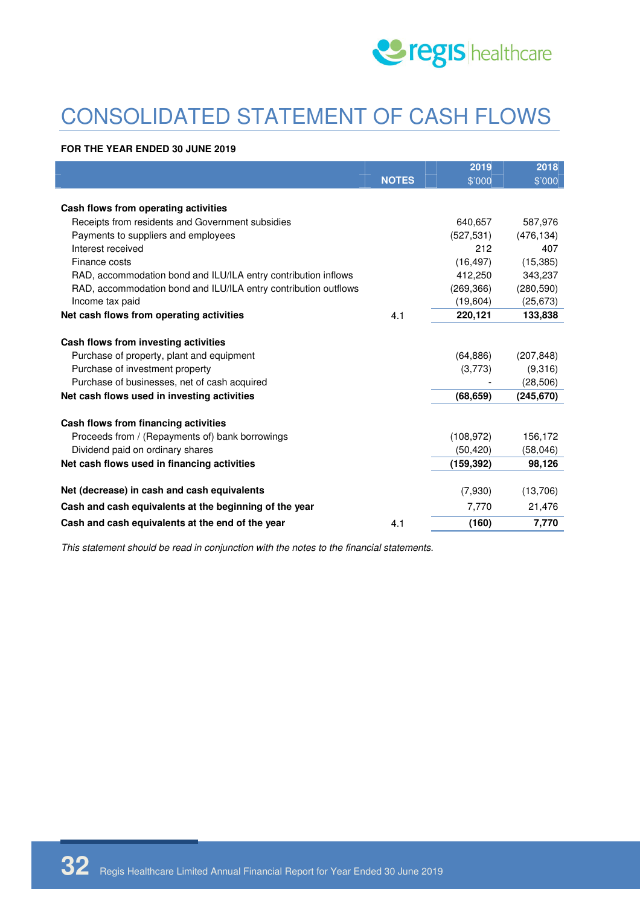# CONSOLIDATED STATEMENT OF CASH FLOWS

**FOR THE YEAR ENDED 30 JUNE 2019**

| | NOTES | 2019 $'000 | 2018 $'000 |
|---|---|---|---|
| **Cash flows from operating activities** | | | |
| Receipts from residents and Government subsidies | | 640,657 | 587,976 |
| Payments to suppliers and employees | | (527,531) | (476,134) |
| Interest received | | 212 | 407 |
| Finance costs | | (16,497) | (15,385) |
| RAD, accommodation bond and ILU/ILA entry contribution inflows | | 412,250 | 343,237 |
| RAD, accommodation bond and ILU/ILA entry contribution outflows | | (269,366) | (280,590) |
| Income tax paid | | (19,604) | (25,673) |
| **Net cash flows from operating activities** | 4.1 | **220,121** | **133,838** |
| **Cash flows from investing activities** | | | |
| Purchase of property, plant and equipment | | (64,886) | (207,848) |
| Purchase of investment property | | (3,773) | (9,316) |
| Purchase of businesses, net of cash acquired | | - | (28,506) |
| **Net cash flows used in investing activities** | | **(68,659)** | **(245,670)** |
| **Cash flows from financing activities** | | | |
| Proceeds from / (Repayments of) bank borrowings | | (108,972) | 156,172 |
| Dividend paid on ordinary shares | | (50,420) | (58,046) |
| **Net cash flows used in financing activities** | | **(159,392)** | **98,126** |
| **Net (decrease) in cash and cash equivalents** | | (7,930) | (13,706) |
| **Cash and cash equivalents at the beginning of the year** | | 7,770 | 21,476 |
| **Cash and cash equivalents at the end of the year** | 4.1 | **(160)** | **7,770** |

*This statement should be read in conjunction with the notes to the financial statements.*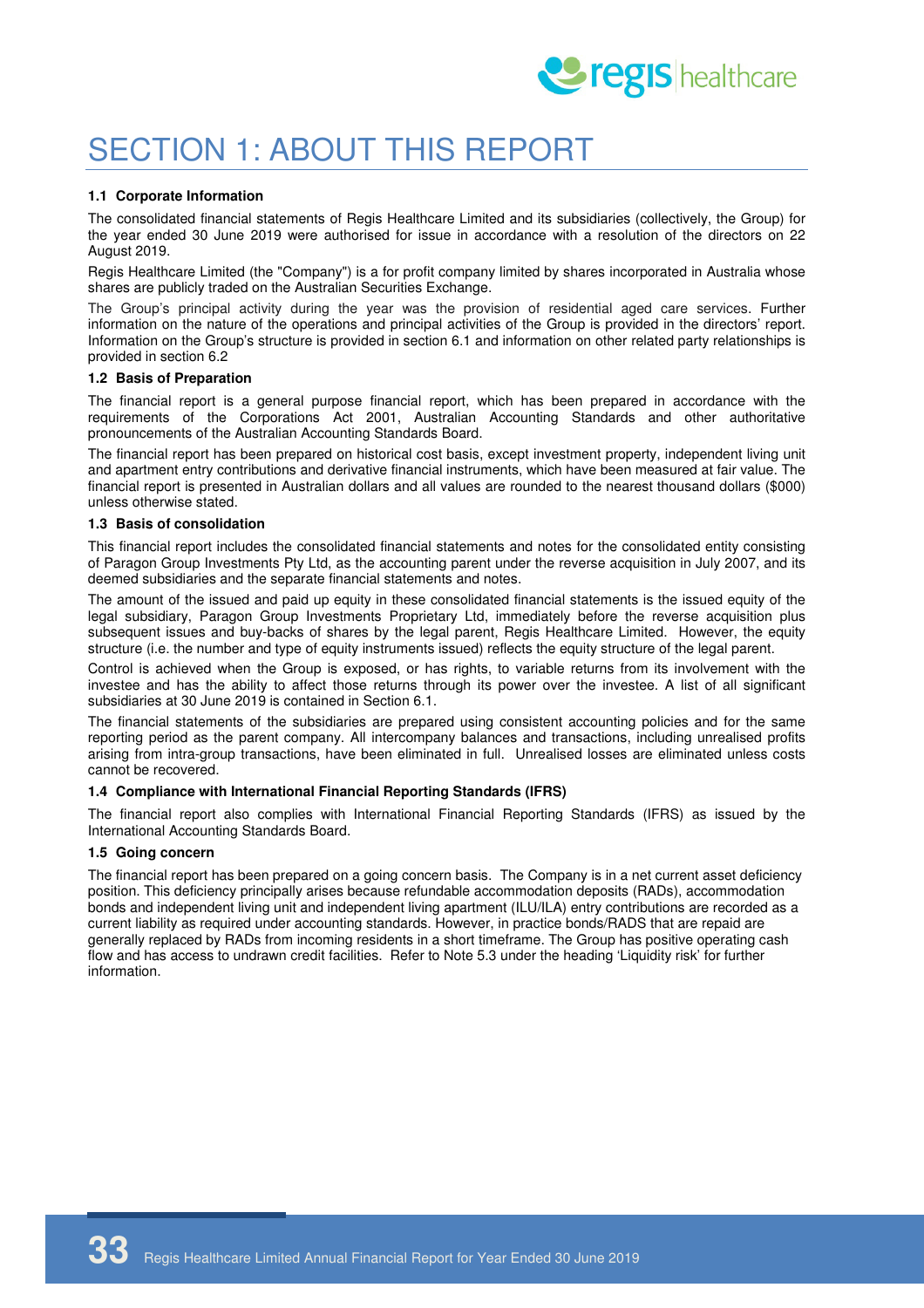# SECTION 1: ABOUT THIS REPORT

### 1.1 Corporate Information

The consolidated financial statements of Regis Healthcare Limited and its subsidiaries (collectively, the Group) for the year ended 30 June 2019 were authorised for issue in accordance with a resolution of the directors on 22 August 2019.

Regis Healthcare Limited (the "Company") is a for profit company limited by shares incorporated in Australia whose shares are publicly traded on the Australian Securities Exchange.

The Group's principal activity during the year was the provision of residential aged care services. Further information on the nature of the operations and principal activities of the Group is provided in the directors' report. Information on the Group's structure is provided in section 6.1 and information on other related party relationships is provided in section 6.2

### 1.2 Basis of Preparation

The financial report is a general purpose financial report, which has been prepared in accordance with the requirements of the Corporations Act 2001, Australian Accounting Standards and other authoritative pronouncements of the Australian Accounting Standards Board.

The financial report has been prepared on historical cost basis, except investment property, independent living unit and apartment entry contributions and derivative financial instruments, which have been measured at fair value. The financial report is presented in Australian dollars and all values are rounded to the nearest thousand dollars ($000) unless otherwise stated.

### 1.3 Basis of consolidation

This financial report includes the consolidated financial statements and notes for the consolidated entity consisting of Paragon Group Investments Pty Ltd, as the accounting parent under the reverse acquisition in July 2007, and its deemed subsidiaries and the separate financial statements and notes.

The amount of the issued and paid up equity in these consolidated financial statements is the issued equity of the legal subsidiary, Paragon Group Investments Proprietary Ltd, immediately before the reverse acquisition plus subsequent issues and buy-backs of shares by the legal parent, Regis Healthcare Limited. However, the equity structure (i.e. the number and type of equity instruments issued) reflects the equity structure of the legal parent.

Control is achieved when the Group is exposed, or has rights, to variable returns from its involvement with the investee and has the ability to affect those returns through its power over the investee. A list of all significant subsidiaries at 30 June 2019 is contained in Section 6.1.

The financial statements of the subsidiaries are prepared using consistent accounting policies and for the same reporting period as the parent company. All intercompany balances and transactions, including unrealised profits arising from intra-group transactions, have been eliminated in full. Unrealised losses are eliminated unless costs cannot be recovered.

### 1.4 Compliance with International Financial Reporting Standards (IFRS)

The financial report also complies with International Financial Reporting Standards (IFRS) as issued by the International Accounting Standards Board.

### 1.5 Going concern

The financial report has been prepared on a going concern basis. The Company is in a net current asset deficiency position. This deficiency principally arises because refundable accommodation deposits (RADs), accommodation bonds and independent living unit and independent living apartment (ILU/ILA) entry contributions are recorded as a current liability as required under accounting standards. However, in practice bonds/RADS that are repaid are generally replaced by RADs from incoming residents in a short timeframe. The Group has positive operating cash flow and has access to undrawn credit facilities. Refer to Note 5.3 under the heading 'Liquidity risk' for further information.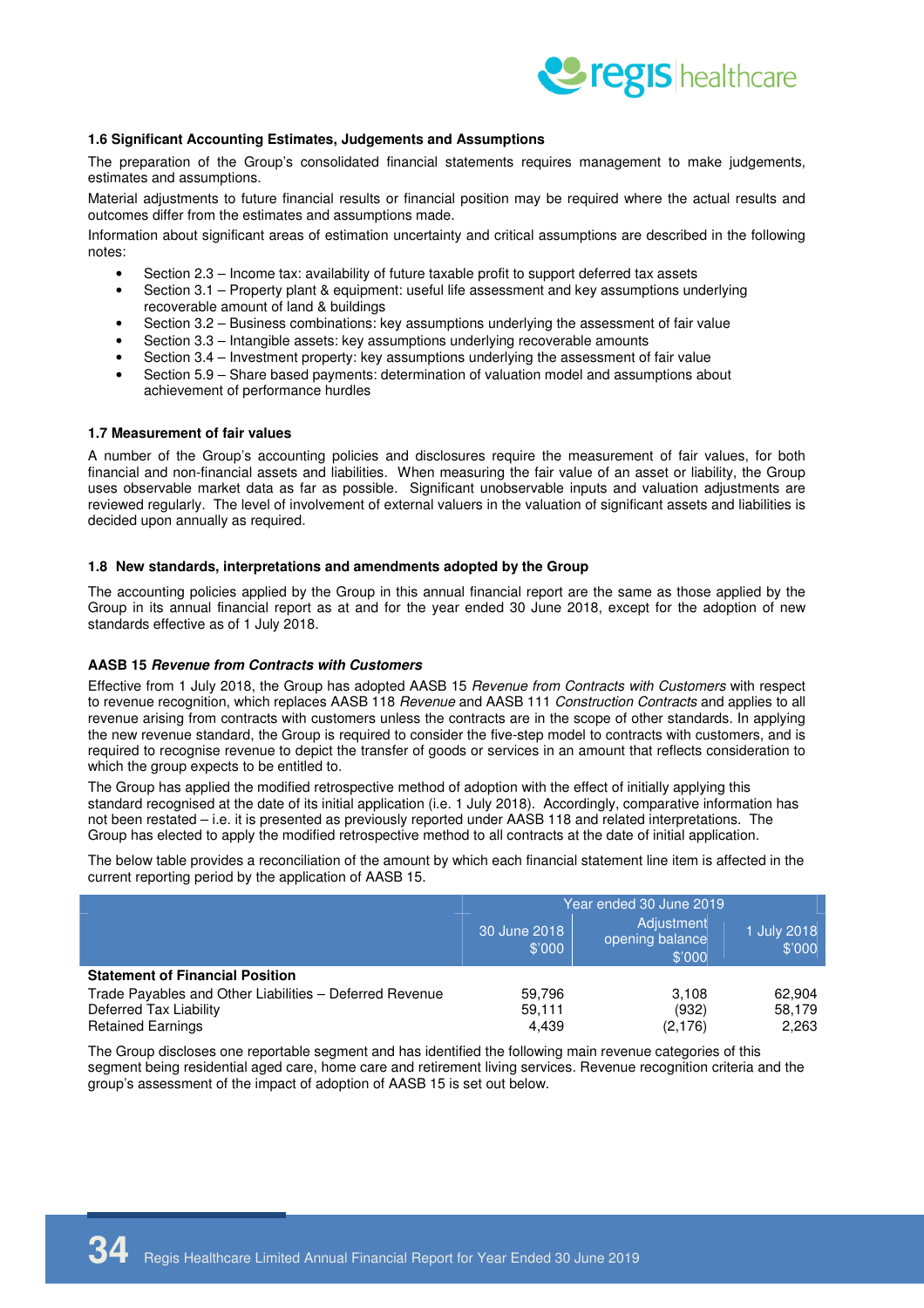### 1.6 Significant Accounting Estimates, Judgements and Assumptions

The preparation of the Group's consolidated financial statements requires management to make judgements, estimates and assumptions.

Material adjustments to future financial results or financial position may be required where the actual results and outcomes differ from the estimates and assumptions made.

Information about significant areas of estimation uncertainty and critical assumptions are described in the following notes:

- Section 2.3 – Income tax: availability of future taxable profit to support deferred tax assets
- Section 3.1 – Property plant & equipment: useful life assessment and key assumptions underlying recoverable amount of land & buildings
- Section 3.2 – Business combinations: key assumptions underlying the assessment of fair value
- Section 3.3 – Intangible assets: key assumptions underlying recoverable amounts
- Section 3.4 – Investment property: key assumptions underlying the assessment of fair value
- Section 5.9 – Share based payments: determination of valuation model and assumptions about achievement of performance hurdles

### 1.7 Measurement of fair values

A number of the Group's accounting policies and disclosures require the measurement of fair values, for both financial and non-financial assets and liabilities. When measuring the fair value of an asset or liability, the Group uses observable market data as far as possible. Significant unobservable inputs and valuation adjustments are reviewed regularly. The level of involvement of external valuers in the valuation of significant assets and liabilities is decided upon annually as required.

### 1.8 New standards, interpretations and amendments adopted by the Group

The accounting policies applied by the Group in this annual financial report are the same as those applied by the Group in its annual financial report as at and for the year ended 30 June 2018, except for the adoption of new standards effective as of 1 July 2018.

**AASB 15 *Revenue from Contracts with Customers***

Effective from 1 July 2018, the Group has adopted AASB 15 *Revenue from Contracts with Customers* with respect to revenue recognition, which replaces AASB 118 *Revenue* and AASB 111 *Construction Contracts* and applies to all revenue arising from contracts with customers unless the contracts are in the scope of other standards. In applying the new revenue standard, the Group is required to consider the five-step model to contracts with customers, and is required to recognise revenue to depict the transfer of goods or services in an amount that reflects consideration to which the group expects to be entitled to.

The Group has applied the modified retrospective method of adoption with the effect of initially applying this standard recognised at the date of its initial application (i.e. 1 July 2018). Accordingly, comparative information has not been restated – i.e. it is presented as previously reported under AASB 118 and related interpretations. The Group has elected to apply the modified retrospective method to all contracts at the date of initial application.

The below table provides a reconciliation of the amount by which each financial statement line item is affected in the current reporting period by the application of AASB 15.

| | Year ended 30 June 2019 | | |
|---|---|---|---|
| | 30 June 2018 $'000 | Adjustment opening balance $'000 | 1 July 2018 $'000 |
| **Statement of Financial Position** | | | |
| Trade Payables and Other Liabilities – Deferred Revenue | 59,796 | 3,108 | 62,904 |
| Deferred Tax Liability | 59,111 | (932) | 58,179 |
| Retained Earnings | 4,439 | (2,176) | 2,263 |

The Group discloses one reportable segment and has identified the following main revenue categories of this segment being residential aged care, home care and retirement living services. Revenue recognition criteria and the group's assessment of the impact of adoption of AASB 15 is set out below.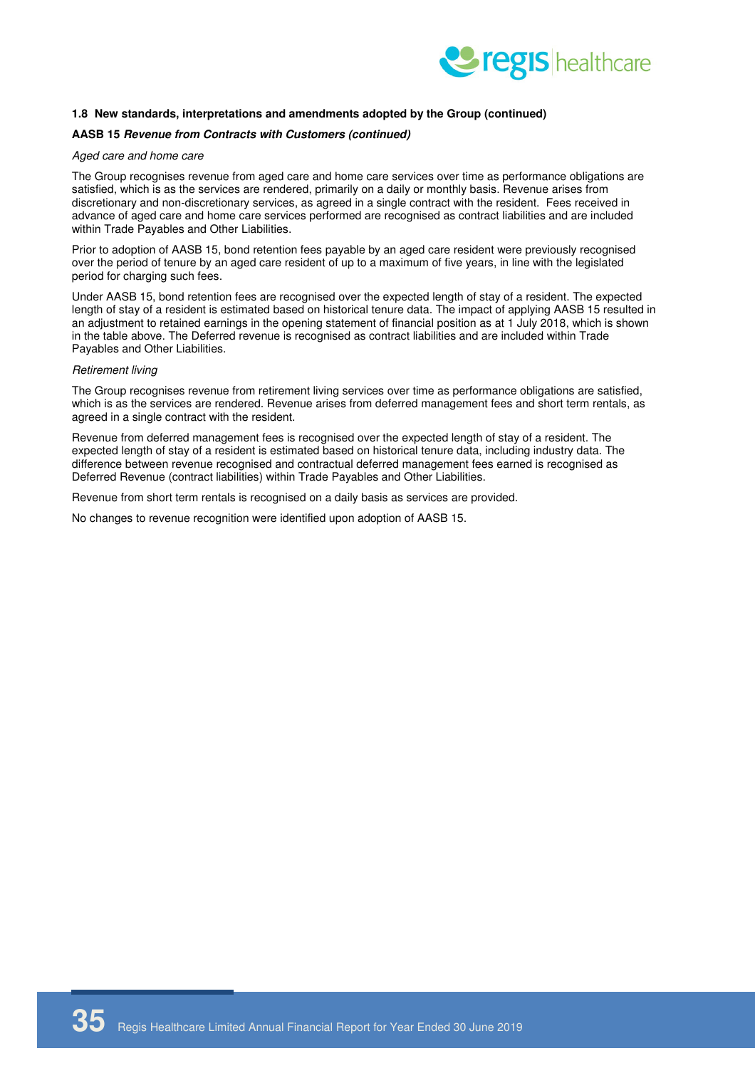**1.8 New standards, interpretations and amendments adopted by the Group (continued)**

**AASB 15 *Revenue from Contracts with Customers (continued)***

*Aged care and home care*

The Group recognises revenue from aged care and home care services over time as performance obligations are satisfied, which is as the services are rendered, primarily on a daily or monthly basis. Revenue arises from discretionary and non-discretionary services, as agreed in a single contract with the resident. Fees received in advance of aged care and home care services performed are recognised as contract liabilities and are included within Trade Payables and Other Liabilities.

Prior to adoption of AASB 15, bond retention fees payable by an aged care resident were previously recognised over the period of tenure by an aged care resident of up to a maximum of five years, in line with the legislated period for charging such fees.

Under AASB 15, bond retention fees are recognised over the expected length of stay of a resident. The expected length of stay of a resident is estimated based on historical tenure data. The impact of applying AASB 15 resulted in an adjustment to retained earnings in the opening statement of financial position as at 1 July 2018, which is shown in the table above. The Deferred revenue is recognised as contract liabilities and are included within Trade Payables and Other Liabilities.

*Retirement living*

The Group recognises revenue from retirement living services over time as performance obligations are satisfied, which is as the services are rendered. Revenue arises from deferred management fees and short term rentals, as agreed in a single contract with the resident.

Revenue from deferred management fees is recognised over the expected length of stay of a resident. The expected length of stay of a resident is estimated based on historical tenure data, including industry data. The difference between revenue recognised and contractual deferred management fees earned is recognised as Deferred Revenue (contract liabilities) within Trade Payables and Other Liabilities.

Revenue from short term rentals is recognised on a daily basis as services are provided.

No changes to revenue recognition were identified upon adoption of AASB 15.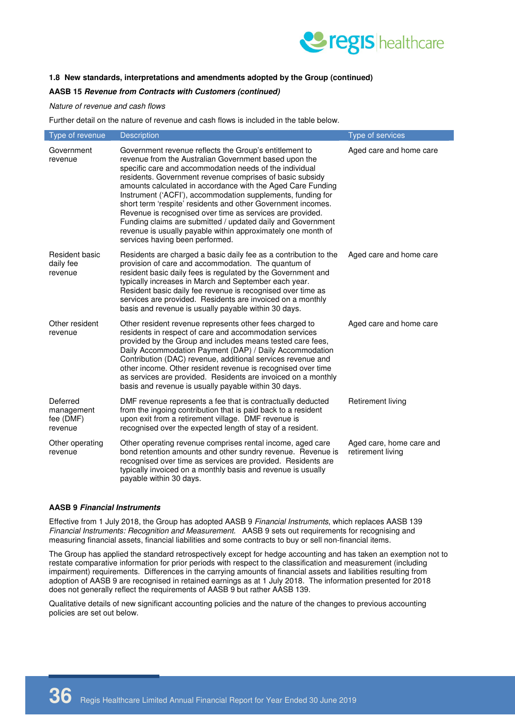#### 1.8 New standards, interpretations and amendments adopted by the Group (continued)

**AASB 15 *Revenue from Contracts with Customers (continued)***

*Nature of revenue and cash flows*

Further detail on the nature of revenue and cash flows is included in the table below.

| Type of revenue | Description | Type of services |
|---|---|---|
| Government revenue | Government revenue reflects the Group's entitlement to revenue from the Australian Government based upon the specific care and accommodation needs of the individual residents. Government revenue comprises of basic subsidy amounts calculated in accordance with the Aged Care Funding Instrument ('ACFI'), accommodation supplements, funding for short term 'respite' residents and other Government incomes. Revenue is recognised over time as services are provided. Funding claims are submitted / updated daily and Government revenue is usually payable within approximately one month of services having been performed. | Aged care and home care |
| Resident basic daily fee revenue | Residents are charged a basic daily fee as a contribution to the provision of care and accommodation. The quantum of resident basic daily fees is regulated by the Government and typically increases in March and September each year. Resident basic daily fee revenue is recognised over time as services are provided. Residents are invoiced on a monthly basis and revenue is usually payable within 30 days. | Aged care and home care |
| Other resident revenue | Other resident revenue represents other fees charged to residents in respect of care and accommodation services provided by the Group and includes means tested care fees, Daily Accommodation Payment (DAP) / Daily Accommodation Contribution (DAC) revenue, additional services revenue and other income. Other resident revenue is recognised over time as services are provided. Residents are invoiced on a monthly basis and revenue is usually payable within 30 days. | Aged care and home care |
| Deferred management fee (DMF) revenue | DMF revenue represents a fee that is contractually deducted from the ingoing contribution that is paid back to a resident upon exit from a retirement village. DMF revenue is recognised over the expected length of stay of a resident. | Retirement living |
| Other operating revenue | Other operating revenue comprises rental income, aged care bond retention amounts and other sundry revenue. Revenue is recognised over time as services are provided. Residents are typically invoiced on a monthly basis and revenue is usually payable within 30 days. | Aged care, home care and retirement living |

**AASB 9 *Financial Instruments***

Effective from 1 July 2018, the Group has adopted AASB 9 *Financial Instruments*, which replaces AASB 139 *Financial Instruments: Recognition and Measurement*. AASB 9 sets out requirements for recognising and measuring financial assets, financial liabilities and some contracts to buy or sell non-financial items.

The Group has applied the standard retrospectively except for hedge accounting and has taken an exemption not to restate comparative information for prior periods with respect to the classification and measurement (including impairment) requirements. Differences in the carrying amounts of financial assets and liabilities resulting from adoption of AASB 9 are recognised in retained earnings as at 1 July 2018. The information presented for 2018 does not generally reflect the requirements of AASB 9 but rather AASB 139.

Qualitative details of new significant accounting policies and the nature of the changes to previous accounting policies are set out below.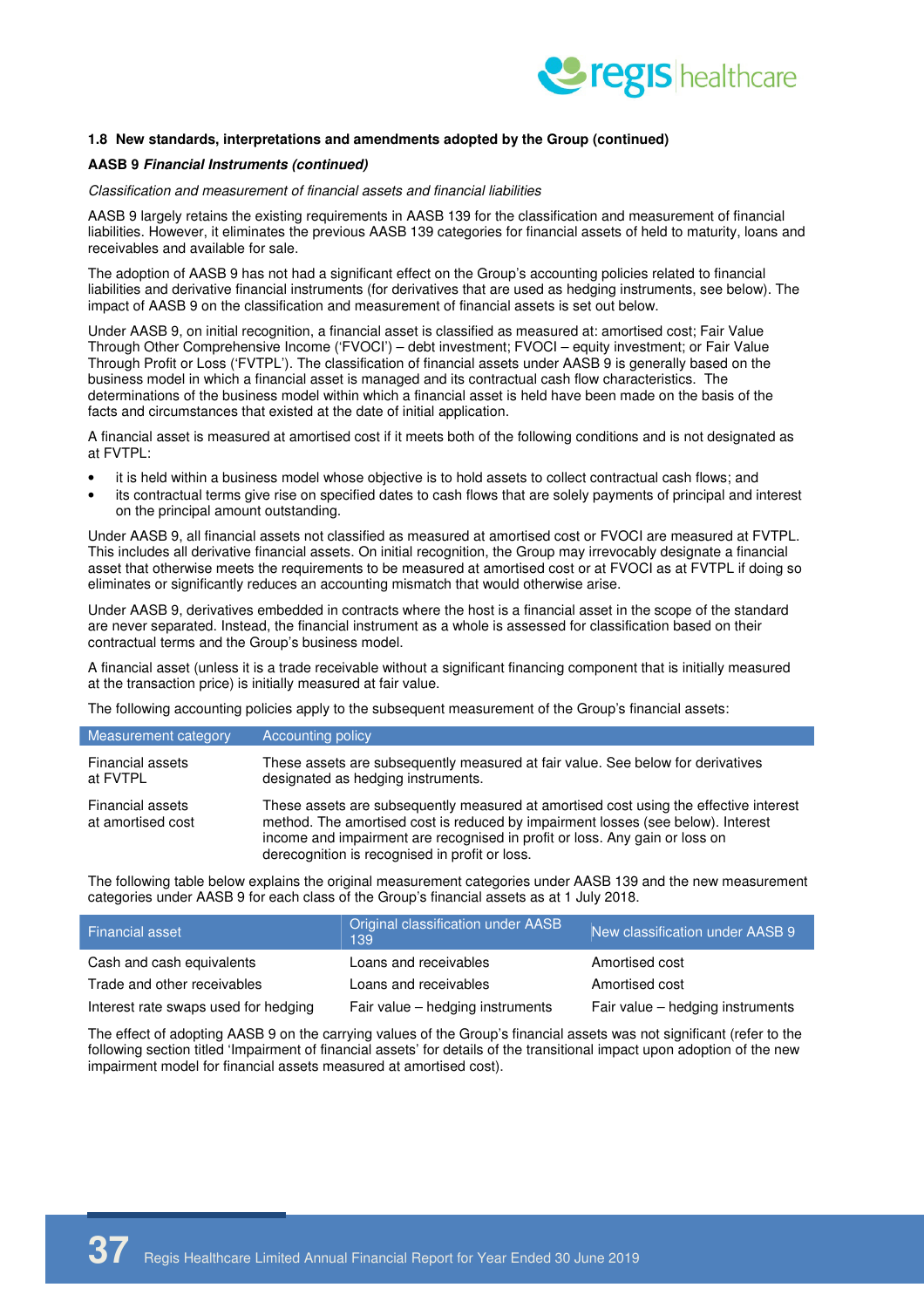### 1.8 New standards, interpretations and amendments adopted by the Group (continued)

**AASB 9 *Financial Instruments (continued)***

*Classification and measurement of financial assets and financial liabilities*

AASB 9 largely retains the existing requirements in AASB 139 for the classification and measurement of financial liabilities. However, it eliminates the previous AASB 139 categories for financial assets of held to maturity, loans and receivables and available for sale.

The adoption of AASB 9 has not had a significant effect on the Group's accounting policies related to financial liabilities and derivative financial instruments (for derivatives that are used as hedging instruments, see below). The impact of AASB 9 on the classification and measurement of financial assets is set out below.

Under AASB 9, on initial recognition, a financial asset is classified as measured at: amortised cost; Fair Value Through Other Comprehensive Income ('FVOCI') – debt investment; FVOCI – equity investment; or Fair Value Through Profit or Loss ('FVTPL'). The classification of financial assets under AASB 9 is generally based on the business model in which a financial asset is managed and its contractual cash flow characteristics. The determinations of the business model within which a financial asset is held have been made on the basis of the facts and circumstances that existed at the date of initial application.

A financial asset is measured at amortised cost if it meets both of the following conditions and is not designated as at FVTPL:

- it is held within a business model whose objective is to hold assets to collect contractual cash flows; and
- its contractual terms give rise on specified dates to cash flows that are solely payments of principal and interest on the principal amount outstanding.

Under AASB 9, all financial assets not classified as measured at amortised cost or FVOCI are measured at FVTPL. This includes all derivative financial assets. On initial recognition, the Group may irrevocably designate a financial asset that otherwise meets the requirements to be measured at amortised cost or at FVOCI as at FVTPL if doing so eliminates or significantly reduces an accounting mismatch that would otherwise arise.

Under AASB 9, derivatives embedded in contracts where the host is a financial asset in the scope of the standard are never separated. Instead, the financial instrument as a whole is assessed for classification based on their contractual terms and the Group's business model.

A financial asset (unless it is a trade receivable without a significant financing component that is initially measured at the transaction price) is initially measured at fair value.

The following accounting policies apply to the subsequent measurement of the Group's financial assets:

| Measurement category | Accounting policy |
|---|---|
| Financial assets at FVTPL | These assets are subsequently measured at fair value. See below for derivatives designated as hedging instruments. |
| Financial assets at amortised cost | These assets are subsequently measured at amortised cost using the effective interest method. The amortised cost is reduced by impairment losses (see below). Interest income and impairment are recognised in profit or loss. Any gain or loss on derecognition is recognised in profit or loss. |

The following table below explains the original measurement categories under AASB 139 and the new measurement categories under AASB 9 for each class of the Group's financial assets as at 1 July 2018.

| Financial asset | Original classification under AASB 139 | New classification under AASB 9 |
|---|---|---|
| Cash and cash equivalents | Loans and receivables | Amortised cost |
| Trade and other receivables | Loans and receivables | Amortised cost |
| Interest rate swaps used for hedging | Fair value – hedging instruments | Fair value – hedging instruments |

The effect of adopting AASB 9 on the carrying values of the Group's financial assets was not significant (refer to the following section titled 'Impairment of financial assets' for details of the transitional impact upon adoption of the new impairment model for financial assets measured at amortised cost).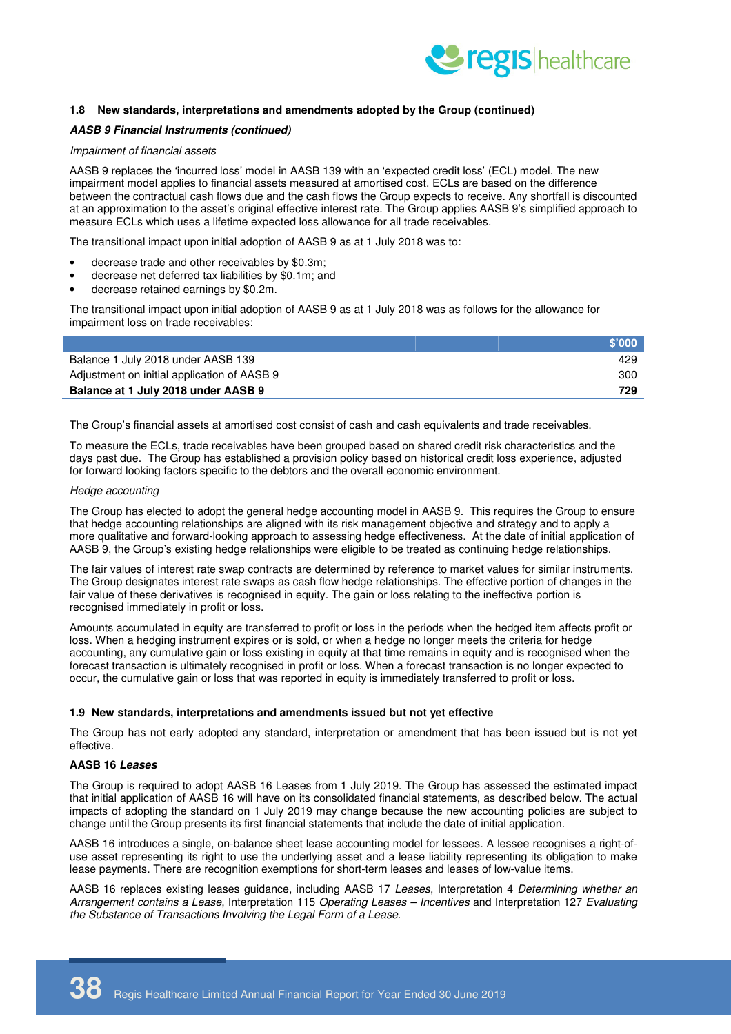### 1.8 New standards, interpretations and amendments adopted by the Group (continued)

***AASB 9 Financial Instruments (continued)***

*Impairment of financial assets*

AASB 9 replaces the 'incurred loss' model in AASB 139 with an 'expected credit loss' (ECL) model. The new impairment model applies to financial assets measured at amortised cost. ECLs are based on the difference between the contractual cash flows due and the cash flows the Group expects to receive. Any shortfall is discounted at an approximation to the asset's original effective interest rate. The Group applies AASB 9's simplified approach to measure ECLs which uses a lifetime expected loss allowance for all trade receivables.

The transitional impact upon initial adoption of AASB 9 as at 1 July 2018 was to:

- decrease trade and other receivables by $0.3m;
- decrease net deferred tax liabilities by $0.1m; and
- decrease retained earnings by $0.2m.

The transitional impact upon initial adoption of AASB 9 as at 1 July 2018 was as follows for the allowance for impairment loss on trade receivables:

| | $'000 |
|---|---|
| Balance 1 July 2018 under AASB 139 | 429 |
| Adjustment on initial application of AASB 9 | 300 |
| **Balance at 1 July 2018 under AASB 9** | **729** |

The Group's financial assets at amortised cost consist of cash and cash equivalents and trade receivables.

To measure the ECLs, trade receivables have been grouped based on shared credit risk characteristics and the days past due. The Group has established a provision policy based on historical credit loss experience, adjusted for forward looking factors specific to the debtors and the overall economic environment.

*Hedge accounting*

The Group has elected to adopt the general hedge accounting model in AASB 9. This requires the Group to ensure that hedge accounting relationships are aligned with its risk management objective and strategy and to apply a more qualitative and forward-looking approach to assessing hedge effectiveness. At the date of initial application of AASB 9, the Group's existing hedge relationships were eligible to be treated as continuing hedge relationships.

The fair values of interest rate swap contracts are determined by reference to market values for similar instruments. The Group designates interest rate swaps as cash flow hedge relationships. The effective portion of changes in the fair value of these derivatives is recognised in equity. The gain or loss relating to the ineffective portion is recognised immediately in profit or loss.

Amounts accumulated in equity are transferred to profit or loss in the periods when the hedged item affects profit or loss. When a hedging instrument expires or is sold, or when a hedge no longer meets the criteria for hedge accounting, any cumulative gain or loss existing in equity at that time remains in equity and is recognised when the forecast transaction is ultimately recognised in profit or loss. When a forecast transaction is no longer expected to occur, the cumulative gain or loss that was reported in equity is immediately transferred to profit or loss.

### 1.9 New standards, interpretations and amendments issued but not yet effective

The Group has not early adopted any standard, interpretation or amendment that has been issued but is not yet effective.

**AASB 16 *Leases***

The Group is required to adopt AASB 16 Leases from 1 July 2019. The Group has assessed the estimated impact that initial application of AASB 16 will have on its consolidated financial statements, as described below. The actual impacts of adopting the standard on 1 July 2019 may change because the new accounting policies are subject to change until the Group presents its first financial statements that include the date of initial application.

AASB 16 introduces a single, on-balance sheet lease accounting model for lessees. A lessee recognises a right-of-use asset representing its right to use the underlying asset and a lease liability representing its obligation to make lease payments. There are recognition exemptions for short-term leases and leases of low-value items.

AASB 16 replaces existing leases guidance, including AASB 17 *Leases*, Interpretation 4 *Determining whether an Arrangement contains a Lease*, Interpretation 115 *Operating Leases – Incentives* and Interpretation 127 *Evaluating the Substance of Transactions Involving the Legal Form of a Lease*.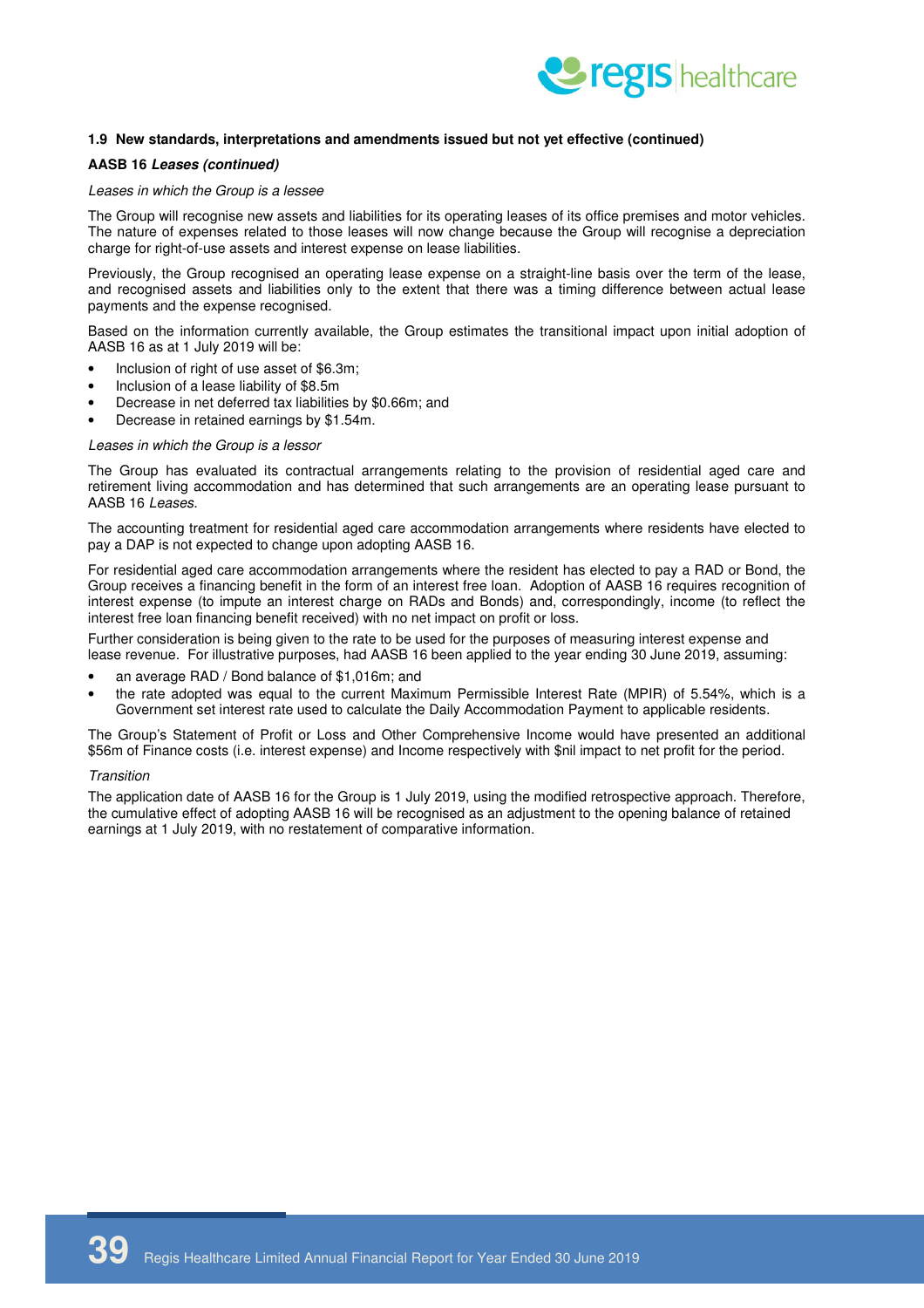#### 1.9 New standards, interpretations and amendments issued but not yet effective (continued)

**AASB 16 *Leases (continued)***

*Leases in which the Group is a lessee*

The Group will recognise new assets and liabilities for its operating leases of its office premises and motor vehicles. The nature of expenses related to those leases will now change because the Group will recognise a depreciation charge for right-of-use assets and interest expense on lease liabilities.

Previously, the Group recognised an operating lease expense on a straight-line basis over the term of the lease, and recognised assets and liabilities only to the extent that there was a timing difference between actual lease payments and the expense recognised.

Based on the information currently available, the Group estimates the transitional impact upon initial adoption of AASB 16 as at 1 July 2019 will be:

- Inclusion of right of use asset of $6.3m;
- Inclusion of a lease liability of $8.5m
- Decrease in net deferred tax liabilities by $0.66m; and
- Decrease in retained earnings by $1.54m.

*Leases in which the Group is a lessor*

The Group has evaluated its contractual arrangements relating to the provision of residential aged care and retirement living accommodation and has determined that such arrangements are an operating lease pursuant to AASB 16 *Leases*.

The accounting treatment for residential aged care accommodation arrangements where residents have elected to pay a DAP is not expected to change upon adopting AASB 16.

For residential aged care accommodation arrangements where the resident has elected to pay a RAD or Bond, the Group receives a financing benefit in the form of an interest free loan. Adoption of AASB 16 requires recognition of interest expense (to impute an interest charge on RADs and Bonds) and, correspondingly, income (to reflect the interest free loan financing benefit received) with no net impact on profit or loss.

Further consideration is being given to the rate to be used for the purposes of measuring interest expense and lease revenue. For illustrative purposes, had AASB 16 been applied to the year ending 30 June 2019, assuming:

- an average RAD / Bond balance of $1,016m; and
- the rate adopted was equal to the current Maximum Permissible Interest Rate (MPIR) of 5.54%, which is a Government set interest rate used to calculate the Daily Accommodation Payment to applicable residents.

The Group's Statement of Profit or Loss and Other Comprehensive Income would have presented an additional $56m of Finance costs (i.e. interest expense) and Income respectively with $nil impact to net profit for the period.

*Transition*

The application date of AASB 16 for the Group is 1 July 2019, using the modified retrospective approach. Therefore, the cumulative effect of adopting AASB 16 will be recognised as an adjustment to the opening balance of retained earnings at 1 July 2019, with no restatement of comparative information.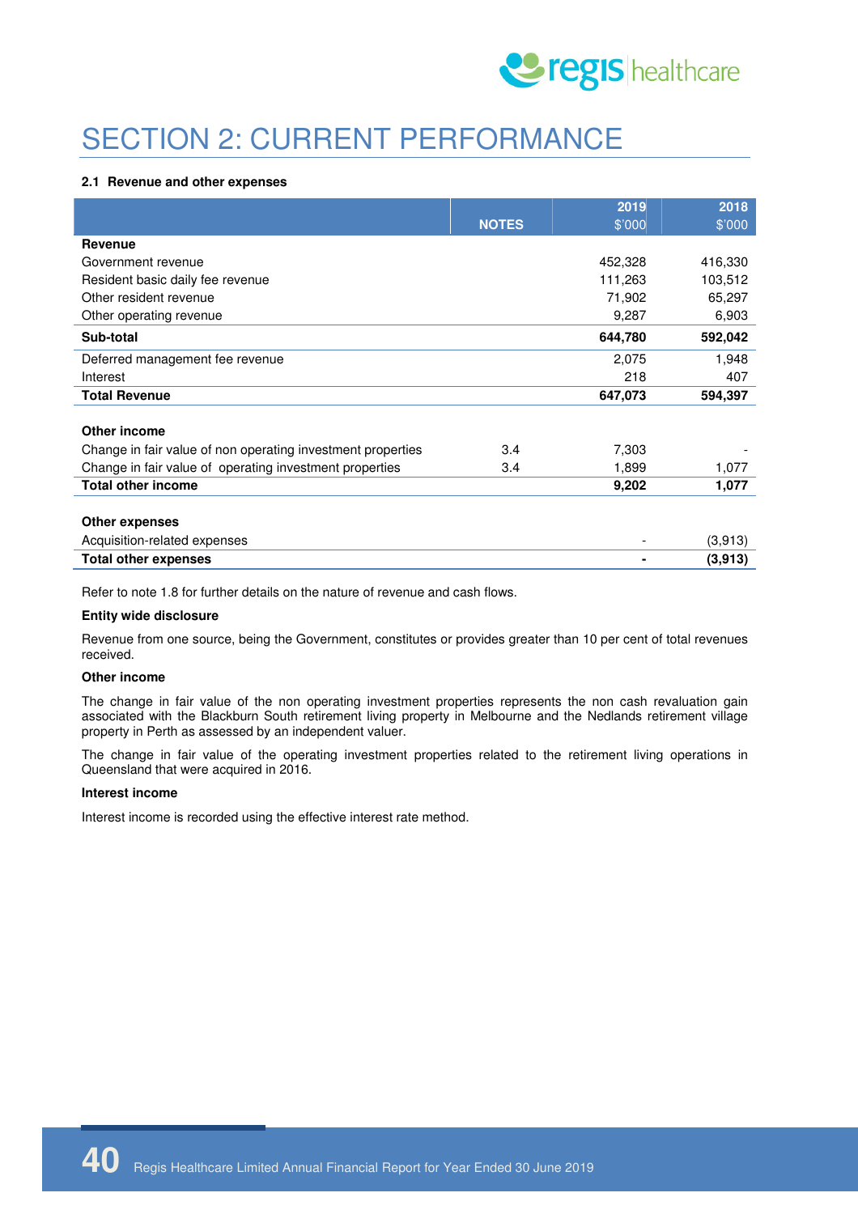# SECTION 2: CURRENT PERFORMANCE

**2.1 Revenue and other expenses**

| | NOTES | 2019 $'000 | 2018 $'000 |
|---|---|---|---|
| **Revenue** | | | |
| Government revenue | | 452,328 | 416,330 |
| Resident basic daily fee revenue | | 111,263 | 103,512 |
| Other resident revenue | | 71,902 | 65,297 |
| Other operating revenue | | 9,287 | 6,903 |
| **Sub-total** | | **644,780** | **592,042** |
| Deferred management fee revenue | | 2,075 | 1,948 |
| Interest | | 218 | 407 |
| **Total Revenue** | | **647,073** | **594,397** |
| | | | |
| **Other income** | | | |
| Change in fair value of non operating investment properties | 3.4 | 7,303 | - |
| Change in fair value of operating investment properties | 3.4 | 1,899 | 1,077 |
| **Total other income** | | **9,202** | **1,077** |
| | | | |
| **Other expenses** | | | |
| Acquisition-related expenses | | - | (3,913) |
| **Total other expenses** | | **-** | **(3,913)** |

Refer to note 1.8 for further details on the nature of revenue and cash flows.

**Entity wide disclosure**

Revenue from one source, being the Government, constitutes or provides greater than 10 per cent of total revenues received.

**Other income**

The change in fair value of the non operating investment properties represents the non cash revaluation gain associated with the Blackburn South retirement living property in Melbourne and the Nedlands retirement village property in Perth as assessed by an independent valuer.

The change in fair value of the operating investment properties related to the retirement living operations in Queensland that were acquired in 2016.

**Interest income**

Interest income is recorded using the effective interest rate method.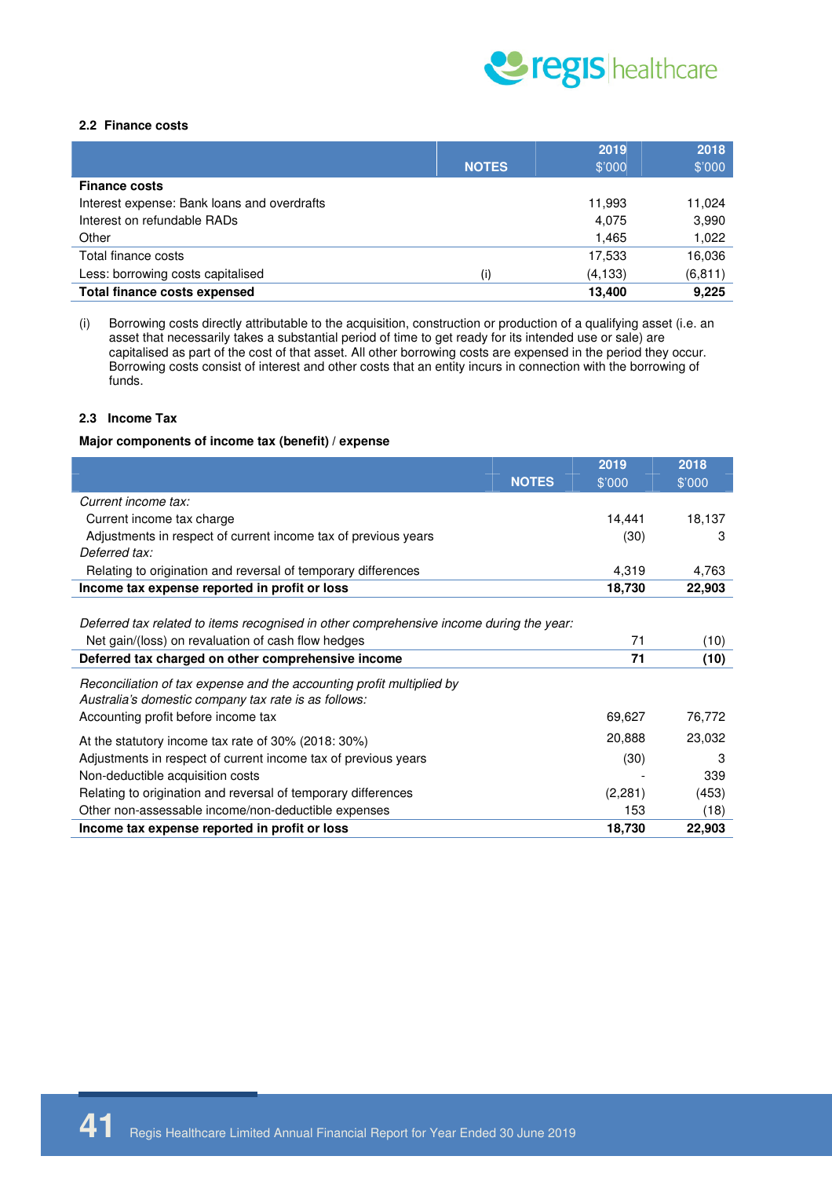### 2.2 Finance costs

| | NOTES | 2019 $'000 | 2018 $'000 |
|---|---|---|---|
| **Finance costs** | | | |
| Interest expense: Bank loans and overdrafts | | 11,993 | 11,024 |
| Interest on refundable RADs | | 4,075 | 3,990 |
| Other | | 1,465 | 1,022 |
| Total finance costs | | 17,533 | 16,036 |
| Less: borrowing costs capitalised | (i) | (4,133) | (6,811) |
| **Total finance costs expensed** | | **13,400** | **9,225** |

(i) Borrowing costs directly attributable to the acquisition, construction or production of a qualifying asset (i.e. an asset that necessarily takes a substantial period of time to get ready for its intended use or sale) are capitalised as part of the cost of that asset. All other borrowing costs are expensed in the period they occur. Borrowing costs consist of interest and other costs that an entity incurs in connection with the borrowing of funds.

### 2.3 Income Tax

**Major components of income tax (benefit) / expense**

| | NOTES | 2019 $'000 | 2018 $'000 |
|---|---|---|---|
| *Current income tax:* | | | |
| Current income tax charge | | 14,441 | 18,137 |
| Adjustments in respect of current income tax of previous years | | (30) | 3 |
| *Deferred tax:* | | | |
| Relating to origination and reversal of temporary differences | | 4,319 | 4,763 |
| **Income tax expense reported in profit or loss** | | **18,730** | **22,903** |
| | | | |
| *Deferred tax related to items recognised in other comprehensive income during the year:* | | | |
| Net gain/(loss) on revaluation of cash flow hedges | | 71 | (10) |
| **Deferred tax charged on other comprehensive income** | | **71** | **(10)** |
| | | | |
| *Reconciliation of tax expense and the accounting profit multiplied by Australia's domestic company tax rate is as follows:* | | | |
| Accounting profit before income tax | | 69,627 | 76,772 |
| At the statutory income tax rate of 30% (2018: 30%) | | 20,888 | 23,032 |
| Adjustments in respect of current income tax of previous years | | (30) | 3 |
| Non-deductible acquisition costs | | - | 339 |
| Relating to origination and reversal of temporary differences | | (2,281) | (453) |
| Other non-assessable income/non-deductible expenses | | 153 | (18) |
| **Income tax expense reported in profit or loss** | | **18,730** | **22,903** |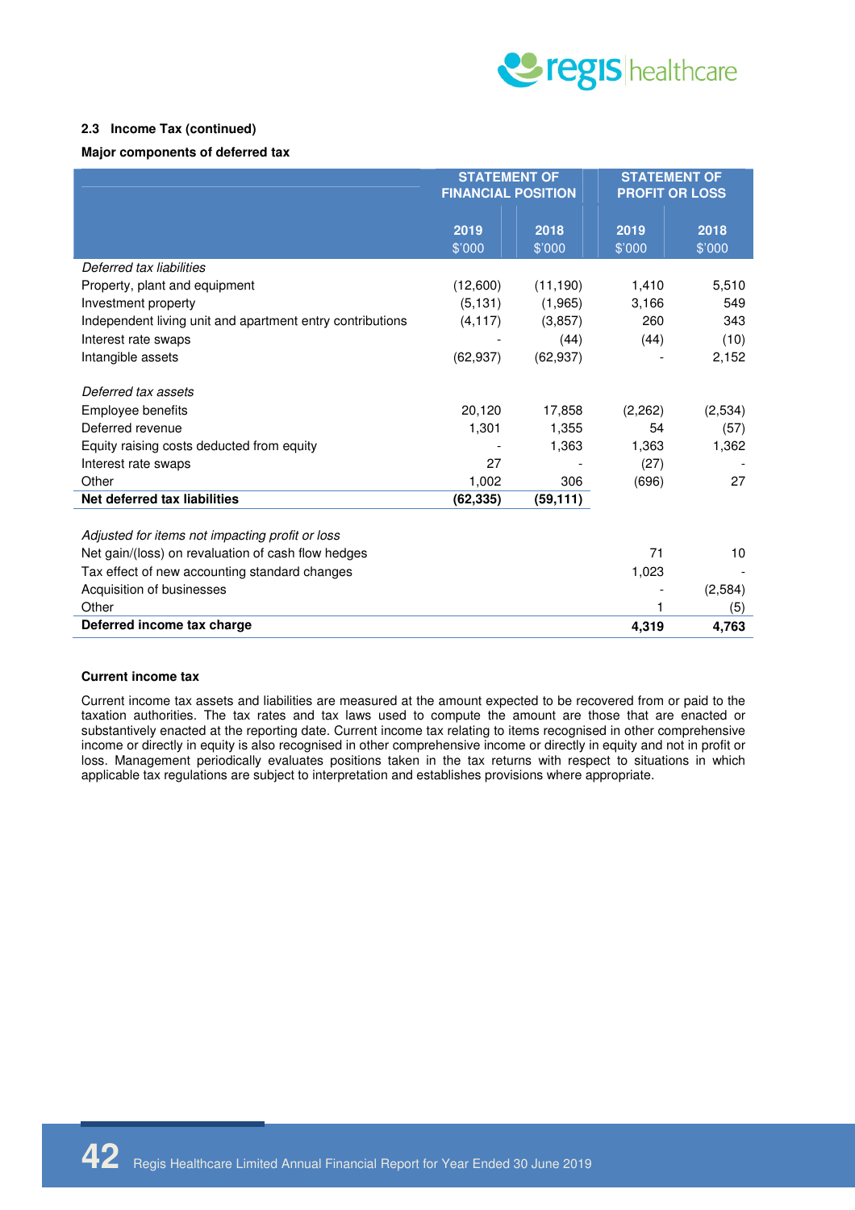### 2.3 Income Tax (continued)

**Major components of deferred tax**

| | STATEMENT OF FINANCIAL POSITION | | STATEMENT OF PROFIT OR LOSS | |
|---|---|---|---|---|
| | 2019 $'000 | 2018 $'000 | 2019 $'000 | 2018 $'000 |
| *Deferred tax liabilities* | | | | |
| Property, plant and equipment | (12,600) | (11,190) | 1,410 | 5,510 |
| Investment property | (5,131) | (1,965) | 3,166 | 549 |
| Independent living unit and apartment entry contributions | (4,117) | (3,857) | 260 | 343 |
| Interest rate swaps | - | (44) | (44) | (10) |
| Intangible assets | (62,937) | (62,937) | - | 2,152 |
| *Deferred tax assets* | | | | |
| Employee benefits | 20,120 | 17,858 | (2,262) | (2,534) |
| Deferred revenue | 1,301 | 1,355 | 54 | (57) |
| Equity raising costs deducted from equity | - | 1,363 | 1,363 | 1,362 |
| Interest rate swaps | 27 | - | (27) | - |
| Other | 1,002 | 306 | (696) | 27 |
| **Net deferred tax liabilities** | **(62,335)** | **(59,111)** | | |
| *Adjusted for items not impacting profit or loss* | | | | |
| Net gain/(loss) on revaluation of cash flow hedges | | | 71 | 10 |
| Tax effect of new accounting standard changes | | | 1,023 | - |
| Acquisition of businesses | | | - | (2,584) |
| Other | | | 1 | (5) |
| **Deferred income tax charge** | | | **4,319** | **4,763** |

**Current income tax**

Current income tax assets and liabilities are measured at the amount expected to be recovered from or paid to the taxation authorities. The tax rates and tax laws used to compute the amount are those that are enacted or substantively enacted at the reporting date. Current income tax relating to items recognised in other comprehensive income or directly in equity is also recognised in other comprehensive income or directly in equity and not in profit or loss. Management periodically evaluates positions taken in the tax returns with respect to situations in which applicable tax regulations are subject to interpretation and establishes provisions where appropriate.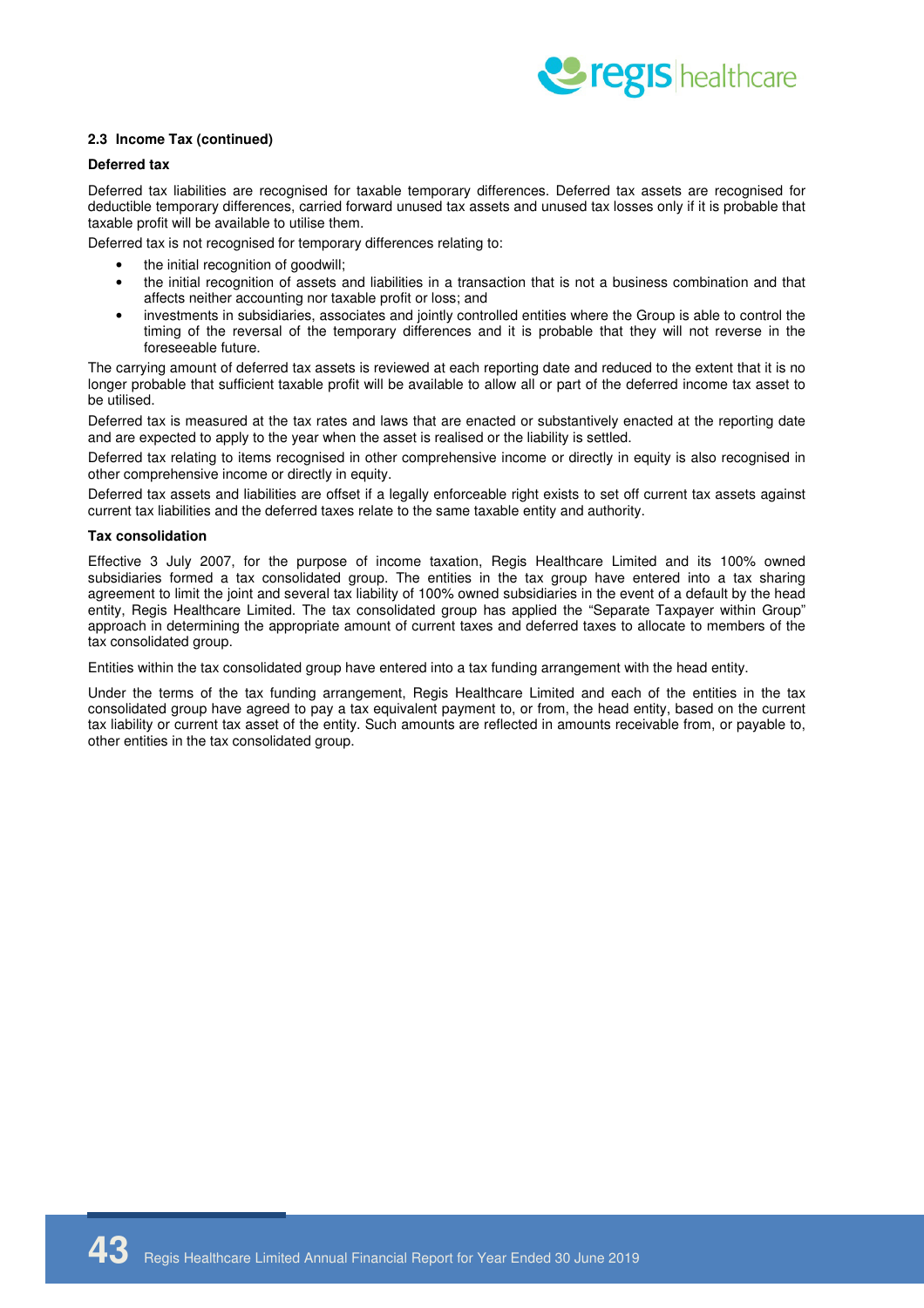### 2.3 Income Tax (continued)

**Deferred tax**

Deferred tax liabilities are recognised for taxable temporary differences. Deferred tax assets are recognised for deductible temporary differences, carried forward unused tax assets and unused tax losses only if it is probable that taxable profit will be available to utilise them.

Deferred tax is not recognised for temporary differences relating to:

- the initial recognition of goodwill;
- the initial recognition of assets and liabilities in a transaction that is not a business combination and that affects neither accounting nor taxable profit or loss; and
- investments in subsidiaries, associates and jointly controlled entities where the Group is able to control the timing of the reversal of the temporary differences and it is probable that they will not reverse in the foreseeable future.

The carrying amount of deferred tax assets is reviewed at each reporting date and reduced to the extent that it is no longer probable that sufficient taxable profit will be available to allow all or part of the deferred income tax asset to be utilised.

Deferred tax is measured at the tax rates and laws that are enacted or substantively enacted at the reporting date and are expected to apply to the year when the asset is realised or the liability is settled.

Deferred tax relating to items recognised in other comprehensive income or directly in equity is also recognised in other comprehensive income or directly in equity.

Deferred tax assets and liabilities are offset if a legally enforceable right exists to set off current tax assets against current tax liabilities and the deferred taxes relate to the same taxable entity and authority.

**Tax consolidation**

Effective 3 July 2007, for the purpose of income taxation, Regis Healthcare Limited and its 100% owned subsidiaries formed a tax consolidated group. The entities in the tax group have entered into a tax sharing agreement to limit the joint and several tax liability of 100% owned subsidiaries in the event of a default by the head entity, Regis Healthcare Limited. The tax consolidated group has applied the "Separate Taxpayer within Group" approach in determining the appropriate amount of current taxes and deferred taxes to allocate to members of the tax consolidated group.

Entities within the tax consolidated group have entered into a tax funding arrangement with the head entity.

Under the terms of the tax funding arrangement, Regis Healthcare Limited and each of the entities in the tax consolidated group have agreed to pay a tax equivalent payment to, or from, the head entity, based on the current tax liability or current tax asset of the entity. Such amounts are reflected in amounts receivable from, or payable to, other entities in the tax consolidated group.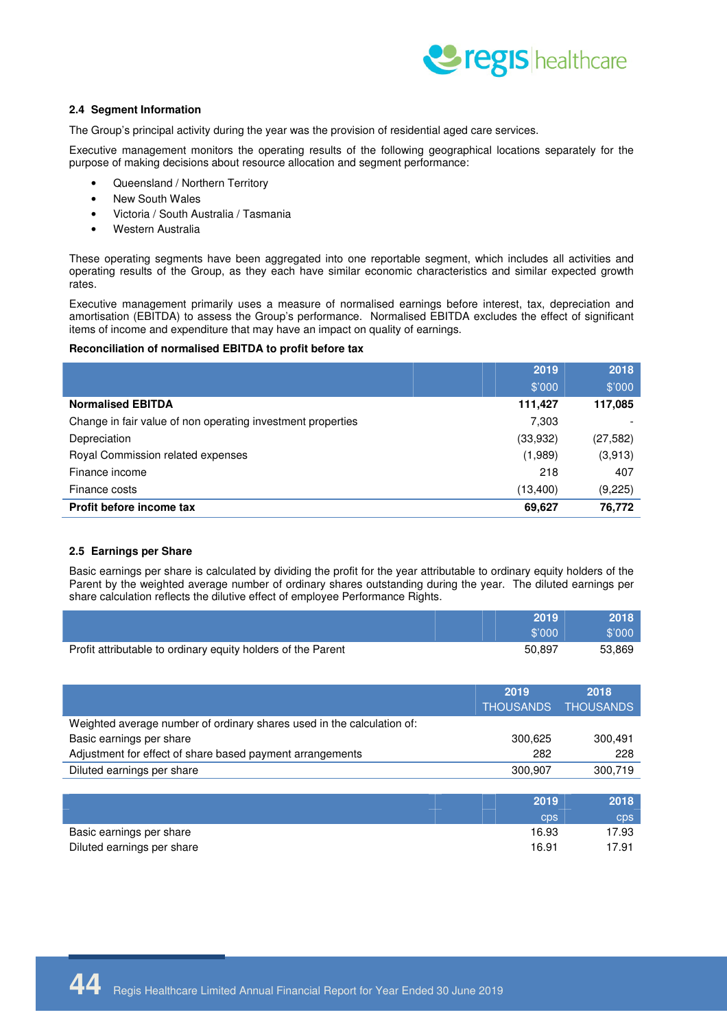### 2.4 Segment Information

The Group's principal activity during the year was the provision of residential aged care services.

Executive management monitors the operating results of the following geographical locations separately for the purpose of making decisions about resource allocation and segment performance:

- Queensland / Northern Territory
- New South Wales
- Victoria / South Australia / Tasmania
- Western Australia

These operating segments have been aggregated into one reportable segment, which includes all activities and operating results of the Group, as they each have similar economic characteristics and similar expected growth rates.

Executive management primarily uses a measure of normalised earnings before interest, tax, depreciation and amortisation (EBITDA) to assess the Group's performance. Normalised EBITDA excludes the effect of significant items of income and expenditure that may have an impact on quality of earnings.

**Reconciliation of normalised EBITDA to profit before tax**

| | 2019<br>$'000 | 2018<br>$'000 |
|---|---|---|
| **Normalised EBITDA** | **111,427** | **117,085** |
| Change in fair value of non operating investment properties | 7,303 | - |
| Depreciation | (33,932) | (27,582) |
| Royal Commission related expenses | (1,989) | (3,913) |
| Finance income | 218 | 407 |
| Finance costs | (13,400) | (9,225) |
| **Profit before income tax** | **69,627** | **76,772** |

### 2.5 Earnings per Share

Basic earnings per share is calculated by dividing the profit for the year attributable to ordinary equity holders of the Parent by the weighted average number of ordinary shares outstanding during the year. The diluted earnings per share calculation reflects the dilutive effect of employee Performance Rights.

| | 2019<br>$'000 | 2018<br>$'000 |
|---|---|---|
| Profit attributable to ordinary equity holders of the Parent | 50,897 | 53,869 |

| | 2019<br>THOUSANDS | 2018<br>THOUSANDS |
|---|---|---|
| Weighted average number of ordinary shares used in the calculation of: | | |
| Basic earnings per share | 300,625 | 300,491 |
| Adjustment for effect of share based payment arrangements | 282 | 228 |
| Diluted earnings per share | 300,907 | 300,719 |

| | 2019<br>cps | 2018<br>cps |
|---|---|---|
| Basic earnings per share | 16.93 | 17.93 |
| Diluted earnings per share | 16.91 | 17.91 |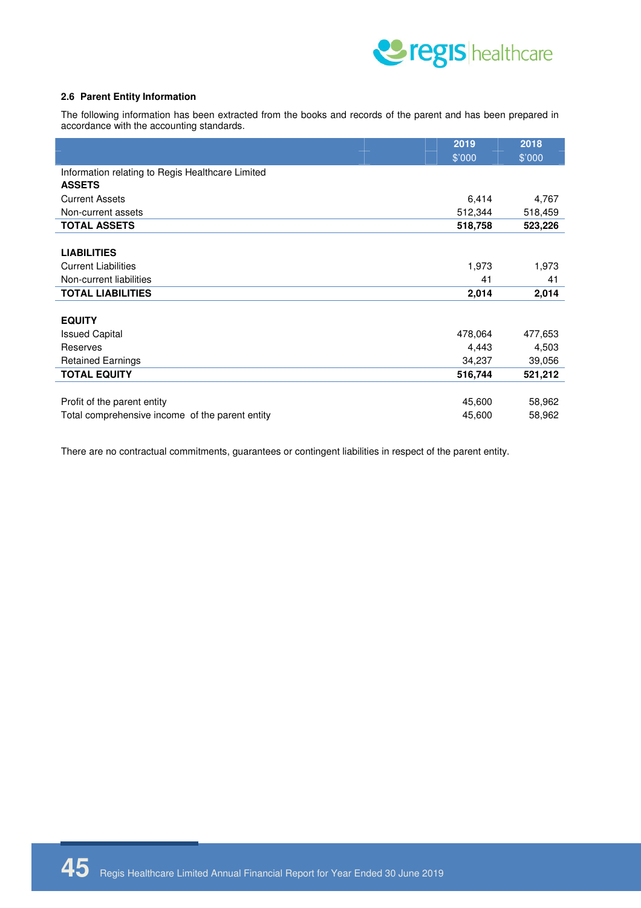### 2.6 Parent Entity Information

The following information has been extracted from the books and records of the parent and has been prepared in accordance with the accounting standards.

| | 2019<br>$'000 | 2018<br>$'000 |
|---|---|---|
| Information relating to Regis Healthcare Limited | | |
| **ASSETS** | | |
| Current Assets | 6,414 | 4,767 |
| Non-current assets | 512,344 | 518,459 |
| **TOTAL ASSETS** | **518,758** | **523,226** |
| | | |
| **LIABILITIES** | | |
| Current Liabilities | 1,973 | 1,973 |
| Non-current liabilities | 41 | 41 |
| **TOTAL LIABILITIES** | **2,014** | **2,014** |
| | | |
| **EQUITY** | | |
| Issued Capital | 478,064 | 477,653 |
| Reserves | 4,443 | 4,503 |
| Retained Earnings | 34,237 | 39,056 |
| **TOTAL EQUITY** | **516,744** | **521,212** |
| | | |
| Profit of the parent entity | 45,600 | 58,962 |
| Total comprehensive income of the parent entity | 45,600 | 58,962 |

There are no contractual commitments, guarantees or contingent liabilities in respect of the parent entity.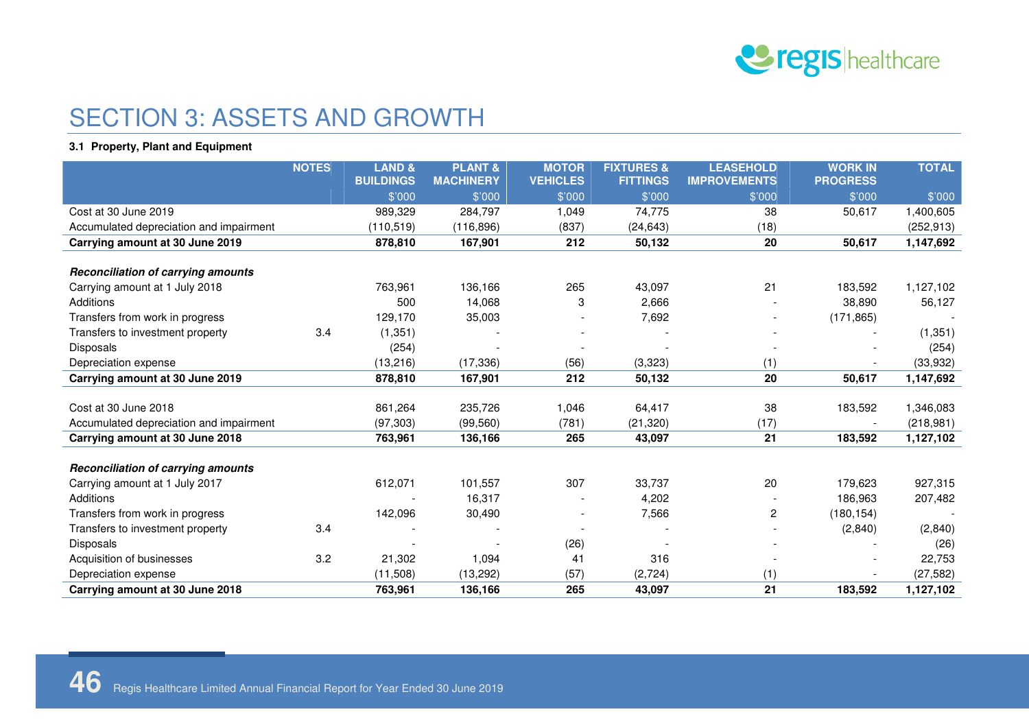# SECTION 3: ASSETS AND GROWTH

**3.1 Property, Plant and Equipment**

| | NOTES | LAND & BUILDINGS | PLANT & MACHINERY | MOTOR VEHICLES | FIXTURES & FITTINGS | LEASEHOLD IMPROVEMENTS | WORK IN PROGRESS | TOTAL |
|---|---|---|---|---|---|---|---|---|
| | | $'000 | $'000 | $'000 | $'000 | $'000 | $'000 | $'000 |
| Cost at 30 June 2019 | | 989,329 | 284,797 | 1,049 | 74,775 | 38 | 50,617 | 1,400,605 |
| Accumulated depreciation and impairment | | (110,519) | (116,896) | (837) | (24,643) | (18) | | (252,913) |
| **Carrying amount at 30 June 2019** | | **878,810** | **167,901** | **212** | **50,132** | **20** | **50,617** | **1,147,692** |
| | | | | | | | | |
| ***Reconciliation of carrying amounts*** | | | | | | | | |
| Carrying amount at 1 July 2018 | | 763,961 | 136,166 | 265 | 43,097 | 21 | 183,592 | 1,127,102 |
| Additions | | 500 | 14,068 | 3 | 2,666 | - | 38,890 | 56,127 |
| Transfers from work in progress | | 129,170 | 35,003 | - | 7,692 | - | (171,865) | - |
| Transfers to investment property | 3.4 | (1,351) | - | - | - | - | - | (1,351) |
| Disposals | | (254) | - | - | - | - | - | (254) |
| Depreciation expense | | (13,216) | (17,336) | (56) | (3,323) | (1) | - | (33,932) |
| **Carrying amount at 30 June 2019** | | **878,810** | **167,901** | **212** | **50,132** | **20** | **50,617** | **1,147,692** |
| | | | | | | | | |
| Cost at 30 June 2018 | | 861,264 | 235,726 | 1,046 | 64,417 | 38 | 183,592 | 1,346,083 |
| Accumulated depreciation and impairment | | (97,303) | (99,560) | (781) | (21,320) | (17) | - | (218,981) |
| **Carrying amount at 30 June 2018** | | **763,961** | **136,166** | **265** | **43,097** | **21** | **183,592** | **1,127,102** |
| | | | | | | | | |
| ***Reconciliation of carrying amounts*** | | | | | | | | |
| Carrying amount at 1 July 2017 | | 612,071 | 101,557 | 307 | 33,737 | 20 | 179,623 | 927,315 |
| Additions | | - | 16,317 | - | 4,202 | - | 186,963 | 207,482 |
| Transfers from work in progress | | 142,096 | 30,490 | - | 7,566 | 2 | (180,154) | - |
| Transfers to investment property | 3.4 | - | - | - | - | - | (2,840) | (2,840) |
| Disposals | | - | - | (26) | - | - | - | (26) |
| Acquisition of businesses | 3.2 | 21,302 | 1,094 | 41 | 316 | - | - | 22,753 |
| Depreciation expense | | (11,508) | (13,292) | (57) | (2,724) | (1) | - | (27,582) |
| **Carrying amount at 30 June 2018** | | **763,961** | **136,166** | **265** | **43,097** | **21** | **183,592** | **1,127,102** |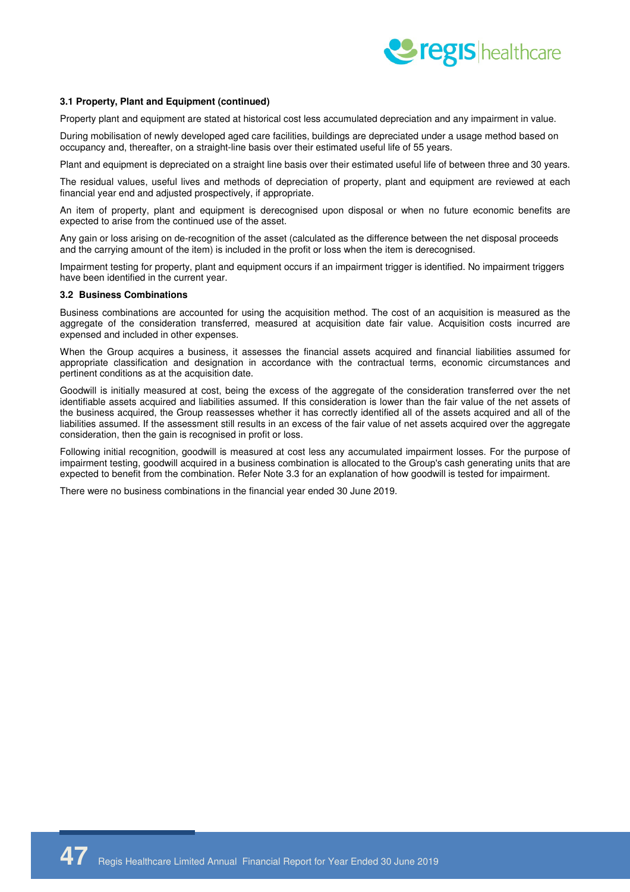### 3.1 Property, Plant and Equipment (continued)

Property plant and equipment are stated at historical cost less accumulated depreciation and any impairment in value.

During mobilisation of newly developed aged care facilities, buildings are depreciated under a usage method based on occupancy and, thereafter, on a straight-line basis over their estimated useful life of 55 years.

Plant and equipment is depreciated on a straight line basis over their estimated useful life of between three and 30 years.

The residual values, useful lives and methods of depreciation of property, plant and equipment are reviewed at each financial year end and adjusted prospectively, if appropriate.

An item of property, plant and equipment is derecognised upon disposal or when no future economic benefits are expected to arise from the continued use of the asset.

Any gain or loss arising on de-recognition of the asset (calculated as the difference between the net disposal proceeds and the carrying amount of the item) is included in the profit or loss when the item is derecognised.

Impairment testing for property, plant and equipment occurs if an impairment trigger is identified. No impairment triggers have been identified in the current year.

### 3.2 Business Combinations

Business combinations are accounted for using the acquisition method. The cost of an acquisition is measured as the aggregate of the consideration transferred, measured at acquisition date fair value. Acquisition costs incurred are expensed and included in other expenses.

When the Group acquires a business, it assesses the financial assets acquired and financial liabilities assumed for appropriate classification and designation in accordance with the contractual terms, economic circumstances and pertinent conditions as at the acquisition date.

Goodwill is initially measured at cost, being the excess of the aggregate of the consideration transferred over the net identifiable assets acquired and liabilities assumed. If this consideration is lower than the fair value of the net assets of the business acquired, the Group reassesses whether it has correctly identified all of the assets acquired and all of the liabilities assumed. If the assessment still results in an excess of the fair value of net assets acquired over the aggregate consideration, then the gain is recognised in profit or loss.

Following initial recognition, goodwill is measured at cost less any accumulated impairment losses. For the purpose of impairment testing, goodwill acquired in a business combination is allocated to the Group's cash generating units that are expected to benefit from the combination. Refer Note 3.3 for an explanation of how goodwill is tested for impairment.

There were no business combinations in the financial year ended 30 June 2019.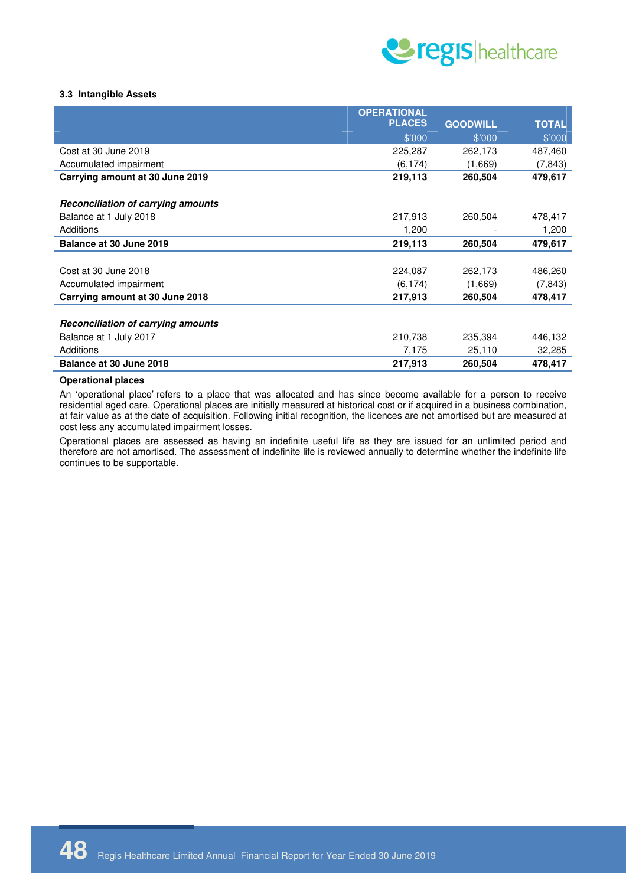### 3.3 Intangible Assets

| | OPERATIONAL PLACES | GOODWILL | TOTAL |
|---|---|---|---|
| | $'000 | $'000 | $'000 |
| Cost at 30 June 2019 | 225,287 | 262,173 | 487,460 |
| Accumulated impairment | (6,174) | (1,669) | (7,843) |
| **Carrying amount at 30 June 2019** | **219,113** | **260,504** | **479,617** |
| | | | |
| ***Reconciliation of carrying amounts*** | | | |
| Balance at 1 July 2018 | 217,913 | 260,504 | 478,417 |
| Additions | 1,200 | - | 1,200 |
| **Balance at 30 June 2019** | **219,113** | **260,504** | **479,617** |
| | | | |
| Cost at 30 June 2018 | 224,087 | 262,173 | 486,260 |
| Accumulated impairment | (6,174) | (1,669) | (7,843) |
| **Carrying amount at 30 June 2018** | **217,913** | **260,504** | **478,417** |
| | | | |
| ***Reconciliation of carrying amounts*** | | | |
| Balance at 1 July 2017 | 210,738 | 235,394 | 446,132 |
| Additions | 7,175 | 25,110 | 32,285 |
| **Balance at 30 June 2018** | **217,913** | **260,504** | **478,417** |

**Operational places**

An 'operational place' refers to a place that was allocated and has since become available for a person to receive residential aged care. Operational places are initially measured at historical cost or if acquired in a business combination, at fair value as at the date of acquisition. Following initial recognition, the licences are not amortised but are measured at cost less any accumulated impairment losses.

Operational places are assessed as having an indefinite useful life as they are issued for an unlimited period and therefore are not amortised. The assessment of indefinite life is reviewed annually to determine whether the indefinite life continues to be supportable.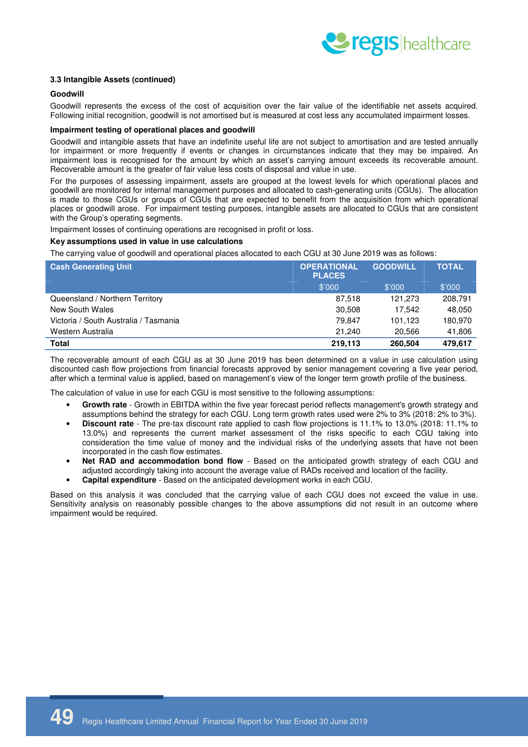### 3.3 Intangible Assets (continued)

#### Goodwill

Goodwill represents the excess of the cost of acquisition over the fair value of the identifiable net assets acquired. Following initial recognition, goodwill is not amortised but is measured at cost less any accumulated impairment losses.

#### Impairment testing of operational places and goodwill

Goodwill and intangible assets that have an indefinite useful life are not subject to amortisation and are tested annually for impairment or more frequently if events or changes in circumstances indicate that they may be impaired. An impairment loss is recognised for the amount by which an asset's carrying amount exceeds its recoverable amount. Recoverable amount is the greater of fair value less costs of disposal and value in use.

For the purposes of assessing impairment, assets are grouped at the lowest levels for which operational places and goodwill are monitored for internal management purposes and allocated to cash-generating units (CGUs). The allocation is made to those CGUs or groups of CGUs that are expected to benefit from the acquisition from which operational places or goodwill arose. For impairment testing purposes, intangible assets are allocated to CGUs that are consistent with the Group's operating segments.

Impairment losses of continuing operations are recognised in profit or loss.

#### Key assumptions used in value in use calculations

The carrying value of goodwill and operational places allocated to each CGU at 30 June 2019 was as follows:

| Cash Generating Unit | OPERATIONAL PLACES | GOODWILL | TOTAL |
|---|---|---|---|
| | $'000 | $'000 | $'000 |
| Queensland / Northern Territory | 87,518 | 121,273 | 208,791 |
| New South Wales | 30,508 | 17,542 | 48,050 |
| Victoria / South Australia / Tasmania | 79,847 | 101,123 | 180,970 |
| Western Australia | 21,240 | 20,566 | 41,806 |
| **Total** | **219,113** | **260,504** | **479,617** |

The recoverable amount of each CGU as at 30 June 2019 has been determined on a value in use calculation using discounted cash flow projections from financial forecasts approved by senior management covering a five year period, after which a terminal value is applied, based on management's view of the longer term growth profile of the business.

The calculation of value in use for each CGU is most sensitive to the following assumptions:

- **Growth rate** - Growth in EBITDA within the five year forecast period reflects management's growth strategy and assumptions behind the strategy for each CGU. Long term growth rates used were 2% to 3% (2018: 2% to 3%).
- **Discount rate** - The pre-tax discount rate applied to cash flow projections is 11.1% to 13.0% (2018: 11.1% to 13.0%) and represents the current market assessment of the risks specific to each CGU taking into consideration the time value of money and the individual risks of the underlying assets that have not been incorporated in the cash flow estimates.
- **Net RAD and accommodation bond flow** - Based on the anticipated growth strategy of each CGU and adjusted accordingly taking into account the average value of RADs received and location of the facility.
- **Capital expenditure** - Based on the anticipated development works in each CGU.

Based on this analysis it was concluded that the carrying value of each CGU does not exceed the value in use. Sensitivity analysis on reasonably possible changes to the above assumptions did not result in an outcome where impairment would be required.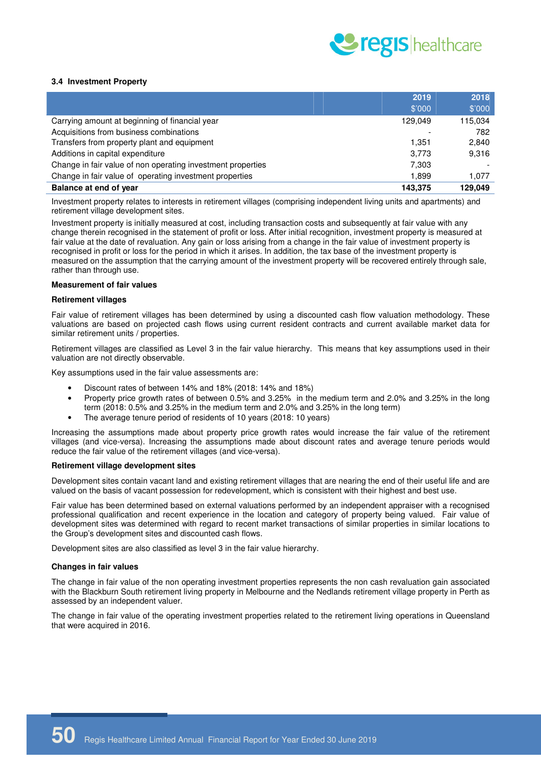### 3.4 Investment Property

| | 2019<br>$'000 | 2018<br>$'000 |
|---|---|---|
| Carrying amount at beginning of financial year | 129,049 | 115,034 |
| Acquisitions from business combinations | - | 782 |
| Transfers from property plant and equipment | 1,351 | 2,840 |
| Additions in capital expenditure | 3,773 | 9,316 |
| Change in fair value of non operating investment properties | 7,303 | - |
| Change in fair value of operating investment properties | 1,899 | 1,077 |
| **Balance at end of year** | **143,375** | **129,049** |

Investment property relates to interests in retirement villages (comprising independent living units and apartments) and retirement village development sites.

Investment property is initially measured at cost, including transaction costs and subsequently at fair value with any change therein recognised in the statement of profit or loss. After initial recognition, investment property is measured at fair value at the date of revaluation. Any gain or loss arising from a change in the fair value of investment property is recognised in profit or loss for the period in which it arises. In addition, the tax base of the investment property is measured on the assumption that the carrying amount of the investment property will be recovered entirely through sale, rather than through use.

**Measurement of fair values**

**Retirement villages**

Fair value of retirement villages has been determined by using a discounted cash flow valuation methodology. These valuations are based on projected cash flows using current resident contracts and current available market data for similar retirement units / properties.

Retirement villages are classified as Level 3 in the fair value hierarchy. This means that key assumptions used in their valuation are not directly observable.

Key assumptions used in the fair value assessments are:

- Discount rates of between 14% and 18% (2018: 14% and 18%)
- Property price growth rates of between 0.5% and 3.25% in the medium term and 2.0% and 3.25% in the long term (2018: 0.5% and 3.25% in the medium term and 2.0% and 3.25% in the long term)
- The average tenure period of residents of 10 years (2018: 10 years)

Increasing the assumptions made about property price growth rates would increase the fair value of the retirement villages (and vice-versa). Increasing the assumptions made about discount rates and average tenure periods would reduce the fair value of the retirement villages (and vice-versa).

**Retirement village development sites**

Development sites contain vacant land and existing retirement villages that are nearing the end of their useful life and are valued on the basis of vacant possession for redevelopment, which is consistent with their highest and best use.

Fair value has been determined based on external valuations performed by an independent appraiser with a recognised professional qualification and recent experience in the location and category of property being valued. Fair value of development sites was determined with regard to recent market transactions of similar properties in similar locations to the Group's development sites and discounted cash flows.

Development sites are also classified as level 3 in the fair value hierarchy.

**Changes in fair values**

The change in fair value of the non operating investment properties represents the non cash revaluation gain associated with the Blackburn South retirement living property in Melbourne and the Nedlands retirement village property in Perth as assessed by an independent valuer.

The change in fair value of the operating investment properties related to the retirement living operations in Queensland that were acquired in 2016.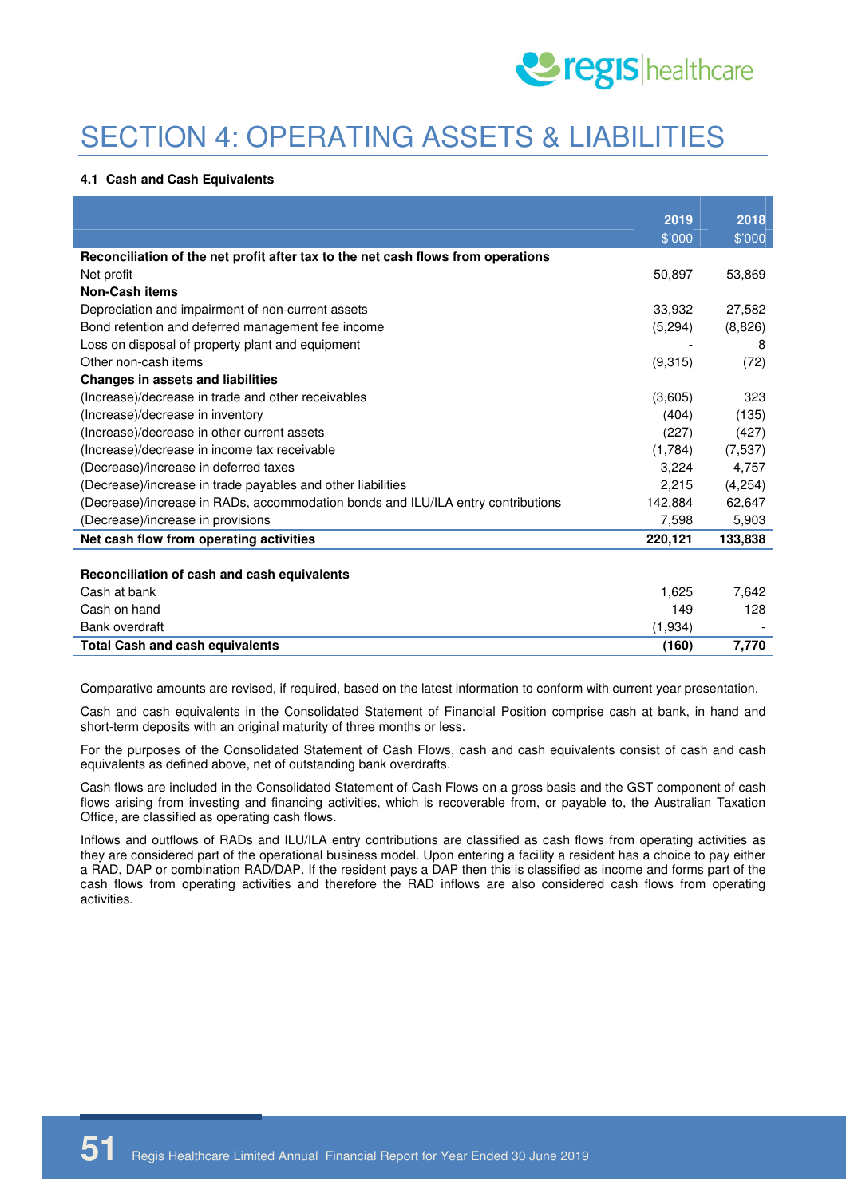# SECTION 4: OPERATING ASSETS & LIABILITIES

### 4.1 Cash and Cash Equivalents

| | 2019<br>$'000 | 2018<br>$'000 |
|---|---|---|
| **Reconciliation of the net profit after tax to the net cash flows from operations** | | |
| Net profit | 50,897 | 53,869 |
| **Non-Cash items** | | |
| Depreciation and impairment of non-current assets | 33,932 | 27,582 |
| Bond retention and deferred management fee income | (5,294) | (8,826) |
| Loss on disposal of property plant and equipment | - | 8 |
| Other non-cash items | (9,315) | (72) |
| **Changes in assets and liabilities** | | |
| (Increase)/decrease in trade and other receivables | (3,605) | 323 |
| (Increase)/decrease in inventory | (404) | (135) |
| (Increase)/decrease in other current assets | (227) | (427) |
| (Increase)/decrease in income tax receivable | (1,784) | (7,537) |
| (Decrease)/increase in deferred taxes | 3,224 | 4,757 |
| (Decrease)/increase in trade payables and other liabilities | 2,215 | (4,254) |
| (Decrease)/increase in RADs, accommodation bonds and ILU/ILA entry contributions | 142,884 | 62,647 |
| (Decrease)/increase in provisions | 7,598 | 5,903 |
| **Net cash flow from operating activities** | **220,121** | **133,838** |
| | | |
| **Reconciliation of cash and cash equivalents** | | |
| Cash at bank | 1,625 | 7,642 |
| Cash on hand | 149 | 128 |
| Bank overdraft | (1,934) | - |
| **Total Cash and cash equivalents** | **(160)** | **7,770** |

Comparative amounts are revised, if required, based on the latest information to conform with current year presentation.

Cash and cash equivalents in the Consolidated Statement of Financial Position comprise cash at bank, in hand and short-term deposits with an original maturity of three months or less.

For the purposes of the Consolidated Statement of Cash Flows, cash and cash equivalents consist of cash and cash equivalents as defined above, net of outstanding bank overdrafts.

Cash flows are included in the Consolidated Statement of Cash Flows on a gross basis and the GST component of cash flows arising from investing and financing activities, which is recoverable from, or payable to, the Australian Taxation Office, are classified as operating cash flows.

Inflows and outflows of RADs and ILU/ILA entry contributions are classified as cash flows from operating activities as they are considered part of the operational business model. Upon entering a facility a resident has a choice to pay either a RAD, DAP or combination RAD/DAP. If the resident pays a DAP then this is classified as income and forms part of the cash flows from operating activities and therefore the RAD inflows are also considered cash flows from operating activities.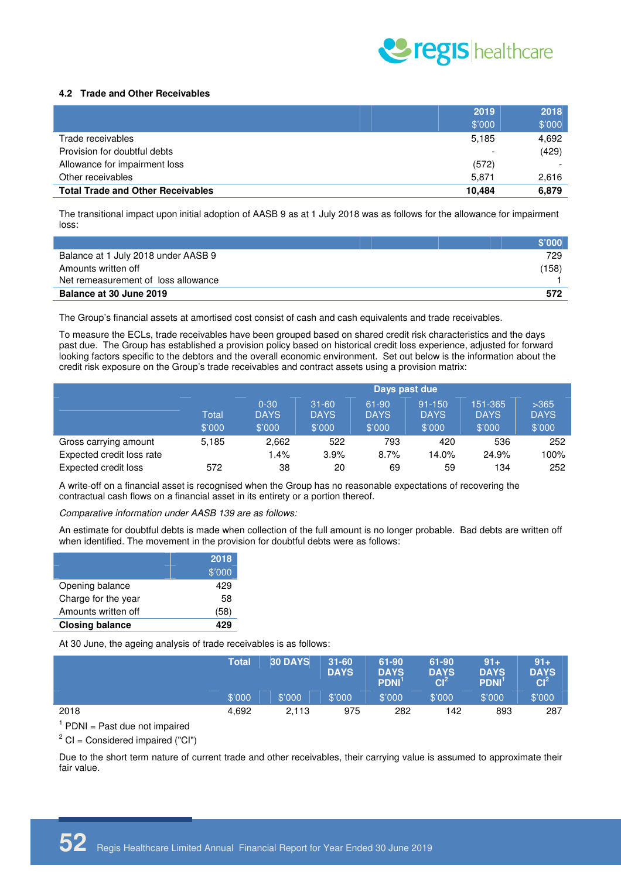### 4.2 Trade and Other Receivables

| | 2019 | 2018 |
|---|---|---|
| | $'000 | $'000 |
| Trade receivables | 5,185 | 4,692 |
| Provision for doubtful debts | - | (429) |
| Allowance for impairment loss | (572) | - |
| Other receivables | 5,871 | 2,616 |
| **Total Trade and Other Receivables** | **10,484** | **6,879** |

The transitional impact upon initial adoption of AASB 9 as at 1 July 2018 was as follows for the allowance for impairment loss:

| | $'000 |
|---|---|
| Balance at 1 July 2018 under AASB 9 | 729 |
| Amounts written off | (158) |
| Net remeasurement of loss allowance | 1 |
| **Balance at 30 June 2019** | **572** |

The Group's financial assets at amortised cost consist of cash and cash equivalents and trade receivables.

To measure the ECLs, trade receivables have been grouped based on shared credit risk characteristics and the days past due. The Group has established a provision policy based on historical credit loss experience, adjusted for forward looking factors specific to the debtors and the overall economic environment. Set out below is the information about the credit risk exposure on the Group's trade receivables and contract assets using a provision matrix:

| | | Days past due | | | | | |
|---|---|---|---|---|---|---|---|
| | Total | 0-30 DAYS | 31-60 DAYS | 61-90 DAYS | 91-150 DAYS | 151-365 DAYS | >365 DAYS |
| | $'000 | $'000 | $'000 | $'000 | $'000 | $'000 | $'000 |
| Gross carrying amount | 5,185 | 2,662 | 522 | 793 | 420 | 536 | 252 |
| Expected credit loss rate | | 1.4% | 3.9% | 8.7% | 14.0% | 24.9% | 100% |
| Expected credit loss | 572 | 38 | 20 | 69 | 59 | 134 | 252 |

A write-off on a financial asset is recognised when the Group has no reasonable expectations of recovering the contractual cash flows on a financial asset in its entirety or a portion thereof.

*Comparative information under AASB 139 are as follows:*

An estimate for doubtful debts is made when collection of the full amount is no longer probable. Bad debts are written off when identified. The movement in the provision for doubtful debts were as follows:

| | 2018 |
|---|---|
| | $'000 |
| Opening balance | 429 |
| Charge for the year | 58 |
| Amounts written off | (58) |
| **Closing balance** | **429** |

At 30 June, the ageing analysis of trade receivables is as follows:

| | Total | 30 DAYS | 31-60 DAYS | 61-90 DAYS PDNI[1] | 61-90 DAYS CI[2] | 91+ DAYS PDNI[1] | 91+ DAYS CI[2] |
|---|---|---|---|---|---|---|---|
| | $'000 | $'000 | $'000 | $'000 | $'000 | $'000 | $'000 |
| 2018 | 4,692 | 2,113 | 975 | 282 | 142 | 893 | 287 |

[1] PDNI = Past due not impaired

[2] CI = Considered impaired ("CI")

Due to the short term nature of current trade and other receivables, their carrying value is assumed to approximate their fair value.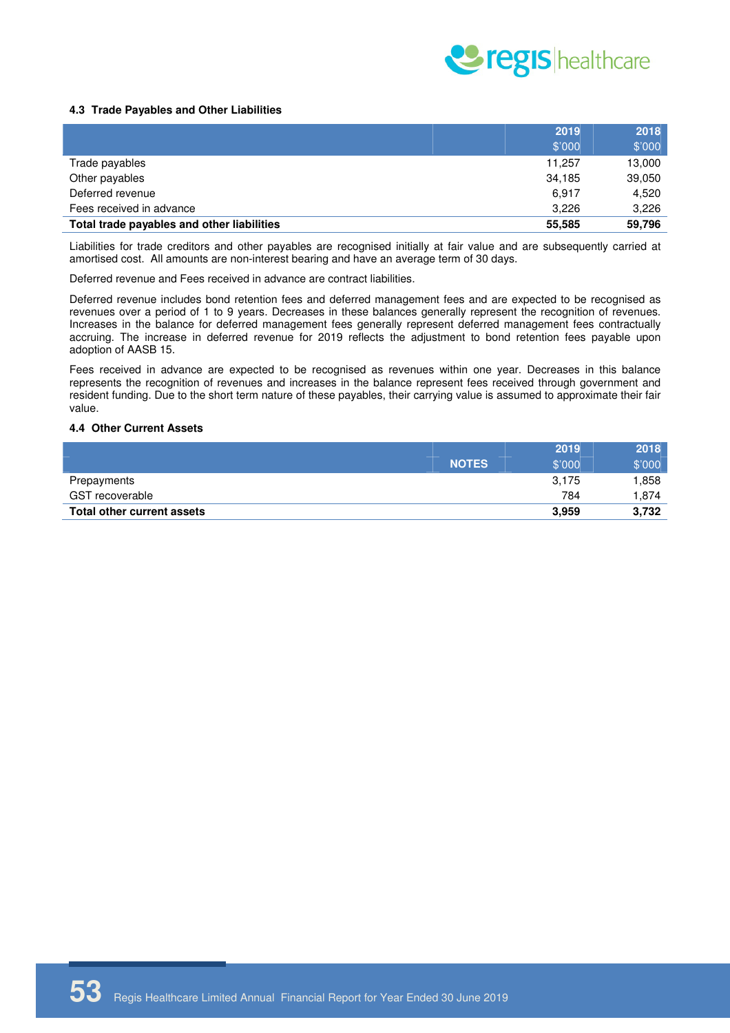### 4.3 Trade Payables and Other Liabilities

| | 2019 $'000 | 2018 $'000 |
|---|---|---|
| Trade payables | 11,257 | 13,000 |
| Other payables | 34,185 | 39,050 |
| Deferred revenue | 6,917 | 4,520 |
| Fees received in advance | 3,226 | 3,226 |
| **Total trade payables and other liabilities** | **55,585** | **59,796** |

Liabilities for trade creditors and other payables are recognised initially at fair value and are subsequently carried at amortised cost. All amounts are non-interest bearing and have an average term of 30 days.

Deferred revenue and Fees received in advance are contract liabilities.

Deferred revenue includes bond retention fees and deferred management fees and are expected to be recognised as revenues over a period of 1 to 9 years. Decreases in these balances generally represent the recognition of revenues. Increases in the balance for deferred management fees generally represent deferred management fees contractually accruing. The increase in deferred revenue for 2019 reflects the adjustment to bond retention fees payable upon adoption of AASB 15.

Fees received in advance are expected to be recognised as revenues within one year. Decreases in this balance represents the recognition of revenues and increases in the balance represent fees received through government and resident funding. Due to the short term nature of these payables, their carrying value is assumed to approximate their fair value.

### 4.4 Other Current Assets

| | NOTES | 2019 $'000 | 2018 $'000 |
|---|---|---|---|
| Prepayments | | 3,175 | 1,858 |
| GST recoverable | | 784 | 1,874 |
| **Total other current assets** | | **3,959** | **3,732** |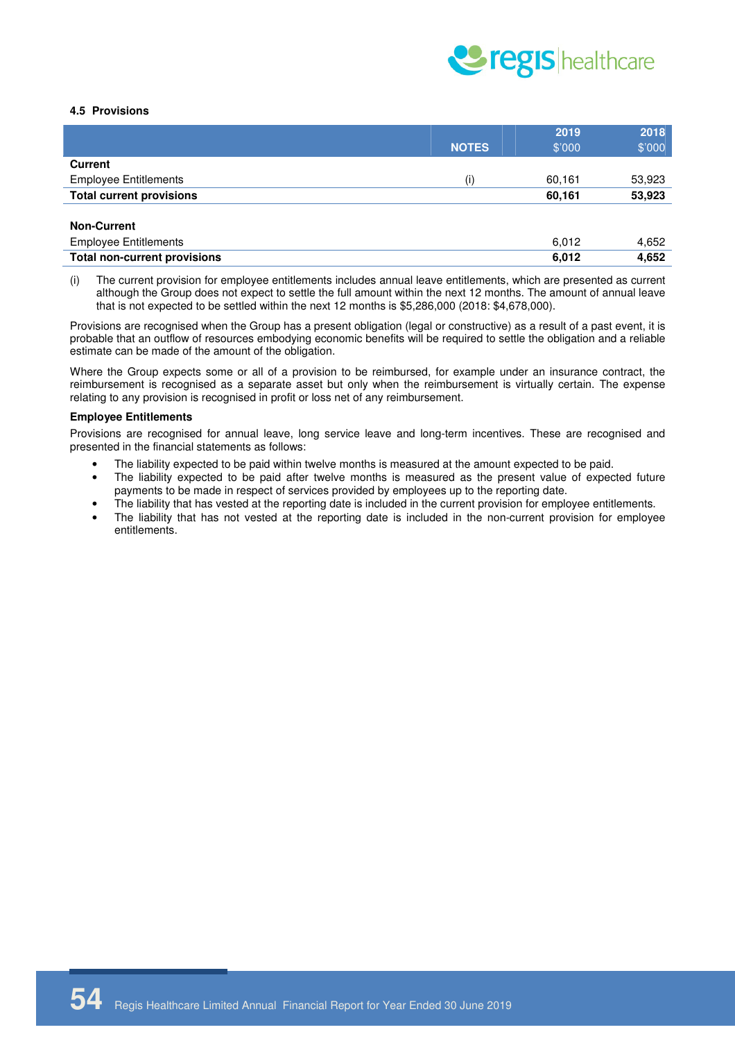#### 4.5 Provisions

| | NOTES | 2019<br>$'000 | 2018<br>$'000 |
|---|---|---|---|
| **Current** | | | |
| Employee Entitlements | (i) | 60,161 | 53,923 |
| **Total current provisions** | | **60,161** | **53,923** |
| | | | |
| **Non-Current** | | | |
| Employee Entitlements | | 6,012 | 4,652 |
| **Total non-current provisions** | | **6,012** | **4,652** |

(i) The current provision for employee entitlements includes annual leave entitlements, which are presented as current although the Group does not expect to settle the full amount within the next 12 months. The amount of annual leave that is not expected to be settled within the next 12 months is $5,286,000 (2018: $4,678,000).

Provisions are recognised when the Group has a present obligation (legal or constructive) as a result of a past event, it is probable that an outflow of resources embodying economic benefits will be required to settle the obligation and a reliable estimate can be made of the amount of the obligation.

Where the Group expects some or all of a provision to be reimbursed, for example under an insurance contract, the reimbursement is recognised as a separate asset but only when the reimbursement is virtually certain. The expense relating to any provision is recognised in profit or loss net of any reimbursement.

**Employee Entitlements**

Provisions are recognised for annual leave, long service leave and long-term incentives. These are recognised and presented in the financial statements as follows:

- The liability expected to be paid within twelve months is measured at the amount expected to be paid.
- The liability expected to be paid after twelve months is measured as the present value of expected future payments to be made in respect of services provided by employees up to the reporting date.
- The liability that has vested at the reporting date is included in the current provision for employee entitlements.
- The liability that has not vested at the reporting date is included in the non-current provision for employee entitlements.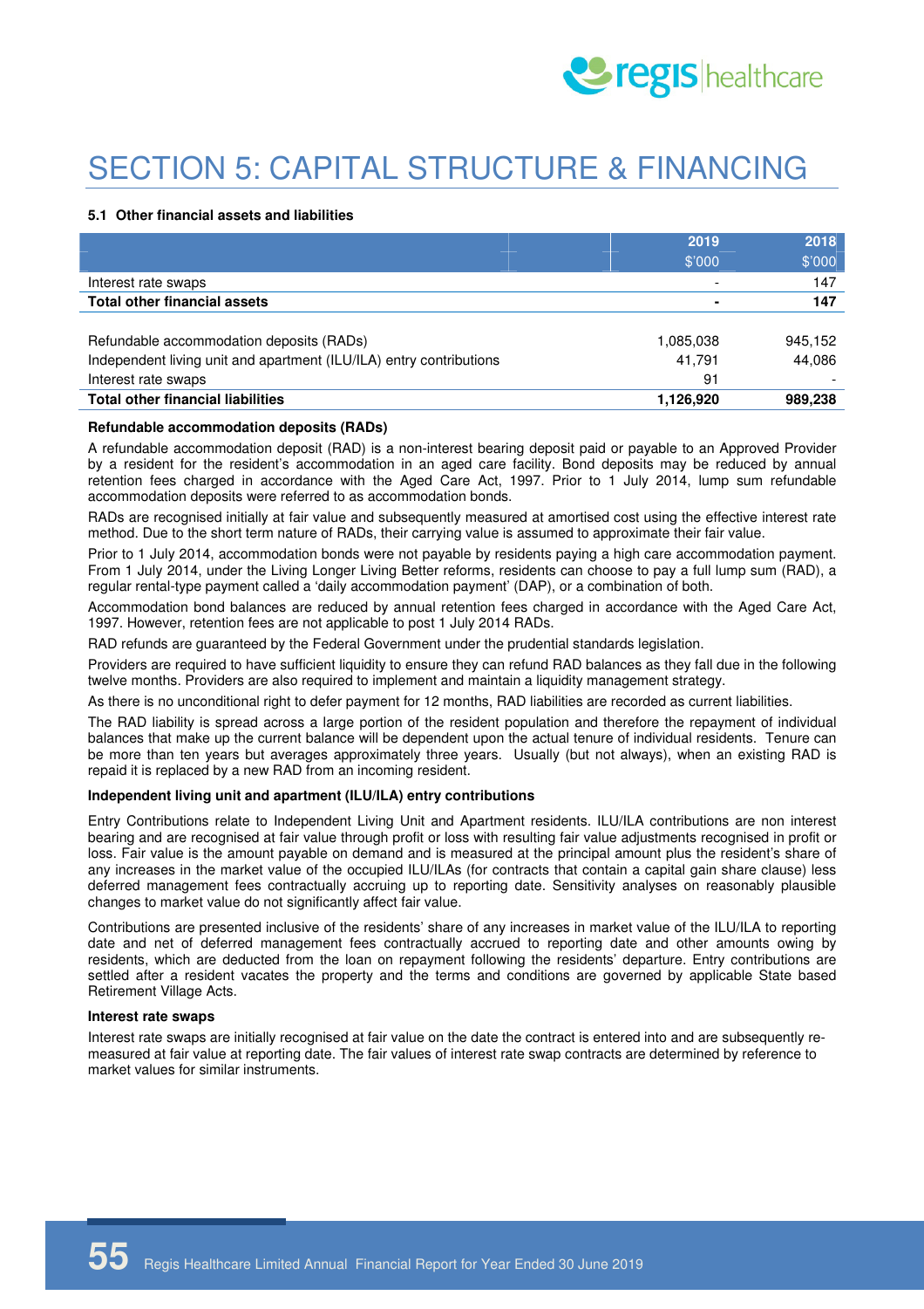# SECTION 5: CAPITAL STRUCTURE & FINANCING

### 5.1 Other financial assets and liabilities

| | 2019<br>$'000 | 2018<br>$'000 |
|---|---|---|
| Interest rate swaps | - | 147 |
| **Total other financial assets** | **-** | **147** |
| | | |
| Refundable accommodation deposits (RADs) | 1,085,038 | 945,152 |
| Independent living unit and apartment (ILU/ILA) entry contributions | 41,791 | 44,086 |
| Interest rate swaps | 91 | - |
| **Total other financial liabilities** | **1,126,920** | **989,238** |

**Refundable accommodation deposits (RADs)**

A refundable accommodation deposit (RAD) is a non-interest bearing deposit paid or payable to an Approved Provider by a resident for the resident's accommodation in an aged care facility. Bond deposits may be reduced by annual retention fees charged in accordance with the Aged Care Act, 1997. Prior to 1 July 2014, lump sum refundable accommodation deposits were referred to as accommodation bonds.

RADs are recognised initially at fair value and subsequently measured at amortised cost using the effective interest rate method. Due to the short term nature of RADs, their carrying value is assumed to approximate their fair value.

Prior to 1 July 2014, accommodation bonds were not payable by residents paying a high care accommodation payment. From 1 July 2014, under the Living Longer Living Better reforms, residents can choose to pay a full lump sum (RAD), a regular rental-type payment called a 'daily accommodation payment' (DAP), or a combination of both.

Accommodation bond balances are reduced by annual retention fees charged in accordance with the Aged Care Act, 1997. However, retention fees are not applicable to post 1 July 2014 RADs.

RAD refunds are guaranteed by the Federal Government under the prudential standards legislation.

Providers are required to have sufficient liquidity to ensure they can refund RAD balances as they fall due in the following twelve months. Providers are also required to implement and maintain a liquidity management strategy.

As there is no unconditional right to defer payment for 12 months, RAD liabilities are recorded as current liabilities.

The RAD liability is spread across a large portion of the resident population and therefore the repayment of individual balances that make up the current balance will be dependent upon the actual tenure of individual residents. Tenure can be more than ten years but averages approximately three years. Usually (but not always), when an existing RAD is repaid it is replaced by a new RAD from an incoming resident.

**Independent living unit and apartment (ILU/ILA) entry contributions**

Entry Contributions relate to Independent Living Unit and Apartment residents. ILU/ILA contributions are non interest bearing and are recognised at fair value through profit or loss with resulting fair value adjustments recognised in profit or loss. Fair value is the amount payable on demand and is measured at the principal amount plus the resident's share of any increases in the market value of the occupied ILU/ILAs (for contracts that contain a capital gain share clause) less deferred management fees contractually accruing up to reporting date. Sensitivity analyses on reasonably plausible changes to market value do not significantly affect fair value.

Contributions are presented inclusive of the residents' share of any increases in market value of the ILU/ILA to reporting date and net of deferred management fees contractually accrued to reporting date and other amounts owing by residents, which are deducted from the loan on repayment following the residents' departure. Entry contributions are settled after a resident vacates the property and the terms and conditions are governed by applicable State based Retirement Village Acts.

**Interest rate swaps**

Interest rate swaps are initially recognised at fair value on the date the contract is entered into and are subsequently re-measured at fair value at reporting date. The fair values of interest rate swap contracts are determined by reference to market values for similar instruments.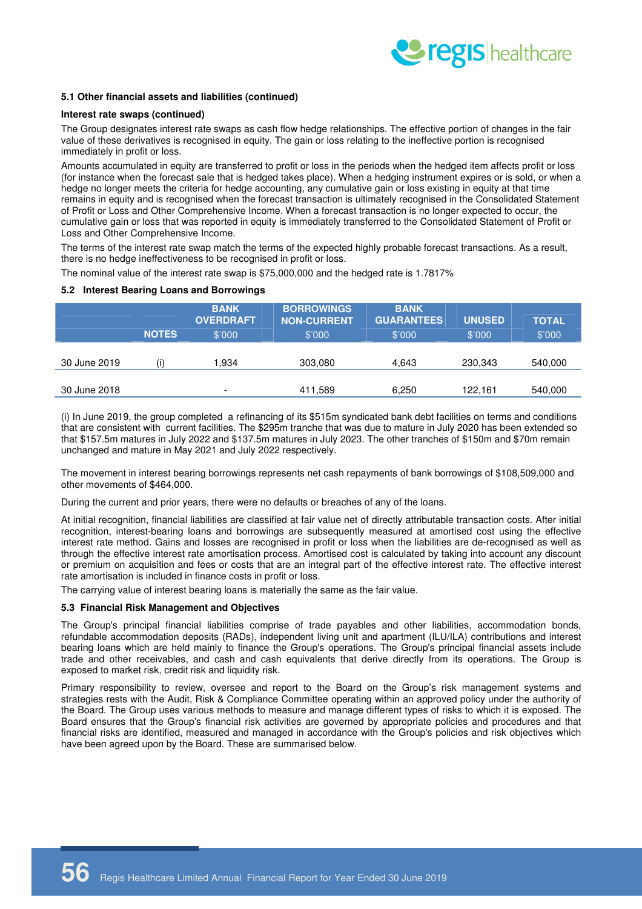### 5.1 Other financial assets and liabilities (continued)

**Interest rate swaps (continued)**

The Group designates interest rate swaps as cash flow hedge relationships. The effective portion of changes in the fair value of these derivatives is recognised in equity. The gain or loss relating to the ineffective portion is recognised immediately in profit or loss.

Amounts accumulated in equity are transferred to profit or loss in the periods when the hedged item affects profit or loss (for instance when the forecast sale that is hedged takes place). When a hedging instrument expires or is sold, or when a hedge no longer meets the criteria for hedge accounting, any cumulative gain or loss existing in equity at that time remains in equity and is recognised when the forecast transaction is ultimately recognised in the Consolidated Statement of Profit or Loss and Other Comprehensive Income. When a forecast transaction is no longer expected to occur, the cumulative gain or loss that was reported in equity is immediately transferred to the Consolidated Statement of Profit or Loss and Other Comprehensive Income.

The terms of the interest rate swap match the terms of the expected highly probable forecast transactions. As a result, there is no hedge ineffectiveness to be recognised in profit or loss.

The nominal value of the interest rate swap is $75,000,000 and the hedged rate is 1.7817%

### 5.2 Interest Bearing Loans and Borrowings

| | NOTES | BANK OVERDRAFT $'000 | BORROWINGS NON-CURRENT $'000 | BANK GUARANTEES $'000 | UNUSED $'000 | TOTAL $'000 |
|---|---|---|---|---|---|---|
| 30 June 2019 | (i) | 1,934 | 303,080 | 4,643 | 230,343 | 540,000 |
| 30 June 2018 | | - | 411,589 | 6,250 | 122,161 | 540,000 |

(i) In June 2019, the group completed a refinancing of its $515m syndicated bank debt facilities on terms and conditions that are consistent with current facilities. The $295m tranche that was due to mature in July 2020 has been extended so that $157.5m matures in July 2022 and $137.5m matures in July 2023. The other tranches of $150m and $70m remain unchanged and mature in May 2021 and July 2022 respectively.

The movement in interest bearing borrowings represents net cash repayments of bank borrowings of $108,509,000 and other movements of $464,000.

During the current and prior years, there were no defaults or breaches of any of the loans.

At initial recognition, financial liabilities are classified at fair value net of directly attributable transaction costs. After initial recognition, interest-bearing loans and borrowings are subsequently measured at amortised cost using the effective interest rate method. Gains and losses are recognised in profit or loss when the liabilities are de-recognised as well as through the effective interest rate amortisation process. Amortised cost is calculated by taking into account any discount or premium on acquisition and fees or costs that are an integral part of the effective interest rate. The effective interest rate amortisation is included in finance costs in profit or loss.

The carrying value of interest bearing loans is materially the same as the fair value.

### 5.3 Financial Risk Management and Objectives

The Group's principal financial liabilities comprise of trade payables and other liabilities, accommodation bonds, refundable accommodation deposits (RADs), independent living unit and apartment (ILU/ILA) contributions and interest bearing loans which are held mainly to finance the Group's operations. The Group's principal financial assets include trade and other receivables, and cash and cash equivalents that derive directly from its operations. The Group is exposed to market risk, credit risk and liquidity risk.

Primary responsibility to review, oversee and report to the Board on the Group's risk management systems and strategies rests with the Audit, Risk & Compliance Committee operating within an approved policy under the authority of the Board. The Group uses various methods to measure and manage different types of risks to which it is exposed. The Board ensures that the Group's financial risk activities are governed by appropriate policies and procedures and that financial risks are identified, measured and managed in accordance with the Group's policies and risk objectives which have been agreed upon by the Board. These are summarised below.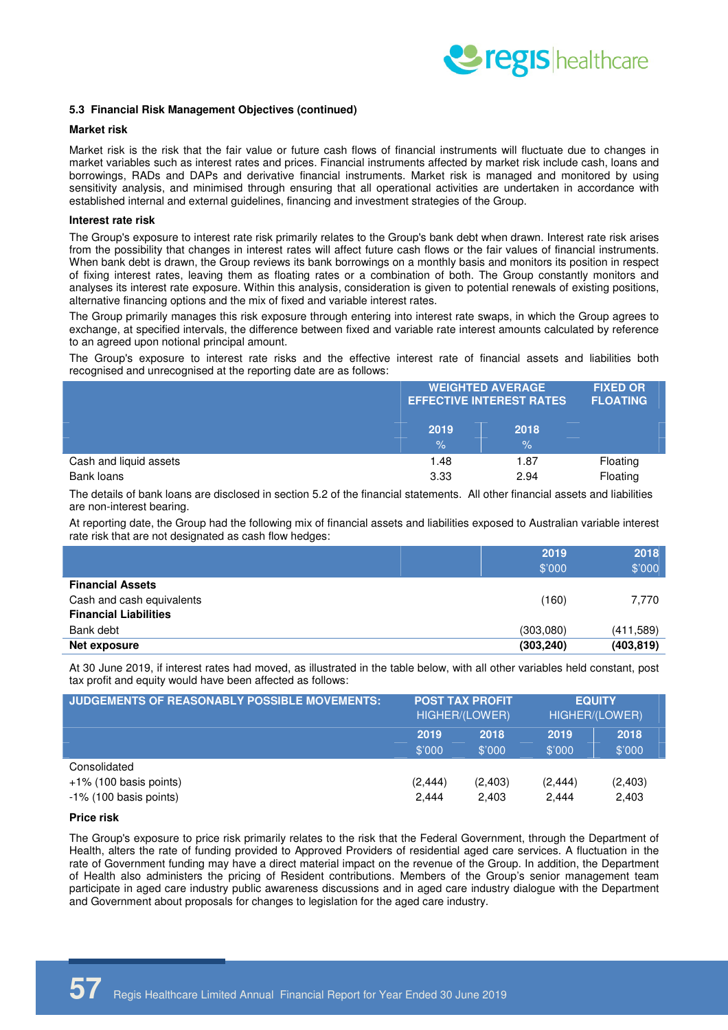### 5.3 Financial Risk Management Objectives (continued)

**Market risk**

Market risk is the risk that the fair value or future cash flows of financial instruments will fluctuate due to changes in market variables such as interest rates and prices. Financial instruments affected by market risk include cash, loans and borrowings, RADs and DAPs and derivative financial instruments. Market risk is managed and monitored by using sensitivity analysis, and minimised through ensuring that all operational activities are undertaken in accordance with established internal and external guidelines, financing and investment strategies of the Group.

**Interest rate risk**

The Group's exposure to interest rate risk primarily relates to the Group's bank debt when drawn. Interest rate risk arises from the possibility that changes in interest rates will affect future cash flows or the fair values of financial instruments. When bank debt is drawn, the Group reviews its bank borrowings on a monthly basis and monitors its position in respect of fixing interest rates, leaving them as floating rates or a combination of both. The Group constantly monitors and analyses its interest rate exposure. Within this analysis, consideration is given to potential renewals of existing positions, alternative financing options and the mix of fixed and variable interest rates.

The Group primarily manages this risk exposure through entering into interest rate swaps, in which the Group agrees to exchange, at specified intervals, the difference between fixed and variable rate interest amounts calculated by reference to an agreed upon notional principal amount.

The Group's exposure to interest rate risks and the effective interest rate of financial assets and liabilities both recognised and unrecognised at the reporting date are as follows:

| | WEIGHTED AVERAGE EFFECTIVE INTEREST RATES | | FIXED OR FLOATING |
|---|---|---|---|
| | 2019 % | 2018 % | |
| Cash and liquid assets | 1.48 | 1.87 | Floating |
| Bank loans | 3.33 | 2.94 | Floating |

The details of bank loans are disclosed in section 5.2 of the financial statements. All other financial assets and liabilities are non-interest bearing.

At reporting date, the Group had the following mix of financial assets and liabilities exposed to Australian variable interest rate risk that are not designated as cash flow hedges:

| | 2019 $'000 | 2018 $'000 |
|---|---|---|
| **Financial Assets** | | |
| Cash and cash equivalents | (160) | 7,770 |
| **Financial Liabilities** | | |
| Bank debt | (303,080) | (411,589) |
| **Net exposure** | **(303,240)** | **(403,819)** |

At 30 June 2019, if interest rates had moved, as illustrated in the table below, with all other variables held constant, post tax profit and equity would have been affected as follows:

| JUDGEMENTS OF REASONABLY POSSIBLE MOVEMENTS: | POST TAX PROFIT HIGHER/(LOWER) | | EQUITY HIGHER/(LOWER) | |
|---|---|---|---|---|
| | 2019 $'000 | 2018 $'000 | 2019 $'000 | 2018 $'000 |
| Consolidated | | | | |
| +1% (100 basis points) | (2,444) | (2,403) | (2,444) | (2,403) |
| -1% (100 basis points) | 2,444 | 2,403 | 2,444 | 2,403 |

**Price risk**

The Group's exposure to price risk primarily relates to the risk that the Federal Government, through the Department of Health, alters the rate of funding provided to Approved Providers of residential aged care services. A fluctuation in the rate of Government funding may have a direct material impact on the revenue of the Group. In addition, the Department of Health also administers the pricing of Resident contributions. Members of the Group's senior management team participate in aged care industry public awareness discussions and in aged care industry dialogue with the Department and Government about proposals for changes to legislation for the aged care industry.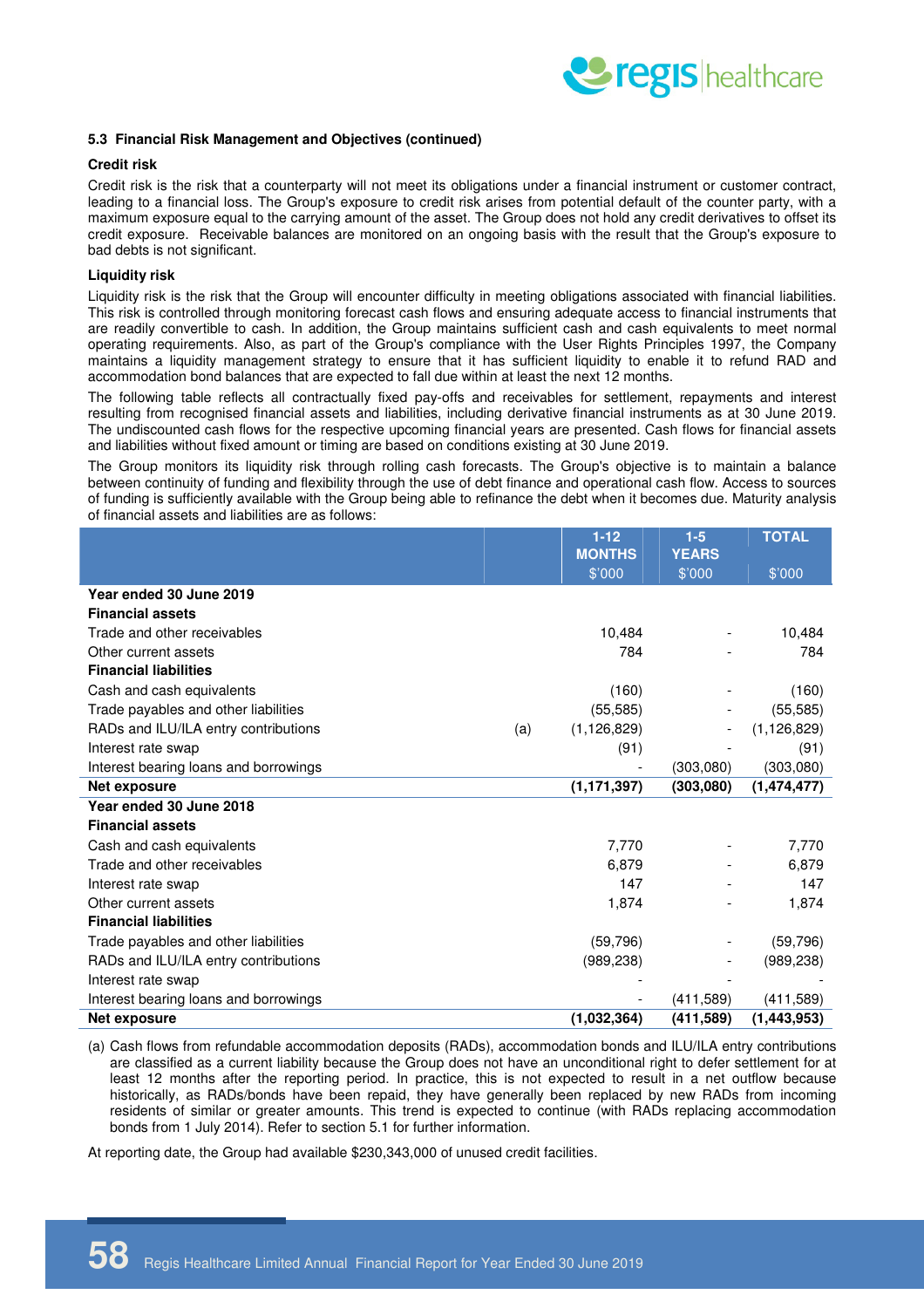### 5.3 Financial Risk Management and Objectives (continued)

**Credit risk**

Credit risk is the risk that a counterparty will not meet its obligations under a financial instrument or customer contract, leading to a financial loss. The Group's exposure to credit risk arises from potential default of the counter party, with a maximum exposure equal to the carrying amount of the asset. The Group does not hold any credit derivatives to offset its credit exposure. Receivable balances are monitored on an ongoing basis with the result that the Group's exposure to bad debts is not significant.

**Liquidity risk**

Liquidity risk is the risk that the Group will encounter difficulty in meeting obligations associated with financial liabilities. This risk is controlled through monitoring forecast cash flows and ensuring adequate access to financial instruments that are readily convertible to cash. In addition, the Group maintains sufficient cash and cash equivalents to meet normal operating requirements. Also, as part of the Group's compliance with the User Rights Principles 1997, the Company maintains a liquidity management strategy to ensure that it has sufficient liquidity to enable it to refund RAD and accommodation bond balances that are expected to fall due within at least the next 12 months.

The following table reflects all contractually fixed pay-offs and receivables for settlement, repayments and interest resulting from recognised financial assets and liabilities, including derivative financial instruments as at 30 June 2019. The undiscounted cash flows for the respective upcoming financial years are presented. Cash flows for financial assets and liabilities without fixed amount or timing are based on conditions existing at 30 June 2019.

The Group monitors its liquidity risk through rolling cash forecasts. The Group's objective is to maintain a balance between continuity of funding and flexibility through the use of debt finance and operational cash flow. Access to sources of funding is sufficiently available with the Group being able to refinance the debt when it becomes due. Maturity analysis of financial assets and liabilities are as follows:

| | | 1-12 MONTHS $'000 | 1-5 YEARS $'000 | TOTAL $'000 |
|---|---|---|---|---|
| **Year ended 30 June 2019** | | | | |
| **Financial assets** | | | | |
| Trade and other receivables | | 10,484 | - | 10,484 |
| Other current assets | | 784 | - | 784 |
| **Financial liabilities** | | | | |
| Cash and cash equivalents | | (160) | - | (160) |
| Trade payables and other liabilities | | (55,585) | - | (55,585) |
| RADs and ILU/ILA entry contributions | (a) | (1,126,829) | - | (1,126,829) |
| Interest rate swap | | (91) | - | (91) |
| Interest bearing loans and borrowings | | - | (303,080) | (303,080) |
| **Net exposure** | | **(1,171,397)** | **(303,080)** | **(1,474,477)** |
| **Year ended 30 June 2018** | | | | |
| **Financial assets** | | | | |
| Cash and cash equivalents | | 7,770 | - | 7,770 |
| Trade and other receivables | | 6,879 | - | 6,879 |
| Interest rate swap | | 147 | - | 147 |
| Other current assets | | 1,874 | - | 1,874 |
| **Financial liabilities** | | | | |
| Trade payables and other liabilities | | (59,796) | - | (59,796) |
| RADs and ILU/ILA entry contributions | | (989,238) | - | (989,238) |
| Interest rate swap | | - | - | - |
| Interest bearing loans and borrowings | | - | (411,589) | (411,589) |
| **Net exposure** | | **(1,032,364)** | **(411,589)** | **(1,443,953)** |

(a) Cash flows from refundable accommodation deposits (RADs), accommodation bonds and ILU/ILA entry contributions are classified as a current liability because the Group does not have an unconditional right to defer settlement for at least 12 months after the reporting period. In practice, this is not expected to result in a net outflow because historically, as RADs/bonds have been repaid, they have generally been replaced by new RADs from incoming residents of similar or greater amounts. This trend is expected to continue (with RADs replacing accommodation bonds from 1 July 2014). Refer to section 5.1 for further information.

At reporting date, the Group had available $230,343,000 of unused credit facilities.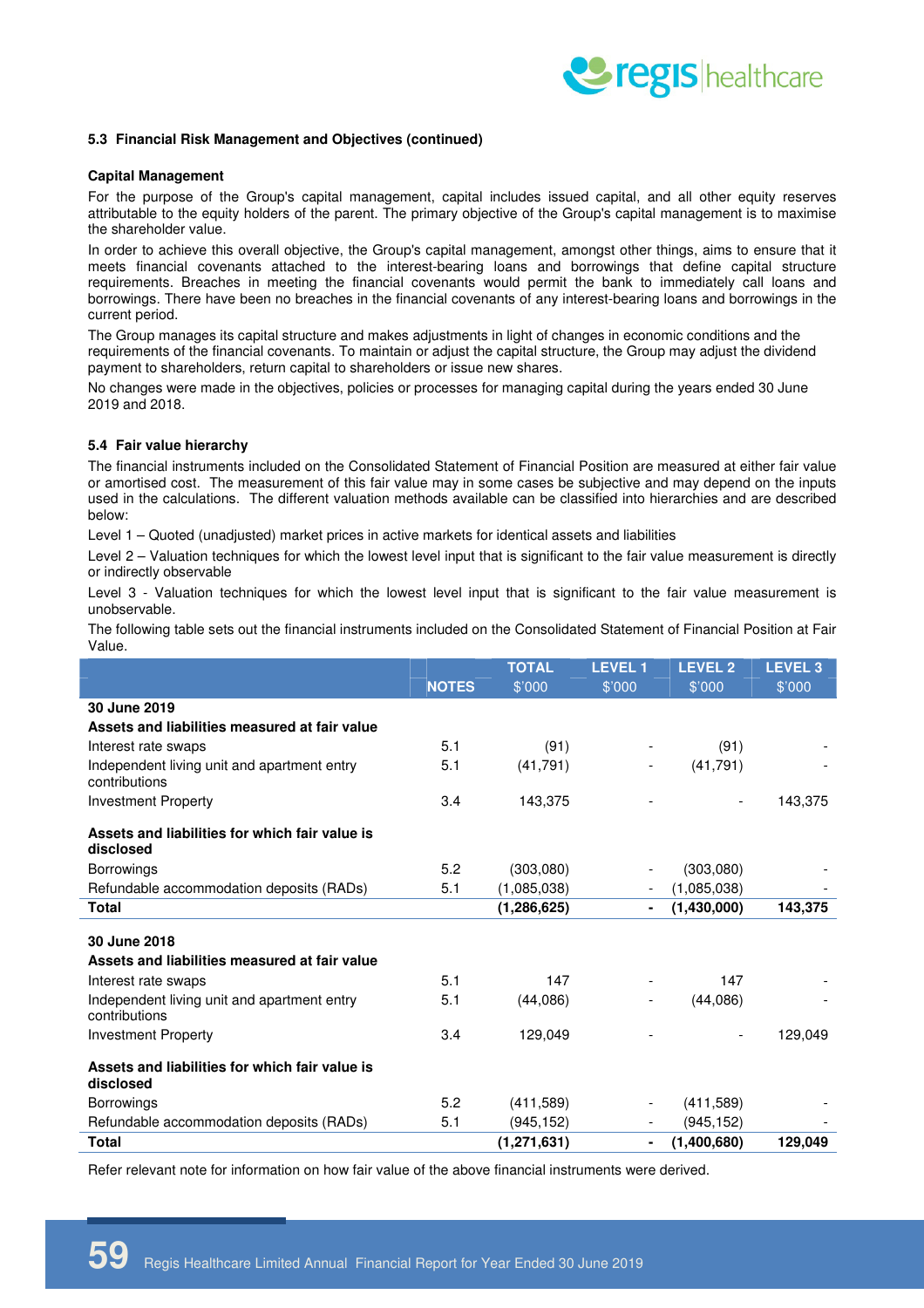**5.3 Financial Risk Management and Objectives (continued)**

**Capital Management**

For the purpose of the Group's capital management, capital includes issued capital, and all other equity reserves attributable to the equity holders of the parent. The primary objective of the Group's capital management is to maximise the shareholder value.

In order to achieve this overall objective, the Group's capital management, amongst other things, aims to ensure that it meets financial covenants attached to the interest-bearing loans and borrowings that define capital structure requirements. Breaches in meeting the financial covenants would permit the bank to immediately call loans and borrowings. There have been no breaches in the financial covenants of any interest-bearing loans and borrowings in the current period.

The Group manages its capital structure and makes adjustments in light of changes in economic conditions and the requirements of the financial covenants. To maintain or adjust the capital structure, the Group may adjust the dividend payment to shareholders, return capital to shareholders or issue new shares.

No changes were made in the objectives, policies or processes for managing capital during the years ended 30 June 2019 and 2018.

**5.4 Fair value hierarchy**

The financial instruments included on the Consolidated Statement of Financial Position are measured at either fair value or amortised cost. The measurement of this fair value may in some cases be subjective and may depend on the inputs used in the calculations. The different valuation methods available can be classified into hierarchies and are described below:

Level 1 – Quoted (unadjusted) market prices in active markets for identical assets and liabilities

Level 2 – Valuation techniques for which the lowest level input that is significant to the fair value measurement is directly or indirectly observable

Level 3 - Valuation techniques for which the lowest level input that is significant to the fair value measurement is unobservable.

The following table sets out the financial instruments included on the Consolidated Statement of Financial Position at Fair Value.

| | NOTES | TOTAL $'000 | LEVEL 1 $'000 | LEVEL 2 $'000 | LEVEL 3 $'000 |
|---|---|---|---|---|---|
| **30 June 2019** | | | | | |
| **Assets and liabilities measured at fair value** | | | | | |
| Interest rate swaps | 5.1 | (91) | - | (91) | - |
| Independent living unit and apartment entry contributions | 5.1 | (41,791) | - | (41,791) | - |
| Investment Property | 3.4 | 143,375 | - | - | 143,375 |
| **Assets and liabilities for which fair value is disclosed** | | | | | |
| Borrowings | 5.2 | (303,080) | - | (303,080) | - |
| Refundable accommodation deposits (RADs) | 5.1 | (1,085,038) | - | (1,085,038) | - |
| **Total** | | **(1,286,625)** | **-** | **(1,430,000)** | **143,375** |
| **30 June 2018** | | | | | |
| **Assets and liabilities measured at fair value** | | | | | |
| Interest rate swaps | 5.1 | 147 | - | 147 | - |
| Independent living unit and apartment entry contributions | 5.1 | (44,086) | - | (44,086) | - |
| Investment Property | 3.4 | 129,049 | - | - | 129,049 |
| **Assets and liabilities for which fair value is disclosed** | | | | | |
| Borrowings | 5.2 | (411,589) | - | (411,589) | - |
| Refundable accommodation deposits (RADs) | 5.1 | (945,152) | - | (945,152) | - |
| **Total** | | **(1,271,631)** | **-** | **(1,400,680)** | **129,049** |

Refer relevant note for information on how fair value of the above financial instruments were derived.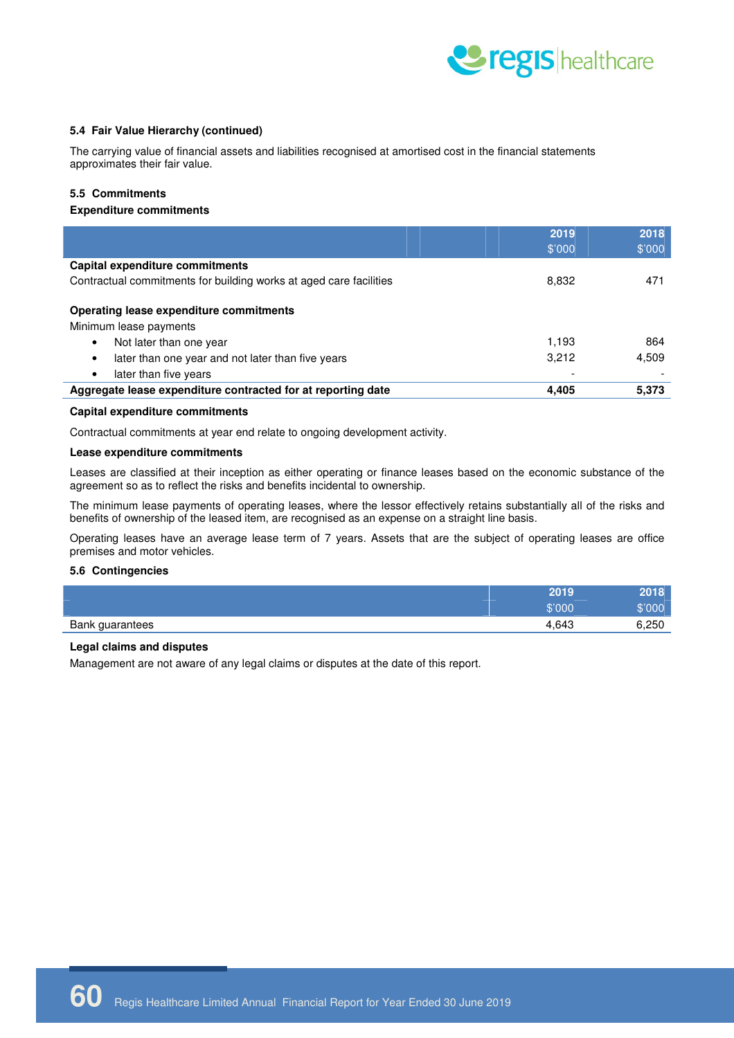#### 5.4 Fair Value Hierarchy (continued)

The carrying value of financial assets and liabilities recognised at amortised cost in the financial statements approximates their fair value.

#### 5.5 Commitments

**Expenditure commitments**

| | 2019<br>$'000 | 2018<br>$'000 |
|---|---|---|
| **Capital expenditure commitments** | | |
| Contractual commitments for building works at aged care facilities | 8,832 | 471 |
| | | |
| **Operating lease expenditure commitments** | | |
| Minimum lease payments | | |
| • Not later than one year | 1,193 | 864 |
| • later than one year and not later than five years | 3,212 | 4,509 |
| • later than five years | - | - |
| **Aggregate lease expenditure contracted for at reporting date** | **4,405** | **5,373** |

**Capital expenditure commitments**

Contractual commitments at year end relate to ongoing development activity.

**Lease expenditure commitments**

Leases are classified at their inception as either operating or finance leases based on the economic substance of the agreement so as to reflect the risks and benefits incidental to ownership.

The minimum lease payments of operating leases, where the lessor effectively retains substantially all of the risks and benefits of ownership of the leased item, are recognised as an expense on a straight line basis.

Operating leases have an average lease term of 7 years. Assets that are the subject of operating leases are office premises and motor vehicles.

#### 5.6 Contingencies

| | 2019<br>$'000 | 2018<br>$'000 |
|---|---|---|
| Bank guarantees | 4,643 | 6,250 |

**Legal claims and disputes**

Management are not aware of any legal claims or disputes at the date of this report.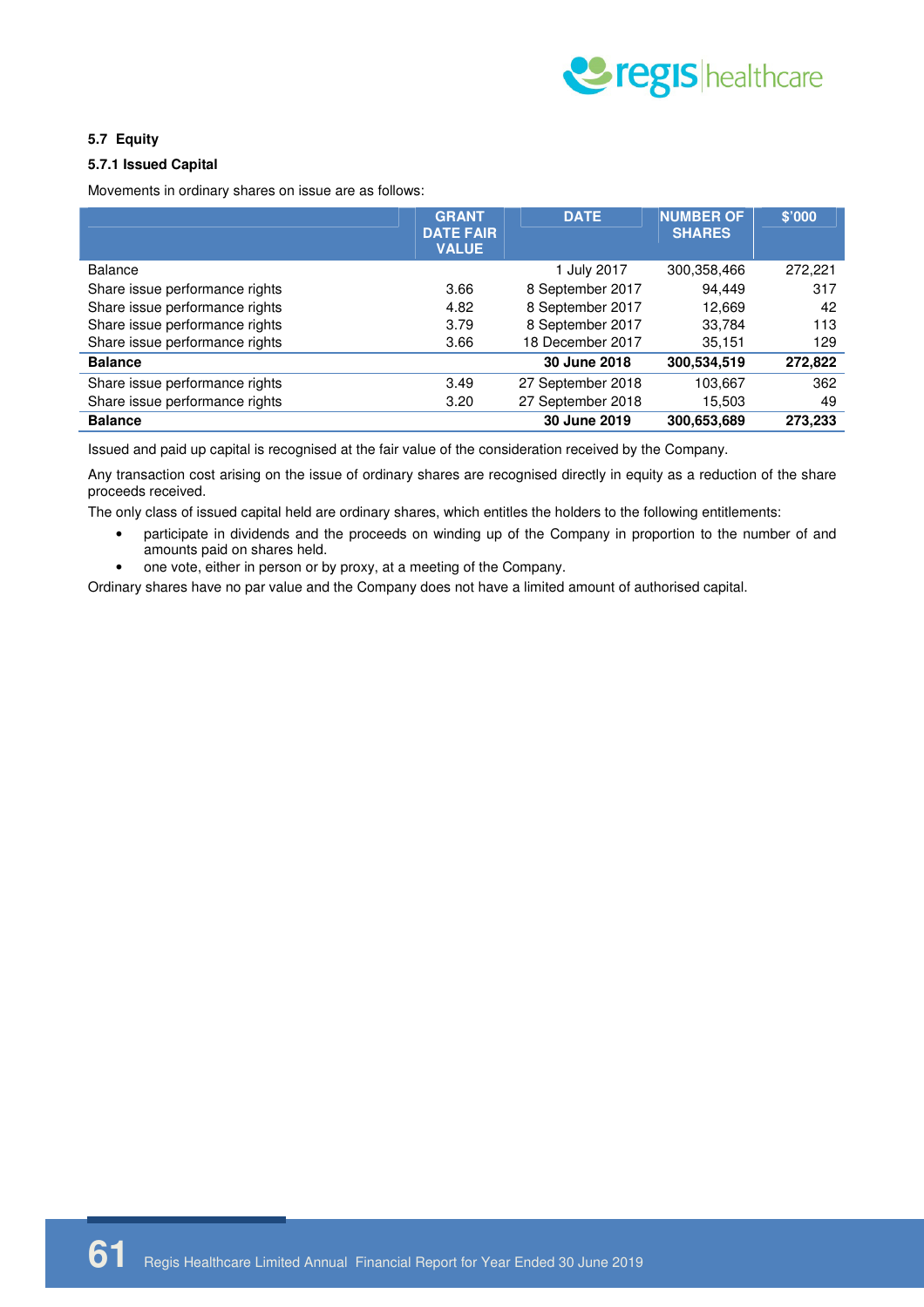### 5.7 Equity

#### 5.7.1 Issued Capital

Movements in ordinary shares on issue are as follows:

| | GRANT DATE FAIR VALUE | DATE | NUMBER OF SHARES | $'000 |
|---|---|---|---|---|
| Balance | | 1 July 2017 | 300,358,466 | 272,221 |
| Share issue performance rights | 3.66 | 8 September 2017 | 94,449 | 317 |
| Share issue performance rights | 4.82 | 8 September 2017 | 12,669 | 42 |
| Share issue performance rights | 3.79 | 8 September 2017 | 33,784 | 113 |
| Share issue performance rights | 3.66 | 18 December 2017 | 35,151 | 129 |
| **Balance** | | **30 June 2018** | **300,534,519** | **272,822** |
| Share issue performance rights | 3.49 | 27 September 2018 | 103,667 | 362 |
| Share issue performance rights | 3.20 | 27 September 2018 | 15,503 | 49 |
| **Balance** | | **30 June 2019** | **300,653,689** | **273,233** |

Issued and paid up capital is recognised at the fair value of the consideration received by the Company.

Any transaction cost arising on the issue of ordinary shares are recognised directly in equity as a reduction of the share proceeds received.

The only class of issued capital held are ordinary shares, which entitles the holders to the following entitlements:

- participate in dividends and the proceeds on winding up of the Company in proportion to the number of and amounts paid on shares held.
- one vote, either in person or by proxy, at a meeting of the Company.

Ordinary shares have no par value and the Company does not have a limited amount of authorised capital.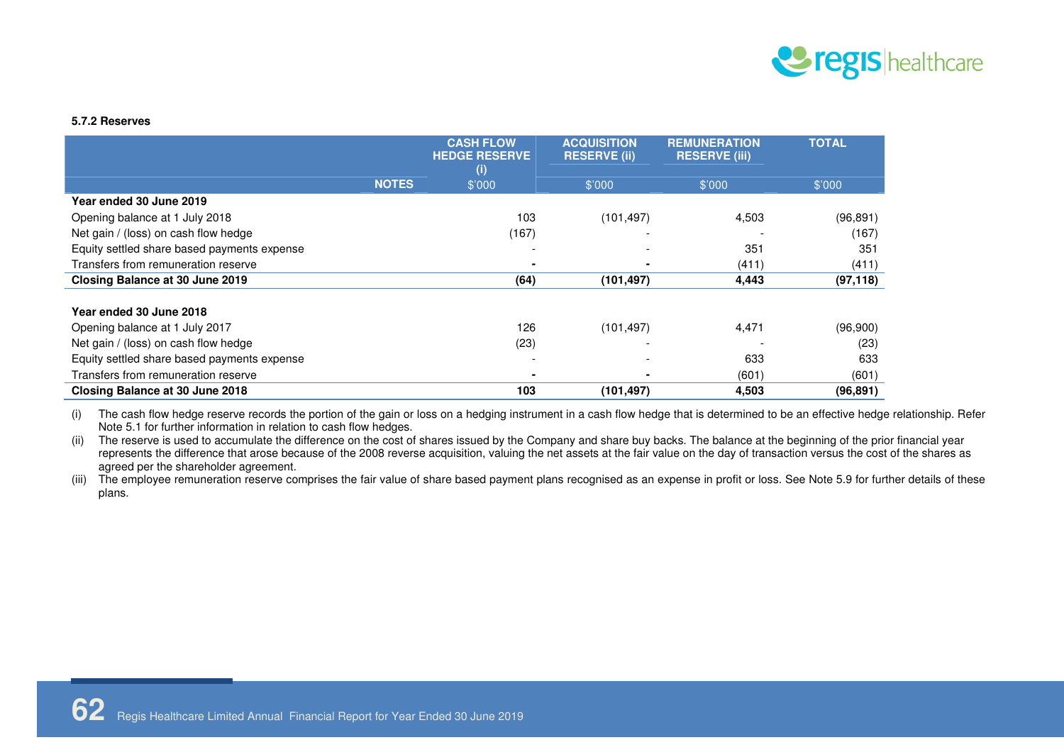#### 5.7.2 Reserves

| | NOTES | CASH FLOW HEDGE RESERVE (i) | ACQUISITION RESERVE (ii) | REMUNERATION RESERVE (iii) | TOTAL |
|---|---|---|---|---|---|
| | | $'000 | $'000 | $'000 | $'000 |
| **Year ended 30 June 2019** | | | | | |
| Opening balance at 1 July 2018 | | 103 | (101,497) | 4,503 | (96,891) |
| Net gain / (loss) on cash flow hedge | | (167) | - | - | (167) |
| Equity settled share based payments expense | | - | - | 351 | 351 |
| Transfers from remuneration reserve | | - | - | (411) | (411) |
| **Closing Balance at 30 June 2019** | | **(64)** | **(101,497)** | **4,443** | **(97,118)** |
| | | | | | |
| **Year ended 30 June 2018** | | | | | |
| Opening balance at 1 July 2017 | | 126 | (101,497) | 4,471 | (96,900) |
| Net gain / (loss) on cash flow hedge | | (23) | - | - | (23) |
| Equity settled share based payments expense | | - | - | 633 | 633 |
| Transfers from remuneration reserve | | - | - | (601) | (601) |
| **Closing Balance at 30 June 2018** | | **103** | **(101,497)** | **4,503** | **(96,891)** |

(i) The cash flow hedge reserve records the portion of the gain or loss on a hedging instrument in a cash flow hedge that is determined to be an effective hedge relationship. Refer Note 5.1 for further information in relation to cash flow hedges.

(ii) The reserve is used to accumulate the difference on the cost of shares issued by the Company and share buy backs. The balance at the beginning of the prior financial year represents the difference that arose because of the 2008 reverse acquisition, valuing the net assets at the fair value on the day of transaction versus the cost of the shares as agreed per the shareholder agreement.

(iii) The employee remuneration reserve comprises the fair value of share based payment plans recognised as an expense in profit or loss. See Note 5.9 for further details of these plans.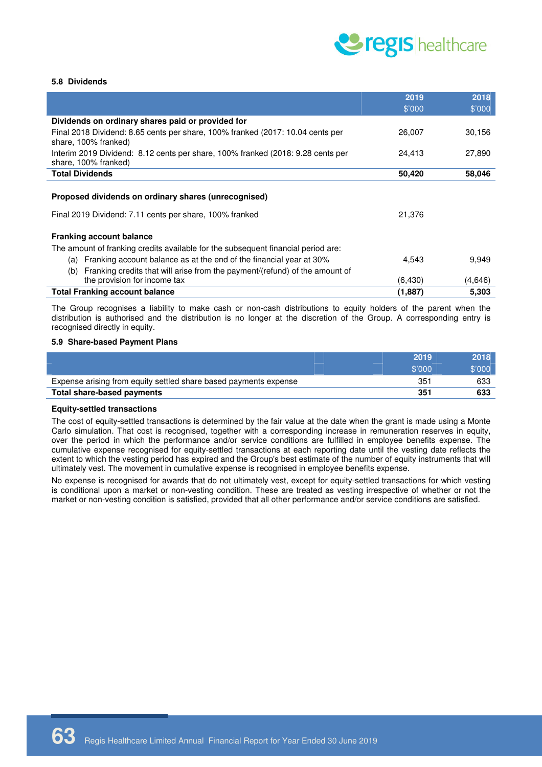### 5.8 Dividends

| | 2019<br>$'000 | 2018<br>$'000 |
|---|---|---|
| **Dividends on ordinary shares paid or provided for** | | |
| Final 2018 Dividend: 8.65 cents per share, 100% franked (2017: 10.04 cents per share, 100% franked) | 26,007 | 30,156 |
| Interim 2019 Dividend: 8.12 cents per share, 100% franked (2018: 9.28 cents per share, 100% franked) | 24,413 | 27,890 |
| **Total Dividends** | **50,420** | **58,046** |
| | | |
| **Proposed dividends on ordinary shares (unrecognised)** | | |
| Final 2019 Dividend: 7.11 cents per share, 100% franked | 21,376 | |
| | | |
| **Franking account balance** | | |
| The amount of franking credits available for the subsequent financial period are: | | |
| (a) Franking account balance as at the end of the financial year at 30% | 4,543 | 9,949 |
| (b) Franking credits that will arise from the payment/(refund) of the amount of the provision for income tax | (6,430) | (4,646) |
| **Total Franking account balance** | **(1,887)** | **5,303** |

The Group recognises a liability to make cash or non-cash distributions to equity holders of the parent when the distribution is authorised and the distribution is no longer at the discretion of the Group. A corresponding entry is recognised directly in equity.

### 5.9 Share-based Payment Plans

| | 2019<br>$'000 | 2018<br>$'000 |
|---|---|---|
| Expense arising from equity settled share based payments expense | 351 | 633 |
| **Total share-based payments** | **351** | **633** |

**Equity-settled transactions**

The cost of equity-settled transactions is determined by the fair value at the date when the grant is made using a Monte Carlo simulation. That cost is recognised, together with a corresponding increase in remuneration reserves in equity, over the period in which the performance and/or service conditions are fulfilled in employee benefits expense. The cumulative expense recognised for equity-settled transactions at each reporting date until the vesting date reflects the extent to which the vesting period has expired and the Group's best estimate of the number of equity instruments that will ultimately vest. The movement in cumulative expense is recognised in employee benefits expense.

No expense is recognised for awards that do not ultimately vest, except for equity-settled transactions for which vesting is conditional upon a market or non-vesting condition. These are treated as vesting irrespective of whether or not the market or non-vesting condition is satisfied, provided that all other performance and/or service conditions are satisfied.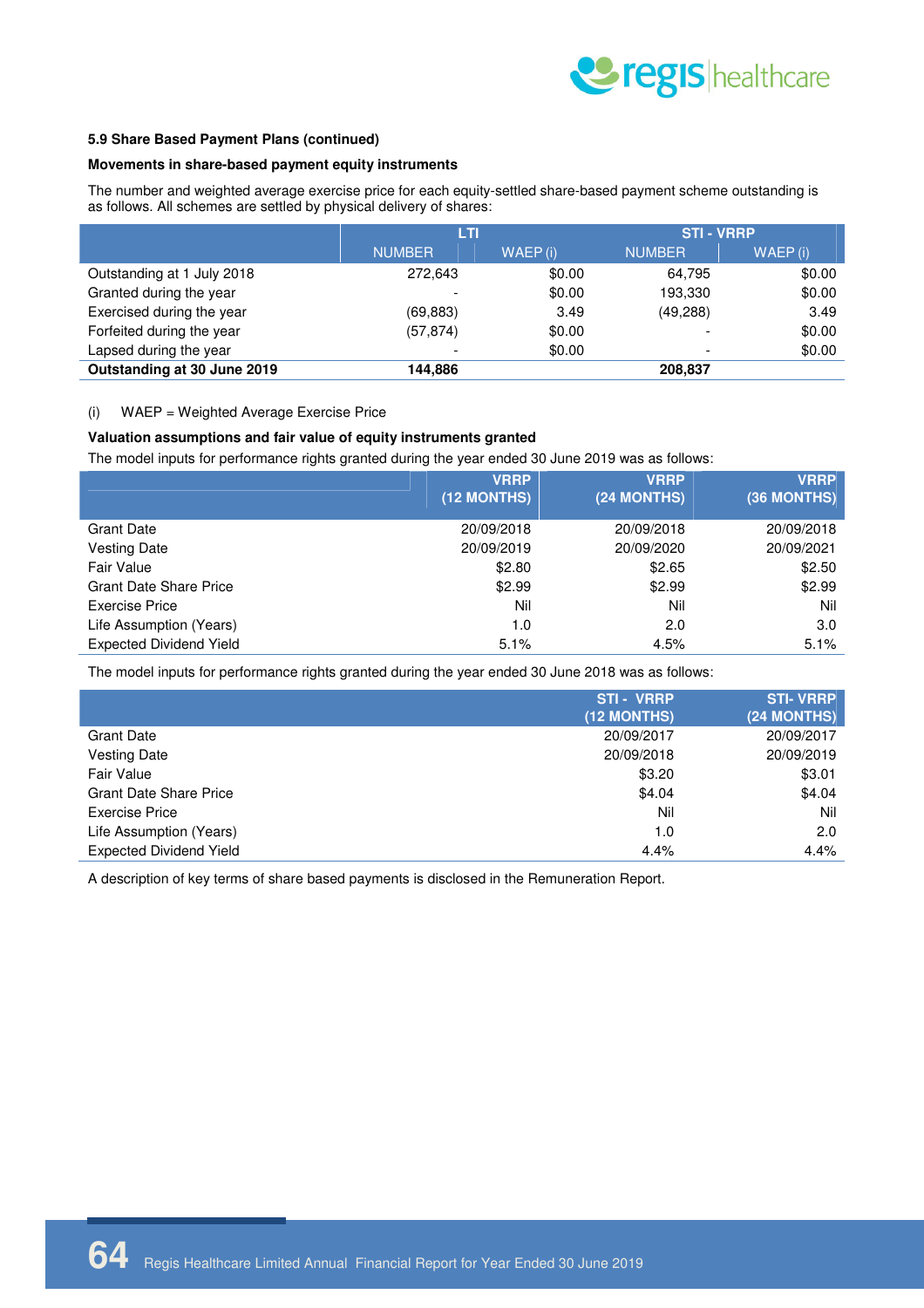#### 5.9 Share Based Payment Plans (continued)

**Movements in share-based payment equity instruments**

The number and weighted average exercise price for each equity-settled share-based payment scheme outstanding is as follows. All schemes are settled by physical delivery of shares:

| | LTI | | STI - VRRP | |
|---|---|---|---|---|
| | NUMBER | WAEP (i) | NUMBER | WAEP (i) |
| Outstanding at 1 July 2018 | 272,643 | $0.00 | 64,795 | $0.00 |
| Granted during the year | - | $0.00 | 193,330 | $0.00 |
| Exercised during the year | (69,883) | 3.49 | (49,288) | 3.49 |
| Forfeited during the year | (57,874) | $0.00 | - | $0.00 |
| Lapsed during the year | - | $0.00 | - | $0.00 |
| **Outstanding at 30 June 2019** | **144,886** | | **208,837** | |

(i) WAEP = Weighted Average Exercise Price

**Valuation assumptions and fair value of equity instruments granted**

The model inputs for performance rights granted during the year ended 30 June 2019 was as follows:

| | VRRP (12 MONTHS) | VRRP (24 MONTHS) | VRRP (36 MONTHS) |
|---|---|---|---|
| Grant Date | 20/09/2018 | 20/09/2018 | 20/09/2018 |
| Vesting Date | 20/09/2019 | 20/09/2020 | 20/09/2021 |
| Fair Value | $2.80 | $2.65 | $2.50 |
| Grant Date Share Price | $2.99 | $2.99 | $2.99 |
| Exercise Price | Nil | Nil | Nil |
| Life Assumption (Years) | 1.0 | 2.0 | 3.0 |
| Expected Dividend Yield | 5.1% | 4.5% | 5.1% |

The model inputs for performance rights granted during the year ended 30 June 2018 was as follows:

| | STI - VRRP (12 MONTHS) | STI- VRRP (24 MONTHS) |
|---|---|---|
| Grant Date | 20/09/2017 | 20/09/2017 |
| Vesting Date | 20/09/2018 | 20/09/2019 |
| Fair Value | $3.20 | $3.01 |
| Grant Date Share Price | $4.04 | $4.04 |
| Exercise Price | Nil | Nil |
| Life Assumption (Years) | 1.0 | 2.0 |
| Expected Dividend Yield | 4.4% | 4.4% |

A description of key terms of share based payments is disclosed in the Remuneration Report.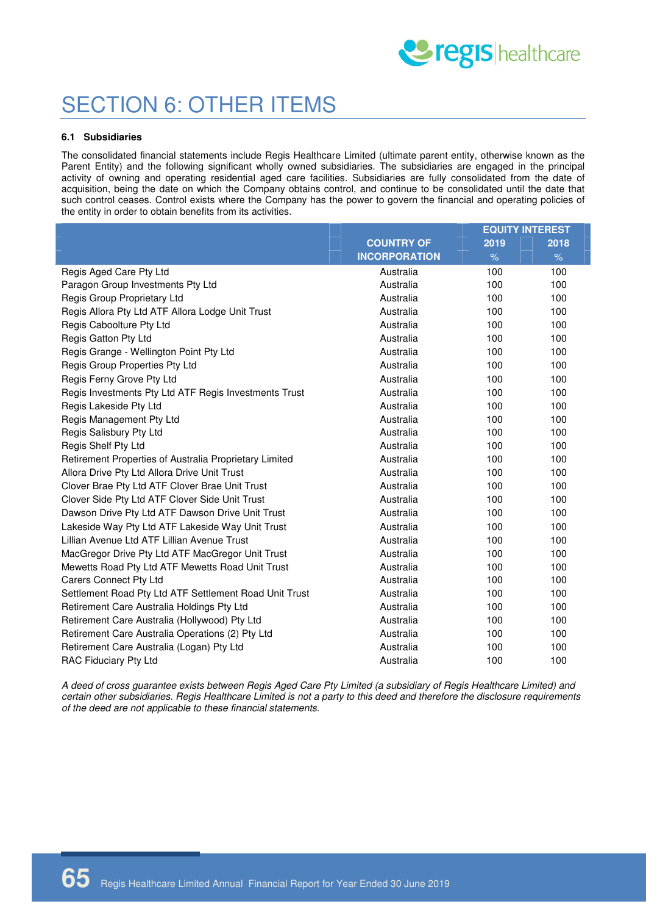# SECTION 6: OTHER ITEMS

### 6.1 Subsidiaries

The consolidated financial statements include Regis Healthcare Limited (ultimate parent entity, otherwise known as the Parent Entity) and the following significant wholly owned subsidiaries. The subsidiaries are engaged in the principal activity of owning and operating residential aged care facilities. Subsidiaries are fully consolidated from the date of acquisition, being the date on which the Company obtains control, and continue to be consolidated until the date that such control ceases. Control exists where the Company has the power to govern the financial and operating policies of the entity in order to obtain benefits from its activities.

| | COUNTRY OF INCORPORATION | EQUITY INTEREST 2019 % | EQUITY INTEREST 2018 % |
|---|---|---|---|
| Regis Aged Care Pty Ltd | Australia | 100 | 100 |
| Paragon Group Investments Pty Ltd | Australia | 100 | 100 |
| Regis Group Proprietary Ltd | Australia | 100 | 100 |
| Regis Allora Pty Ltd ATF Allora Lodge Unit Trust | Australia | 100 | 100 |
| Regis Caboolture Pty Ltd | Australia | 100 | 100 |
| Regis Gatton Pty Ltd | Australia | 100 | 100 |
| Regis Grange - Wellington Point Pty Ltd | Australia | 100 | 100 |
| Regis Group Properties Pty Ltd | Australia | 100 | 100 |
| Regis Ferny Grove Pty Ltd | Australia | 100 | 100 |
| Regis Investments Pty Ltd ATF Regis Investments Trust | Australia | 100 | 100 |
| Regis Lakeside Pty Ltd | Australia | 100 | 100 |
| Regis Management Pty Ltd | Australia | 100 | 100 |
| Regis Salisbury Pty Ltd | Australia | 100 | 100 |
| Regis Shelf Pty Ltd | Australia | 100 | 100 |
| Retirement Properties of Australia Proprietary Limited | Australia | 100 | 100 |
| Allora Drive Pty Ltd Allora Drive Unit Trust | Australia | 100 | 100 |
| Clover Brae Pty Ltd ATF Clover Brae Unit Trust | Australia | 100 | 100 |
| Clover Side Pty Ltd ATF Clover Side Unit Trust | Australia | 100 | 100 |
| Dawson Drive Pty Ltd ATF Dawson Drive Unit Trust | Australia | 100 | 100 |
| Lakeside Way Pty Ltd ATF Lakeside Way Unit Trust | Australia | 100 | 100 |
| Lillian Avenue Ltd ATF Lillian Avenue Trust | Australia | 100 | 100 |
| MacGregor Drive Pty Ltd ATF MacGregor Unit Trust | Australia | 100 | 100 |
| Mewetts Road Pty Ltd ATF Mewetts Road Unit Trust | Australia | 100 | 100 |
| Carers Connect Pty Ltd | Australia | 100 | 100 |
| Settlement Road Pty Ltd ATF Settlement Road Unit Trust | Australia | 100 | 100 |
| Retirement Care Australia Holdings Pty Ltd | Australia | 100 | 100 |
| Retirement Care Australia (Hollywood) Pty Ltd | Australia | 100 | 100 |
| Retirement Care Australia Operations (2) Pty Ltd | Australia | 100 | 100 |
| Retirement Care Australia (Logan) Pty Ltd | Australia | 100 | 100 |
| RAC Fiduciary Pty Ltd | Australia | 100 | 100 |

*A deed of cross guarantee exists between Regis Aged Care Pty Limited (a subsidiary of Regis Healthcare Limited) and certain other subsidiaries. Regis Healthcare Limited is not a party to this deed and therefore the disclosure requirements of the deed are not applicable to these financial statements.*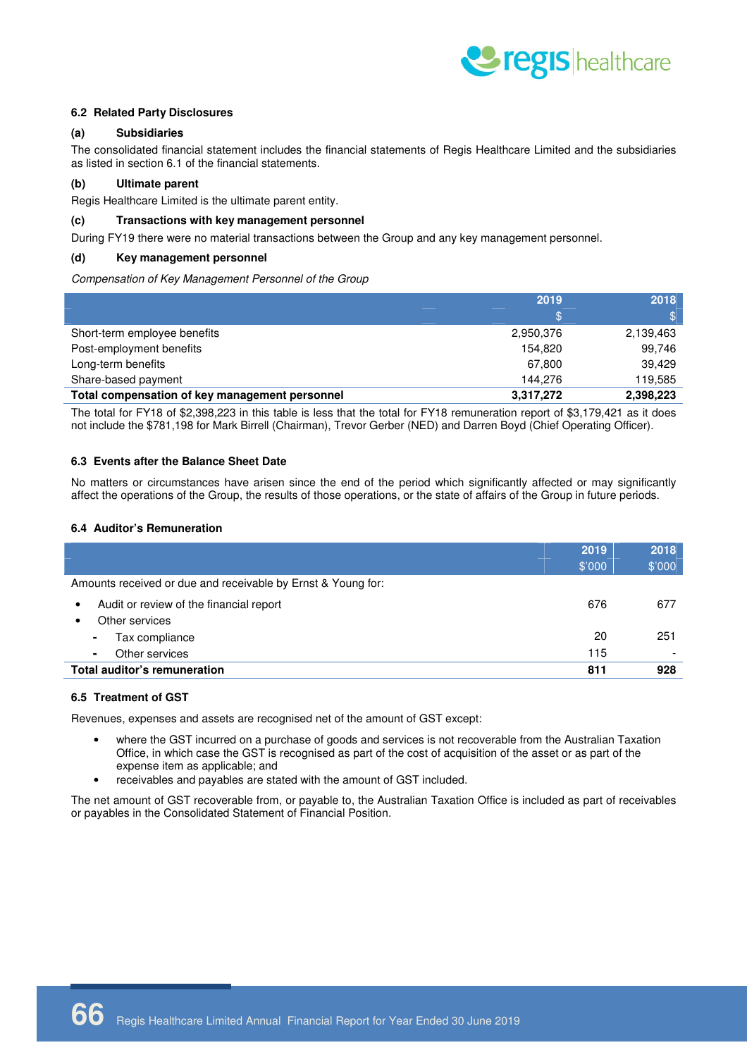### 6.2 Related Party Disclosures

**(a) Subsidiaries**

The consolidated financial statement includes the financial statements of Regis Healthcare Limited and the subsidiaries as listed in section 6.1 of the financial statements.

**(b) Ultimate parent**

Regis Healthcare Limited is the ultimate parent entity.

**(c) Transactions with key management personnel**

During FY19 there were no material transactions between the Group and any key management personnel.

**(d) Key management personnel**

*Compensation of Key Management Personnel of the Group*

| | 2019<br>$ | 2018<br>$ |
|---|---|---|
| Short-term employee benefits | 2,950,376 | 2,139,463 |
| Post-employment benefits | 154,820 | 99,746 |
| Long-term benefits | 67,800 | 39,429 |
| Share-based payment | 144,276 | 119,585 |
| **Total compensation of key management personnel** | **3,317,272** | **2,398,223** |

The total for FY18 of $2,398,223 in this table is less that the total for FY18 remuneration report of $3,179,421 as it does not include the $781,198 for Mark Birrell (Chairman), Trevor Gerber (NED) and Darren Boyd (Chief Operating Officer).

### 6.3 Events after the Balance Sheet Date

No matters or circumstances have arisen since the end of the period which significantly affected or may significantly affect the operations of the Group, the results of those operations, or the state of affairs of the Group in future periods.

### 6.4 Auditor's Remuneration

| | 2019<br>$'000 | 2018<br>$'000 |
|---|---|---|
| Amounts received or due and receivable by Ernst & Young for: | | |
| • Audit or review of the financial report | 676 | 677 |
| • Other services | | |
| - Tax compliance | 20 | 251 |
| - Other services | 115 | - |
| **Total auditor's remuneration** | **811** | **928** |

### 6.5 Treatment of GST

Revenues, expenses and assets are recognised net of the amount of GST except:

- where the GST incurred on a purchase of goods and services is not recoverable from the Australian Taxation Office, in which case the GST is recognised as part of the cost of acquisition of the asset or as part of the expense item as applicable; and
- receivables and payables are stated with the amount of GST included.

The net amount of GST recoverable from, or payable to, the Australian Taxation Office is included as part of receivables or payables in the Consolidated Statement of Financial Position.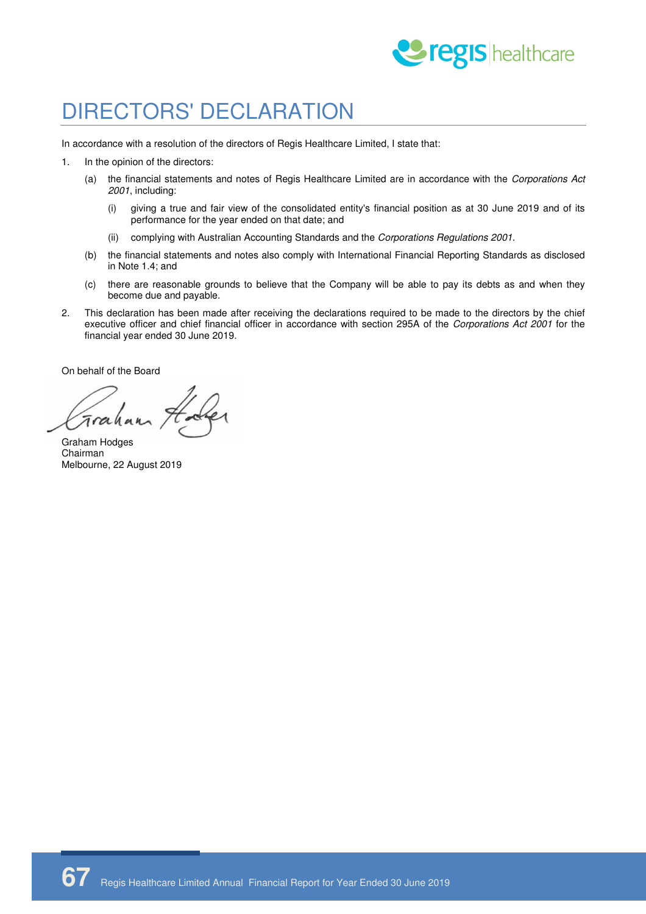# DIRECTORS' DECLARATION

In accordance with a resolution of the directors of Regis Healthcare Limited, I state that:

1. In the opinion of the directors:

   (a) the financial statements and notes of Regis Healthcare Limited are in accordance with the *Corporations Act 2001*, including:

      (i) giving a true and fair view of the consolidated entity's financial position as at 30 June 2019 and of its performance for the year ended on that date; and

      (ii) complying with Australian Accounting Standards and the *Corporations Regulations 2001*.

   (b) the financial statements and notes also comply with International Financial Reporting Standards as disclosed in Note 1.4; and

   (c) there are reasonable grounds to believe that the Company will be able to pay its debts as and when they become due and payable.

2. This declaration has been made after receiving the declarations required to be made to the directors by the chief executive officer and chief financial officer in accordance with section 295A of the *Corporations Act 2001* for the financial year ended 30 June 2019.

On behalf of the Board

Graham Hodges
Chairman
Melbourne, 22 August 2019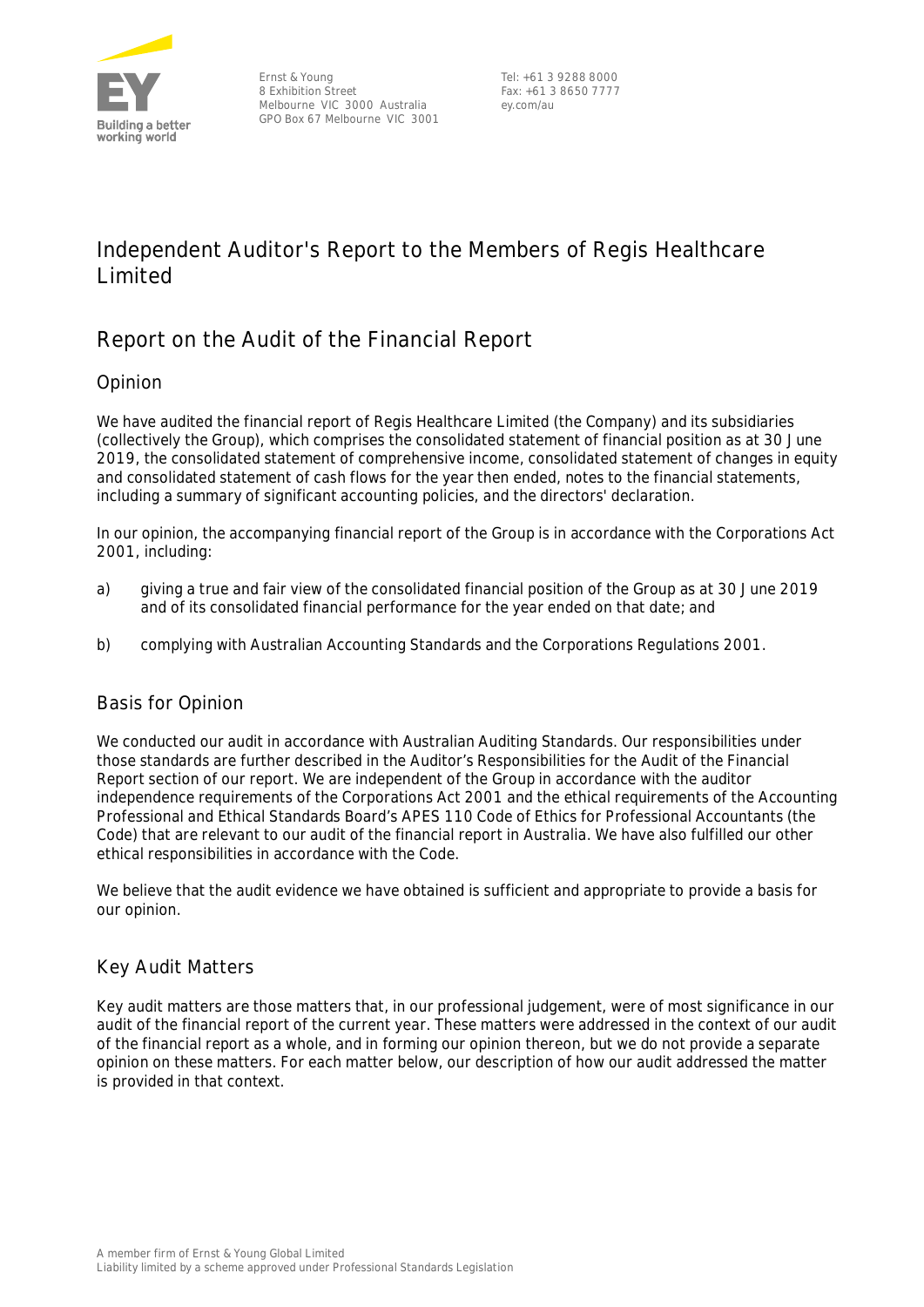Ernst & Young
8 Exhibition Street
Melbourne VIC 3000 Australia
GPO Box 67 Melbourne VIC 3001

Tel: +61 3 9288 8000
Fax: +61 3 8650 7777
ey.com/au

# Independent Auditor's Report to the Members of Regis Healthcare Limited

## Report on the Audit of the Financial Report

### Opinion

We have audited the financial report of Regis Healthcare Limited (the Company) and its subsidiaries (collectively the Group), which comprises the consolidated statement of financial position as at 30 June 2019, the consolidated statement of comprehensive income, consolidated statement of changes in equity and consolidated statement of cash flows for the year then ended, notes to the financial statements, including a summary of significant accounting policies, and the directors' declaration.

In our opinion, the accompanying financial report of the Group is in accordance with the Corporations Act 2001, including:

a) giving a true and fair view of the consolidated financial position of the Group as at 30 June 2019 and of its consolidated financial performance for the year ended on that date; and

b) complying with Australian Accounting Standards and the Corporations Regulations 2001.

### Basis for Opinion

We conducted our audit in accordance with Australian Auditing Standards. Our responsibilities under those standards are further described in the Auditor's Responsibilities for the Audit of the Financial Report section of our report. We are independent of the Group in accordance with the auditor independence requirements of the Corporations Act 2001 and the ethical requirements of the Accounting Professional and Ethical Standards Board's APES 110 Code of Ethics for Professional Accountants (the Code) that are relevant to our audit of the financial report in Australia. We have also fulfilled our other ethical responsibilities in accordance with the Code.

We believe that the audit evidence we have obtained is sufficient and appropriate to provide a basis for our opinion.

### Key Audit Matters

Key audit matters are those matters that, in our professional judgement, were of most significance in our audit of the financial report of the current year. These matters were addressed in the context of our audit of the financial report as a whole, and in forming our opinion thereon, but we do not provide a separate opinion on these matters. For each matter below, our description of how our audit addressed the matter is provided in that context.

A member firm of Ernst & Young Global Limited
Liability limited by a scheme approved under Professional Standards Legislation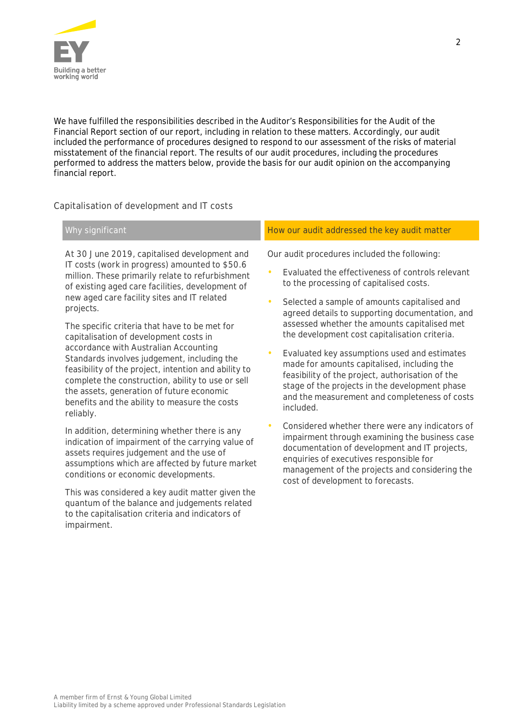We have fulfilled the responsibilities described in the Auditor's Responsibilities for the Audit of the Financial Report section of our report, including in relation to these matters. Accordingly, our audit included the performance of procedures designed to respond to our assessment of the risks of material misstatement of the financial report. The results of our audit procedures, including the procedures performed to address the matters below, provide the basis for our audit opinion on the accompanying financial report.

## Capitalisation of development and IT costs

| Why significant | How our audit addressed the key audit matter |
| --- | --- |
| At 30 June 2019, capitalised development and IT costs (work in progress) amounted to $50.6 million. These primarily relate to refurbishment of existing aged care facilities, development of new aged care facility sites and IT related projects.<br><br>The specific criteria that have to be met for capitalisation of development costs in accordance with Australian Accounting Standards involves judgement, including the feasibility of the project, intention and ability to complete the construction, ability to use or sell the assets, generation of future economic benefits and the ability to measure the costs reliably.<br><br>In addition, determining whether there is any indication of impairment of the carrying value of assets requires judgement and the use of assumptions which are affected by future market conditions or economic developments.<br><br>This was considered a key audit matter given the quantum of the balance and judgements related to the capitalisation criteria and indicators of impairment. | Our audit procedures included the following:<br><br>• Evaluated the effectiveness of controls relevant to the processing of capitalised costs.<br><br>• Selected a sample of amounts capitalised and agreed details to supporting documentation, and assessed whether the amounts capitalised met the development cost capitalisation criteria.<br><br>• Evaluated key assumptions used and estimates made for amounts capitalised, including the feasibility of the project, authorisation of the stage of the projects in the development phase and the measurement and completeness of costs included.<br><br>• Considered whether there were any indicators of impairment through examining the business case documentation of development and IT projects, enquiries of executives responsible for management of the projects and considering the cost of development to forecasts. |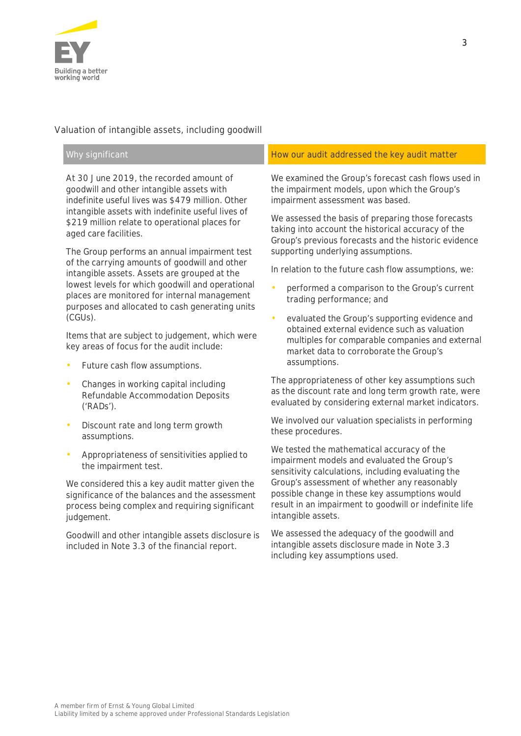## Valuation of intangible assets, including goodwill

### Why significant

At 30 June 2019, the recorded amount of goodwill and other intangible assets with indefinite useful lives was $479 million. Other intangible assets with indefinite useful lives of $219 million relate to operational places for aged care facilities.

The Group performs an annual impairment test of the carrying amounts of goodwill and other intangible assets. Assets are grouped at the lowest levels for which goodwill and operational places are monitored for internal management purposes and allocated to cash generating units (CGUs).

Items that are subject to judgement, which were key areas of focus for the audit include:

- Future cash flow assumptions.
- Changes in working capital including Refundable Accommodation Deposits ('RADs').
- Discount rate and long term growth assumptions.
- Appropriateness of sensitivities applied to the impairment test.

We considered this a key audit matter given the significance of the balances and the assessment process being complex and requiring significant judgement.

Goodwill and other intangible assets disclosure is included in Note 3.3 of the financial report.

### How our audit addressed the key audit matter

We examined the Group's forecast cash flows used in the impairment models, upon which the Group's impairment assessment was based.

We assessed the basis of preparing those forecasts taking into account the historical accuracy of the Group's previous forecasts and the historic evidence supporting underlying assumptions.

In relation to the future cash flow assumptions, we:

- performed a comparison to the Group's current trading performance; and
- evaluated the Group's supporting evidence and obtained external evidence such as valuation multiples for comparable companies and external market data to corroborate the Group's assumptions.

The appropriateness of other key assumptions such as the discount rate and long term growth rate, were evaluated by considering external market indicators.

We involved our valuation specialists in performing these procedures.

We tested the mathematical accuracy of the impairment models and evaluated the Group's sensitivity calculations, including evaluating the Group's assessment of whether any reasonably possible change in these key assumptions would result in an impairment to goodwill or indefinite life intangible assets.

We assessed the adequacy of the goodwill and intangible assets disclosure made in Note 3.3 including key assumptions used.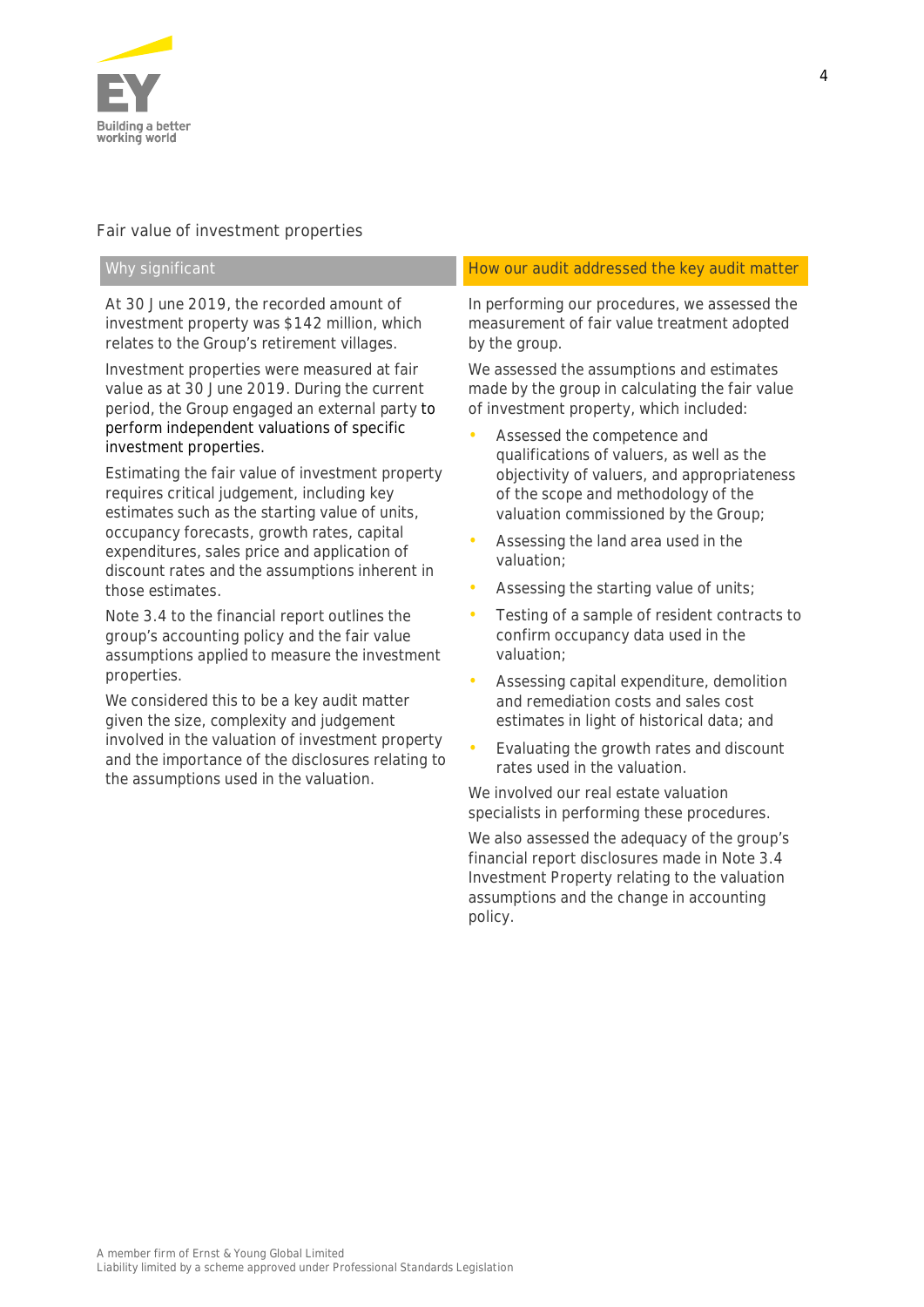## Fair value of investment properties

| Why significant | How our audit addressed the key audit matter |
|---|---|
| At 30 June 2019, the recorded amount of investment property was $142 million, which relates to the Group's retirement villages.<br><br>Investment properties were measured at fair value as at 30 June 2019. During the current period, the Group engaged an external party to perform independent valuations of specific investment properties.<br><br>Estimating the fair value of investment property requires critical judgement, including key estimates such as the starting value of units, occupancy forecasts, growth rates, capital expenditures, sales price and application of discount rates and the assumptions inherent in those estimates.<br><br>Note 3.4 to the financial report outlines the group's accounting policy and the fair value assumptions applied to measure the investment properties.<br><br>We considered this to be a key audit matter given the size, complexity and judgement involved in the valuation of investment property and the importance of the disclosures relating to the assumptions used in the valuation. | In performing our procedures, we assessed the measurement of fair value treatment adopted by the group.<br><br>We assessed the assumptions and estimates made by the group in calculating the fair value of investment property, which included:<br><br>• Assessed the competence and qualifications of valuers, as well as the objectivity of valuers, and appropriateness of the scope and methodology of the valuation commissioned by the Group;<br>• Assessing the land area used in the valuation;<br>• Assessing the starting value of units;<br>• Testing of a sample of resident contracts to confirm occupancy data used in the valuation;<br>• Assessing capital expenditure, demolition and remediation costs and sales cost estimates in light of historical data; and<br>• Evaluating the growth rates and discount rates used in the valuation.<br><br>We involved our real estate valuation specialists in performing these procedures.<br><br>We also assessed the adequacy of the group's financial report disclosures made in Note 3.4 Investment Property relating to the valuation assumptions and the change in accounting policy. |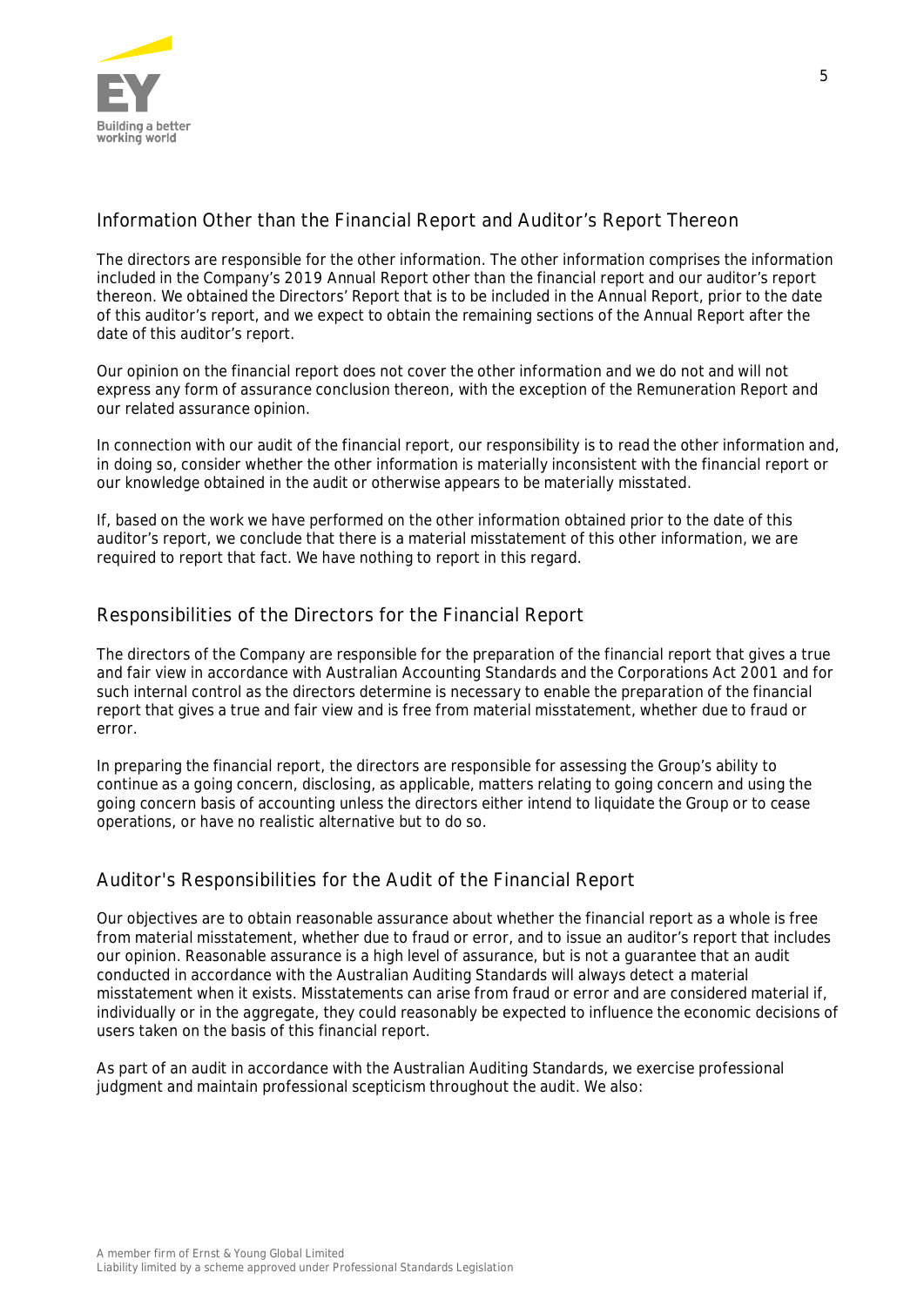## Information Other than the Financial Report and Auditor's Report Thereon

The directors are responsible for the other information. The other information comprises the information included in the Company's 2019 Annual Report other than the financial report and our auditor's report thereon. We obtained the Directors' Report that is to be included in the Annual Report, prior to the date of this auditor's report, and we expect to obtain the remaining sections of the Annual Report after the date of this auditor's report.

Our opinion on the financial report does not cover the other information and we do not and will not express any form of assurance conclusion thereon, with the exception of the Remuneration Report and our related assurance opinion.

In connection with our audit of the financial report, our responsibility is to read the other information and, in doing so, consider whether the other information is materially inconsistent with the financial report or our knowledge obtained in the audit or otherwise appears to be materially misstated.

If, based on the work we have performed on the other information obtained prior to the date of this auditor's report, we conclude that there is a material misstatement of this other information, we are required to report that fact. We have nothing to report in this regard.

## Responsibilities of the Directors for the Financial Report

The directors of the Company are responsible for the preparation of the financial report that gives a true and fair view in accordance with Australian Accounting Standards and the Corporations Act 2001 and for such internal control as the directors determine is necessary to enable the preparation of the financial report that gives a true and fair view and is free from material misstatement, whether due to fraud or error.

In preparing the financial report, the directors are responsible for assessing the Group's ability to continue as a going concern, disclosing, as applicable, matters relating to going concern and using the going concern basis of accounting unless the directors either intend to liquidate the Group or to cease operations, or have no realistic alternative but to do so.

## Auditor's Responsibilities for the Audit of the Financial Report

Our objectives are to obtain reasonable assurance about whether the financial report as a whole is free from material misstatement, whether due to fraud or error, and to issue an auditor's report that includes our opinion. Reasonable assurance is a high level of assurance, but is not a guarantee that an audit conducted in accordance with the Australian Auditing Standards will always detect a material misstatement when it exists. Misstatements can arise from fraud or error and are considered material if, individually or in the aggregate, they could reasonably be expected to influence the economic decisions of users taken on the basis of this financial report.

As part of an audit in accordance with the Australian Auditing Standards, we exercise professional judgment and maintain professional scepticism throughout the audit. We also: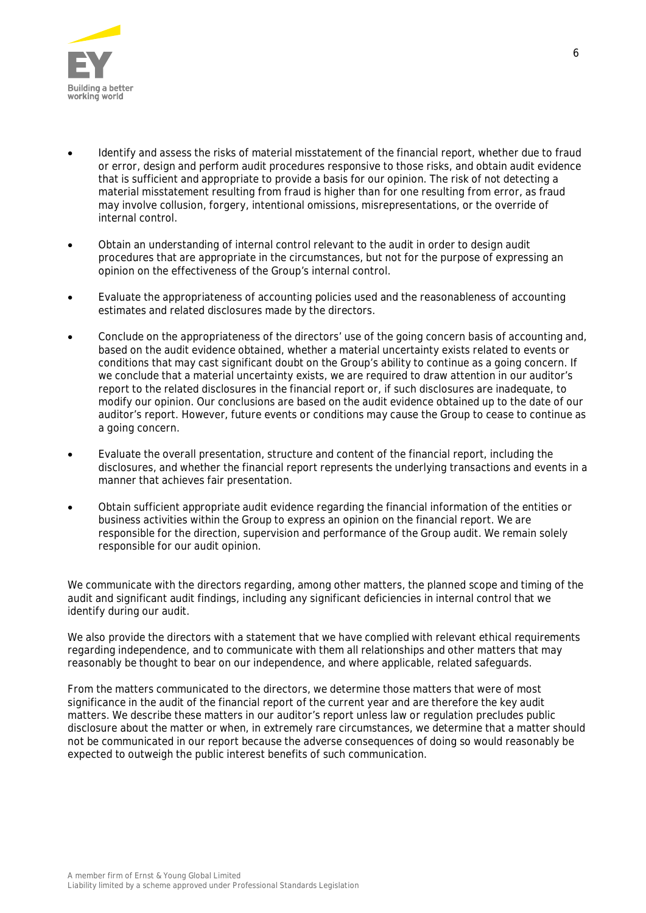- Identify and assess the risks of material misstatement of the financial report, whether due to fraud or error, design and perform audit procedures responsive to those risks, and obtain audit evidence that is sufficient and appropriate to provide a basis for our opinion. The risk of not detecting a material misstatement resulting from fraud is higher than for one resulting from error, as fraud may involve collusion, forgery, intentional omissions, misrepresentations, or the override of internal control.

- Obtain an understanding of internal control relevant to the audit in order to design audit procedures that are appropriate in the circumstances, but not for the purpose of expressing an opinion on the effectiveness of the Group's internal control.

- Evaluate the appropriateness of accounting policies used and the reasonableness of accounting estimates and related disclosures made by the directors.

- Conclude on the appropriateness of the directors' use of the going concern basis of accounting and, based on the audit evidence obtained, whether a material uncertainty exists related to events or conditions that may cast significant doubt on the Group's ability to continue as a going concern. If we conclude that a material uncertainty exists, we are required to draw attention in our auditor's report to the related disclosures in the financial report or, if such disclosures are inadequate, to modify our opinion. Our conclusions are based on the audit evidence obtained up to the date of our auditor's report. However, future events or conditions may cause the Group to cease to continue as a going concern.

- Evaluate the overall presentation, structure and content of the financial report, including the disclosures, and whether the financial report represents the underlying transactions and events in a manner that achieves fair presentation.

- Obtain sufficient appropriate audit evidence regarding the financial information of the entities or business activities within the Group to express an opinion on the financial report. We are responsible for the direction, supervision and performance of the Group audit. We remain solely responsible for our audit opinion.

We communicate with the directors regarding, among other matters, the planned scope and timing of the audit and significant audit findings, including any significant deficiencies in internal control that we identify during our audit.

We also provide the directors with a statement that we have complied with relevant ethical requirements regarding independence, and to communicate with them all relationships and other matters that may reasonably be thought to bear on our independence, and where applicable, related safeguards.

From the matters communicated to the directors, we determine those matters that were of most significance in the audit of the financial report of the current year and are therefore the key audit matters. We describe these matters in our auditor's report unless law or regulation precludes public disclosure about the matter or when, in extremely rare circumstances, we determine that a matter should not be communicated in our report because the adverse consequences of doing so would reasonably be expected to outweigh the public interest benefits of such communication.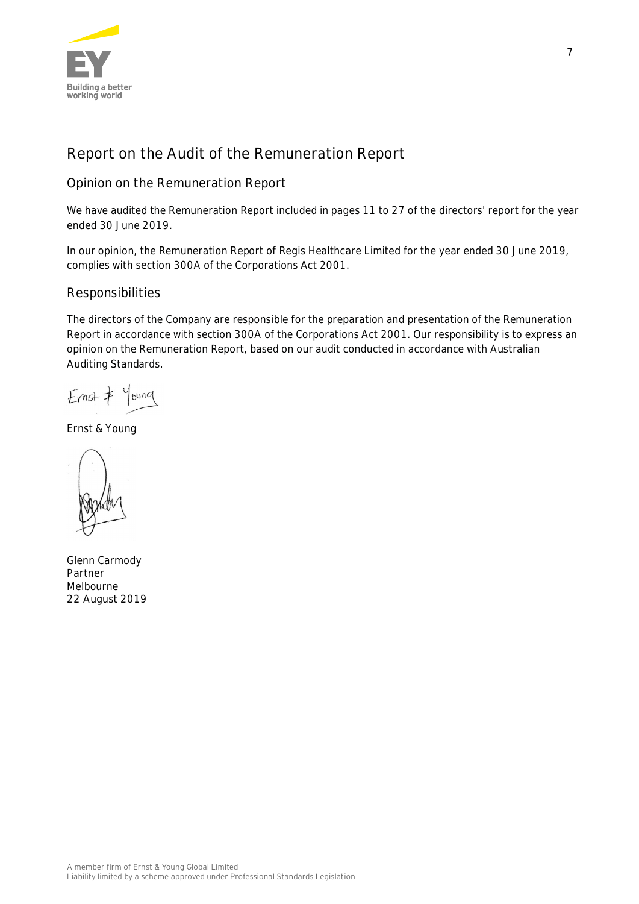# Report on the Audit of the Remuneration Report

## Opinion on the Remuneration Report

We have audited the Remuneration Report included in pages 11 to 27 of the directors' report for the year ended 30 June 2019.

In our opinion, the Remuneration Report of Regis Healthcare Limited for the year ended 30 June 2019, complies with section 300A of the Corporations Act 2001.

## Responsibilities

The directors of the Company are responsible for the preparation and presentation of the Remuneration Report in accordance with section 300A of the Corporations Act 2001. Our responsibility is to express an opinion on the Remuneration Report, based on our audit conducted in accordance with Australian Auditing Standards.

Ernst & Young

Glenn Carmody
Partner
Melbourne
22 August 2019

A member firm of Ernst & Young Global Limited
Liability limited by a scheme approved under Professional Standards Legislation